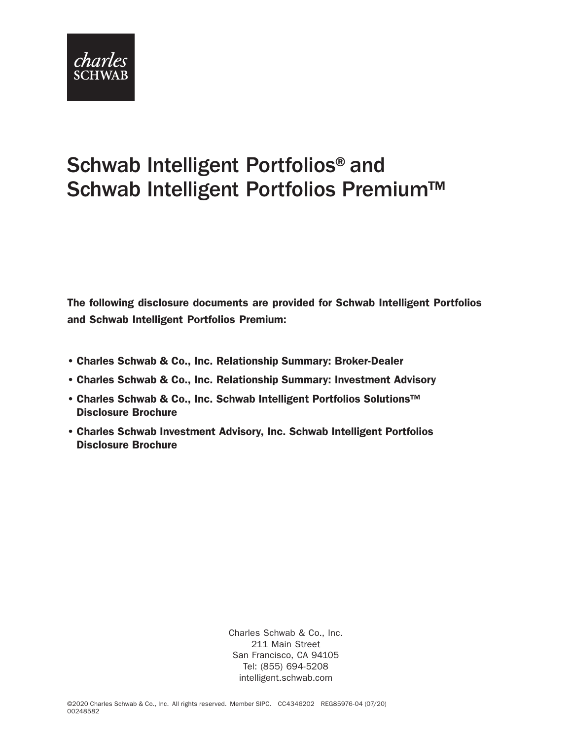charles
SCHWAB

# Schwab Intelligent Portfolios® and Schwab Intelligent Portfolios Premium™

**The following disclosure documents are provided for Schwab Intelligent Portfolios and Schwab Intelligent Portfolios Premium:**

- **Charles Schwab & Co., Inc. Relationship Summary: Broker-Dealer**
- **Charles Schwab & Co., Inc. Relationship Summary: Investment Advisory**
- **Charles Schwab & Co., Inc. Schwab Intelligent Portfolios Solutions™ Disclosure Brochure**
- **Charles Schwab Investment Advisory, Inc. Schwab Intelligent Portfolios Disclosure Brochure**

Charles Schwab & Co., Inc.
211 Main Street
San Francisco, CA 94105
Tel: (855) 694-5208
intelligent.schwab.com

©2020 Charles Schwab & Co., Inc. All rights reserved. Member SIPC. CC4346202 REG85976-04 (07/20)
00248582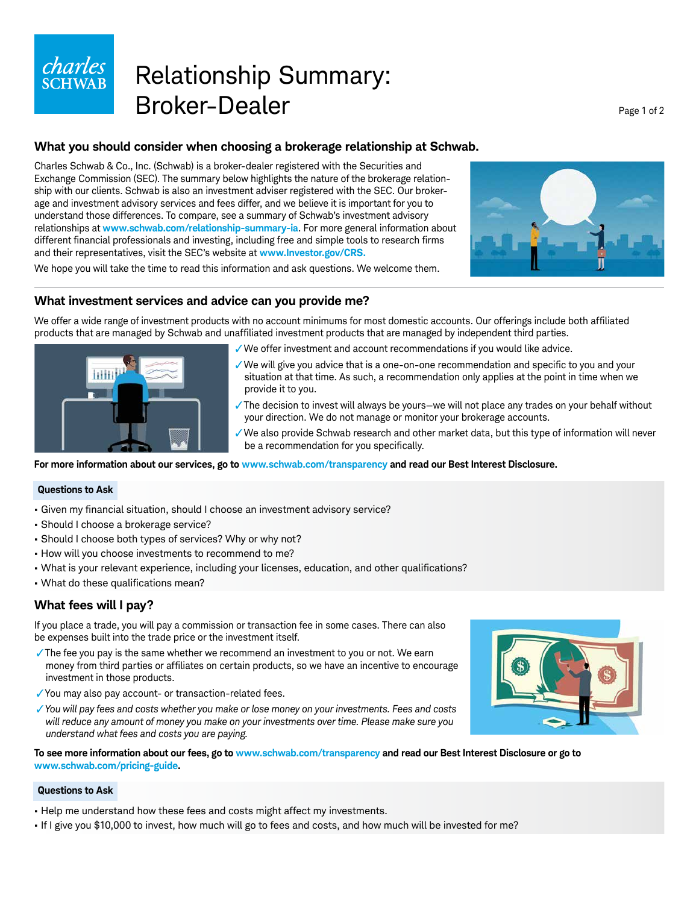# Relationship Summary: Broker-Dealer

## What you should consider when choosing a brokerage relationship at Schwab.

Charles Schwab & Co., Inc. (Schwab) is a broker-dealer registered with the Securities and Exchange Commission (SEC). The summary below highlights the nature of the brokerage relationship with our clients. Schwab is also an investment adviser registered with the SEC. Our brokerage and investment advisory services and fees differ, and we believe it is important for you to understand those differences. To compare, see a summary of Schwab's investment advisory relationships at **www.schwab.com/relationship-summary-ia**. For more general information about different financial professionals and investing, including free and simple tools to research firms and their representatives, visit the SEC's website at **www.Investor.gov/CRS.**

We hope you will take the time to read this information and ask questions. We welcome them.

## What investment services and advice can you provide me?

We offer a wide range of investment products with no account minimums for most domestic accounts. Our offerings include both affiliated products that are managed by Schwab and unaffiliated investment products that are managed by independent third parties.

- ✓ We offer investment and account recommendations if you would like advice.
- ✓ We will give you advice that is a one-on-one recommendation and specific to you and your situation at that time. As such, a recommendation only applies at the point in time when we provide it to you.
- ✓ The decision to invest will always be yours—we will not place any trades on your behalf without your direction. We do not manage or monitor your brokerage accounts.
- ✓ We also provide Schwab research and other market data, but this type of information will never be a recommendation for you specifically.

**For more information about our services, go to www.schwab.com/transparency and read our Best Interest Disclosure.**

**Questions to Ask**

- Given my financial situation, should I choose an investment advisory service?
- Should I choose a brokerage service?
- Should I choose both types of services? Why or why not?
- How will you choose investments to recommend to me?
- What is your relevant experience, including your licenses, education, and other qualifications?
- What do these qualifications mean?

## What fees will I pay?

If you place a trade, you will pay a commission or transaction fee in some cases. There can also be expenses built into the trade price or the investment itself.

- ✓ The fee you pay is the same whether we recommend an investment to you or not. We earn money from third parties or affiliates on certain products, so we have an incentive to encourage investment in those products.
- ✓ You may also pay account- or transaction-related fees.
- ✓ *You will pay fees and costs whether you make or lose money on your investments. Fees and costs will reduce any amount of money you make on your investments over time. Please make sure you understand what fees and costs you are paying.*

**To see more information about our fees, go to www.schwab.com/transparency and read our Best Interest Disclosure or go to www.schwab.com/pricing-guide.**

**Questions to Ask**

- Help me understand how these fees and costs might affect my investments.
- If I give you $10,000 to invest, how much will go to fees and costs, and how much will be invested for me?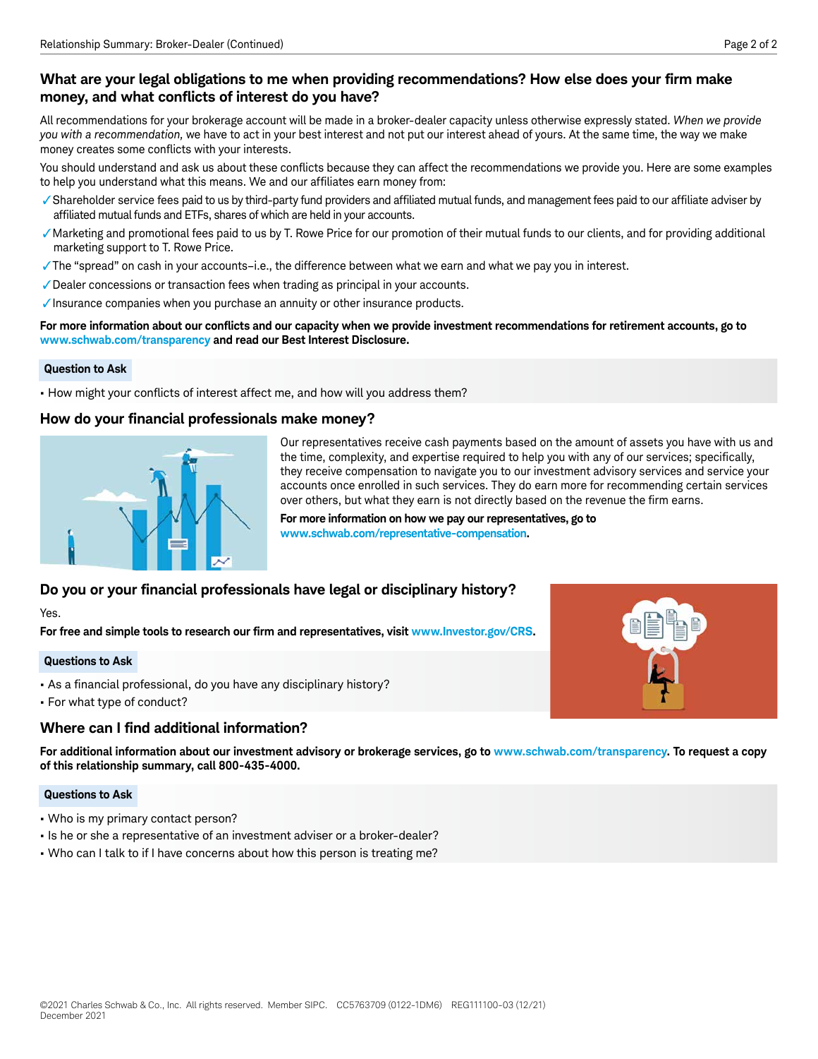## What are your legal obligations to me when providing recommendations? How else does your firm make money, and what conflicts of interest do you have?

All recommendations for your brokerage account will be made in a broker-dealer capacity unless otherwise expressly stated. *When we provide you with a recommendation,* we have to act in your best interest and not put our interest ahead of yours. At the same time, the way we make money creates some conflicts with your interests.

You should understand and ask us about these conflicts because they can affect the recommendations we provide you. Here are some examples to help you understand what this means. We and our affiliates earn money from:

- ✓ Shareholder service fees paid to us by third-party fund providers and affiliated mutual funds, and management fees paid to our affiliate adviser by affiliated mutual funds and ETFs, shares of which are held in your accounts.
- ✓ Marketing and promotional fees paid to us by T. Rowe Price for our promotion of their mutual funds to our clients, and for providing additional marketing support to T. Rowe Price.
- ✓ The "spread" on cash in your accounts–i.e., the difference between what we earn and what we pay you in interest.
- ✓ Dealer concessions or transaction fees when trading as principal in your accounts.
- ✓ Insurance companies when you purchase an annuity or other insurance products.

**For more information about our conflicts and our capacity when we provide investment recommendations for retirement accounts, go to www.schwab.com/transparency and read our Best Interest Disclosure.**

**Question to Ask**

- How might your conflicts of interest affect me, and how will you address them?

## How do your financial professionals make money?

Our representatives receive cash payments based on the amount of assets you have with us and the time, complexity, and expertise required to help you with any of our services; specifically, they receive compensation to navigate you to our investment advisory services and service your accounts once enrolled in such services. They do earn more for recommending certain services over others, but what they earn is not directly based on the revenue the firm earns.

**For more information on how we pay our representatives, go to www.schwab.com/representative-compensation.**

## Do you or your financial professionals have legal or disciplinary history?

Yes.

**For free and simple tools to research our firm and representatives, visit www.Investor.gov/CRS.**

**Questions to Ask**

- As a financial professional, do you have any disciplinary history?
- For what type of conduct?

## Where can I find additional information?

**For additional information about our investment advisory or brokerage services, go to www.schwab.com/transparency. To request a copy of this relationship summary, call 800-435-4000.**

**Questions to Ask**

- Who is my primary contact person?
- Is he or she a representative of an investment adviser or a broker-dealer?
- Who can I talk to if I have concerns about how this person is treating me?

©2021 Charles Schwab & Co., Inc. All rights reserved. Member SIPC. CC5763709 (0122-1DM6) REG111100-03 (12/21)
December 2021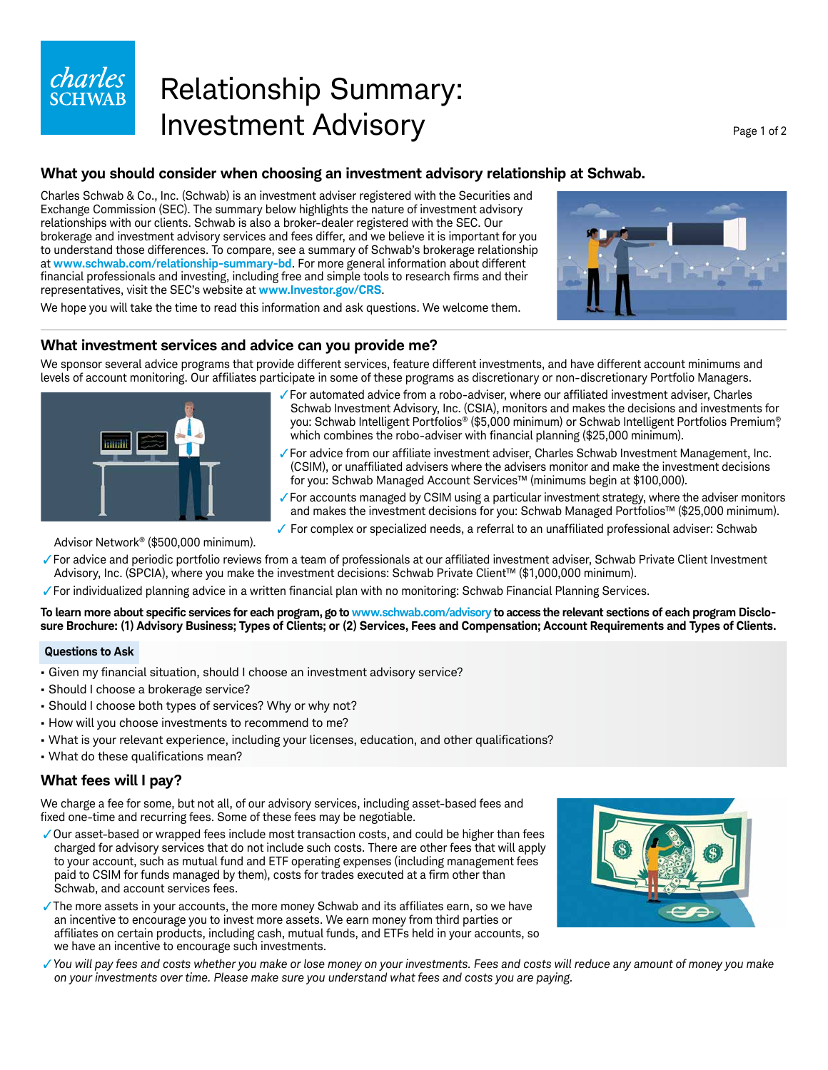# Relationship Summary: Investment Advisory

## What you should consider when choosing an investment advisory relationship at Schwab.

Charles Schwab & Co., Inc. (Schwab) is an investment adviser registered with the Securities and Exchange Commission (SEC). The summary below highlights the nature of investment advisory relationships with our clients. Schwab is also a broker-dealer registered with the SEC. Our brokerage and investment advisory services and fees differ, and we believe it is important for you to understand those differences. To compare, see a summary of Schwab's brokerage relationship at **www.schwab.com/relationship-summary-bd**. For more general information about different financial professionals and investing, including free and simple tools to research firms and their representatives, visit the SEC's website at **www.Investor.gov/CRS**.

We hope you will take the time to read this information and ask questions. We welcome them.

## What investment services and advice can you provide me?

We sponsor several advice programs that provide different services, feature different investments, and have different account minimums and levels of account monitoring. Our affiliates participate in some of these programs as discretionary or non-discretionary Portfolio Managers.

- ✓ For automated advice from a robo-adviser, where our affiliated investment adviser, Charles Schwab Investment Advisory, Inc. (CSIA), monitors and makes the decisions and investments for you: Schwab Intelligent Portfolios® ($5,000 minimum) or Schwab Intelligent Portfolios Premium®, which combines the robo-adviser with financial planning ($25,000 minimum).
- ✓ For advice from our affiliate investment adviser, Charles Schwab Investment Management, Inc. (CSIM), or unaffiliated advisers where the advisers monitor and make the investment decisions for you: Schwab Managed Account Services™ (minimums begin at $100,000).
- ✓ For accounts managed by CSIM using a particular investment strategy, where the adviser monitors and makes the investment decisions for you: Schwab Managed Portfolios™ ($25,000 minimum).
- ✓ For complex or specialized needs, a referral to an unaffiliated professional adviser: Schwab Advisor Network® ($500,000 minimum).
- ✓ For advice and periodic portfolio reviews from a team of professionals at our affiliated investment adviser, Schwab Private Client Investment Advisory, Inc. (SPCIA), where you make the investment decisions: Schwab Private Client™ ($1,000,000 minimum).
- ✓ For individualized planning advice in a written financial plan with no monitoring: Schwab Financial Planning Services.

**To learn more about specific services for each program, go to www.schwab.com/advisory to access the relevant sections of each program Disclosure Brochure: (1) Advisory Business; Types of Clients; or (2) Services, Fees and Compensation; Account Requirements and Types of Clients.**

**Questions to Ask**

- Given my financial situation, should I choose an investment advisory service?
- Should I choose a brokerage service?
- Should I choose both types of services? Why or why not?
- How will you choose investments to recommend to me?
- What is your relevant experience, including your licenses, education, and other qualifications?
- What do these qualifications mean?

## What fees will I pay?

We charge a fee for some, but not all, of our advisory services, including asset-based fees and fixed one-time and recurring fees. Some of these fees may be negotiable.

- ✓ Our asset-based or wrapped fees include most transaction costs, and could be higher than fees charged for advisory services that do not include such costs. There are other fees that will apply to your account, such as mutual fund and ETF operating expenses (including management fees paid to CSIM for funds managed by them), costs for trades executed at a firm other than Schwab, and account services fees.
- ✓ The more assets in your accounts, the more money Schwab and its affiliates earn, so we have an incentive to encourage you to invest more assets. We earn money from third parties or affiliates on certain products, including cash, mutual funds, and ETFs held in your accounts, so we have an incentive to encourage such investments.
- ✓ *You will pay fees and costs whether you make or lose money on your investments. Fees and costs will reduce any amount of money you make on your investments over time. Please make sure you understand what fees and costs you are paying.*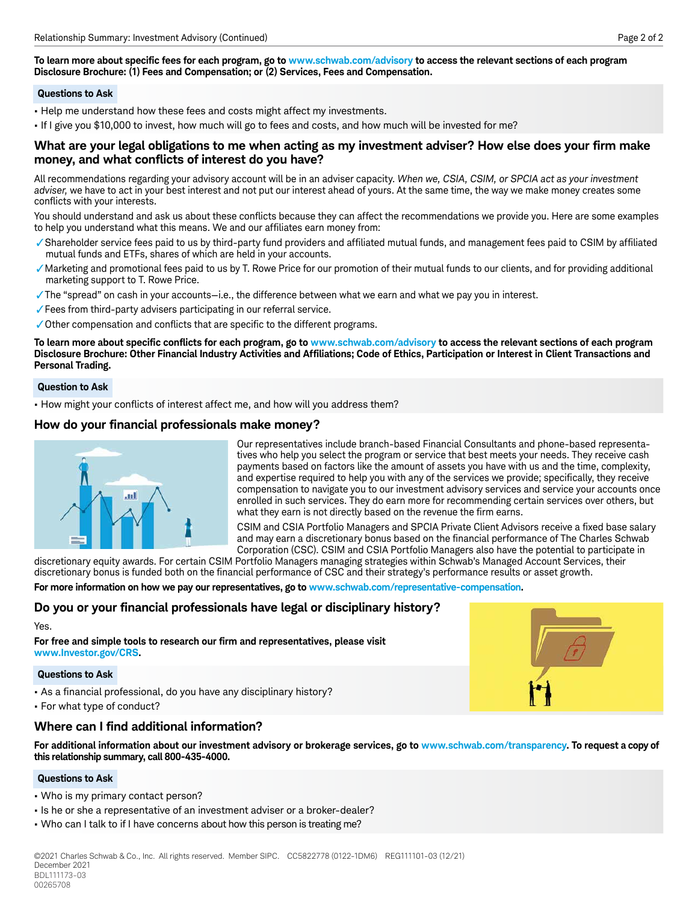**To learn more about specific fees for each program, go to www.schwab.com/advisory to access the relevant sections of each program Disclosure Brochure: (1) Fees and Compensation; or (2) Services, Fees and Compensation.**

**Questions to Ask**

- Help me understand how these fees and costs might affect my investments.
- If I give you $10,000 to invest, how much will go to fees and costs, and how much will be invested for me?

## What are your legal obligations to me when acting as my investment adviser? How else does your firm make money, and what conflicts of interest do you have?

All recommendations regarding your advisory account will be in an adviser capacity. *When we, CSIA, CSIM, or SPCIA act as your investment adviser,* we have to act in your best interest and not put our interest ahead of yours. At the same time, the way we make money creates some conflicts with your interests.

You should understand and ask us about these conflicts because they can affect the recommendations we provide you. Here are some examples to help you understand what this means. We and our affiliates earn money from:

- ✓ Shareholder service fees paid to us by third-party fund providers and affiliated mutual funds, and management fees paid to CSIM by affiliated mutual funds and ETFs, shares of which are held in your accounts.
- ✓ Marketing and promotional fees paid to us by T. Rowe Price for our promotion of their mutual funds to our clients, and for providing additional marketing support to T. Rowe Price.
- ✓ The "spread" on cash in your accounts—i.e., the difference between what we earn and what we pay you in interest.
- ✓ Fees from third-party advisers participating in our referral service.
- ✓ Other compensation and conflicts that are specific to the different programs.

**To learn more about specific conflicts for each program, go to www.schwab.com/advisory to access the relevant sections of each program Disclosure Brochure: Other Financial Industry Activities and Affiliations; Code of Ethics, Participation or Interest in Client Transactions and Personal Trading.**

**Question to Ask**

- How might your conflicts of interest affect me, and how will you address them?

## How do your financial professionals make money?

Our representatives include branch-based Financial Consultants and phone-based representatives who help you select the program or service that best meets your needs. They receive cash payments based on factors like the amount of assets you have with us and the time, complexity, and expertise required to help you with any of the services we provide; specifically, they receive compensation to navigate you to our investment advisory services and service your accounts once enrolled in such services. They do earn more for recommending certain services over others, but what they earn is not directly based on the revenue the firm earns.

CSIM and CSIA Portfolio Managers and SPCIA Private Client Advisors receive a fixed base salary and may earn a discretionary bonus based on the financial performance of The Charles Schwab Corporation (CSC). CSIM and CSIA Portfolio Managers also have the potential to participate in discretionary equity awards. For certain CSIM Portfolio Managers managing strategies within Schwab's Managed Account Services, their discretionary bonus is funded both on the financial performance of CSC and their strategy's performance results or asset growth.

**For more information on how we pay our representatives, go to www.schwab.com/representative-compensation.**

## Do you or your financial professionals have legal or disciplinary history?

Yes.

**For free and simple tools to research our firm and representatives, please visit www.Investor.gov/CRS.**

**Questions to Ask**

- As a financial professional, do you have any disciplinary history?
- For what type of conduct?

## Where can I find additional information?

**For additional information about our investment advisory or brokerage services, go to www.schwab.com/transparency. To request a copy of this relationship summary, call 800-435-4000.**

**Questions to Ask**

- Who is my primary contact person?
- Is he or she a representative of an investment adviser or a broker-dealer?
- Who can I talk to if I have concerns about how this person is treating me?

©2021 Charles Schwab & Co., Inc. All rights reserved. Member SIPC. CC5822778 (0122-1DM6) REG111101-03 (12/21)
December 2021
BDL111173-03
00265708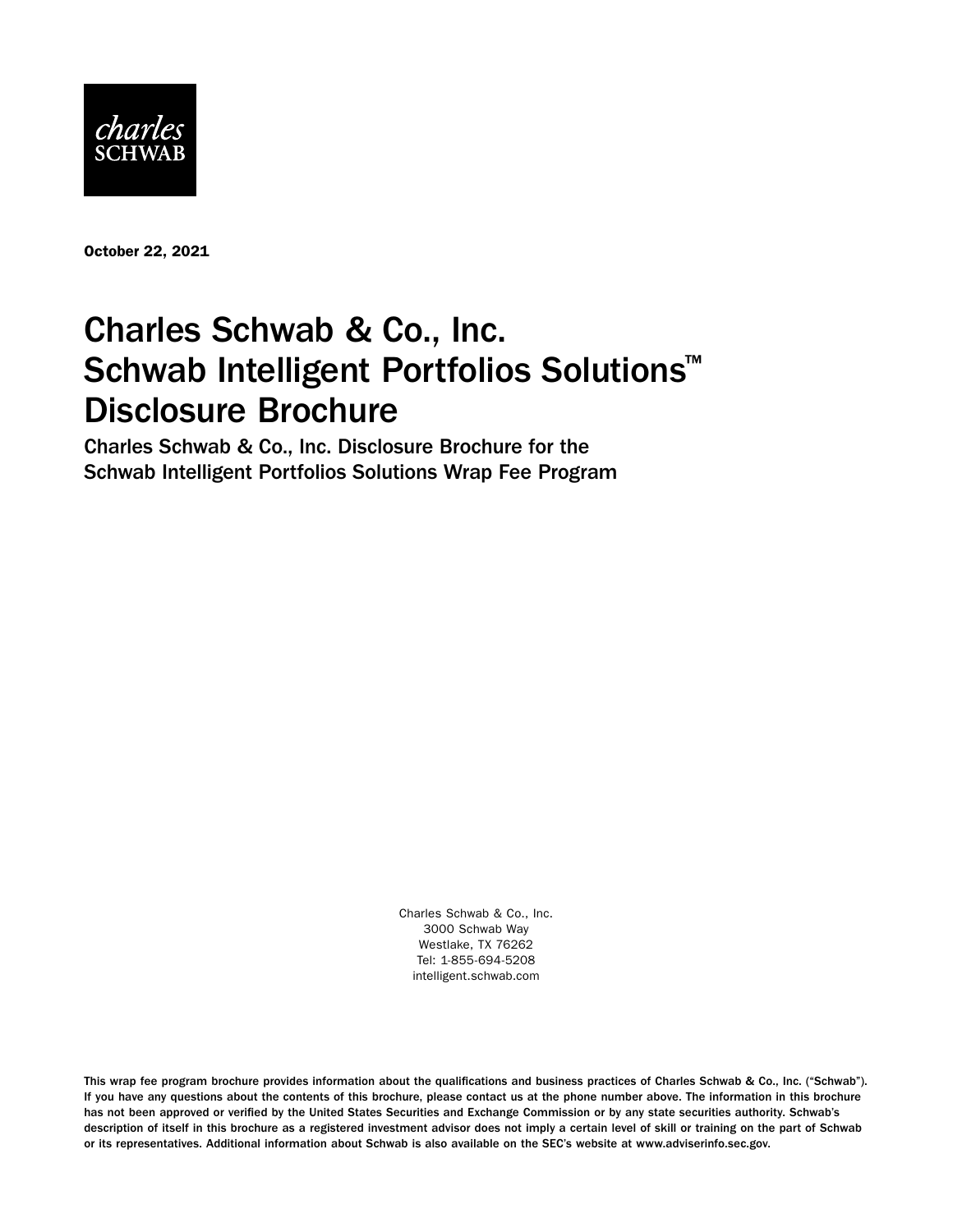charles
SCHWAB

October 22, 2021

# Charles Schwab & Co., Inc.
# Schwab Intelligent Portfolios Solutions™
# Disclosure Brochure

## Charles Schwab & Co., Inc. Disclosure Brochure for the Schwab Intelligent Portfolios Solutions Wrap Fee Program

Charles Schwab & Co., Inc.
3000 Schwab Way
Westlake, TX 76262
Tel: 1-855-694-5208
intelligent.schwab.com

**This wrap fee program brochure provides information about the qualifications and business practices of Charles Schwab & Co., Inc. ("Schwab"). If you have any questions about the contents of this brochure, please contact us at the phone number above. The information in this brochure has not been approved or verified by the United States Securities and Exchange Commission or by any state securities authority. Schwab's description of itself in this brochure as a registered investment advisor does not imply a certain level of skill or training on the part of Schwab or its representatives. Additional information about Schwab is also available on the SEC's website at www.adviserinfo.sec.gov.**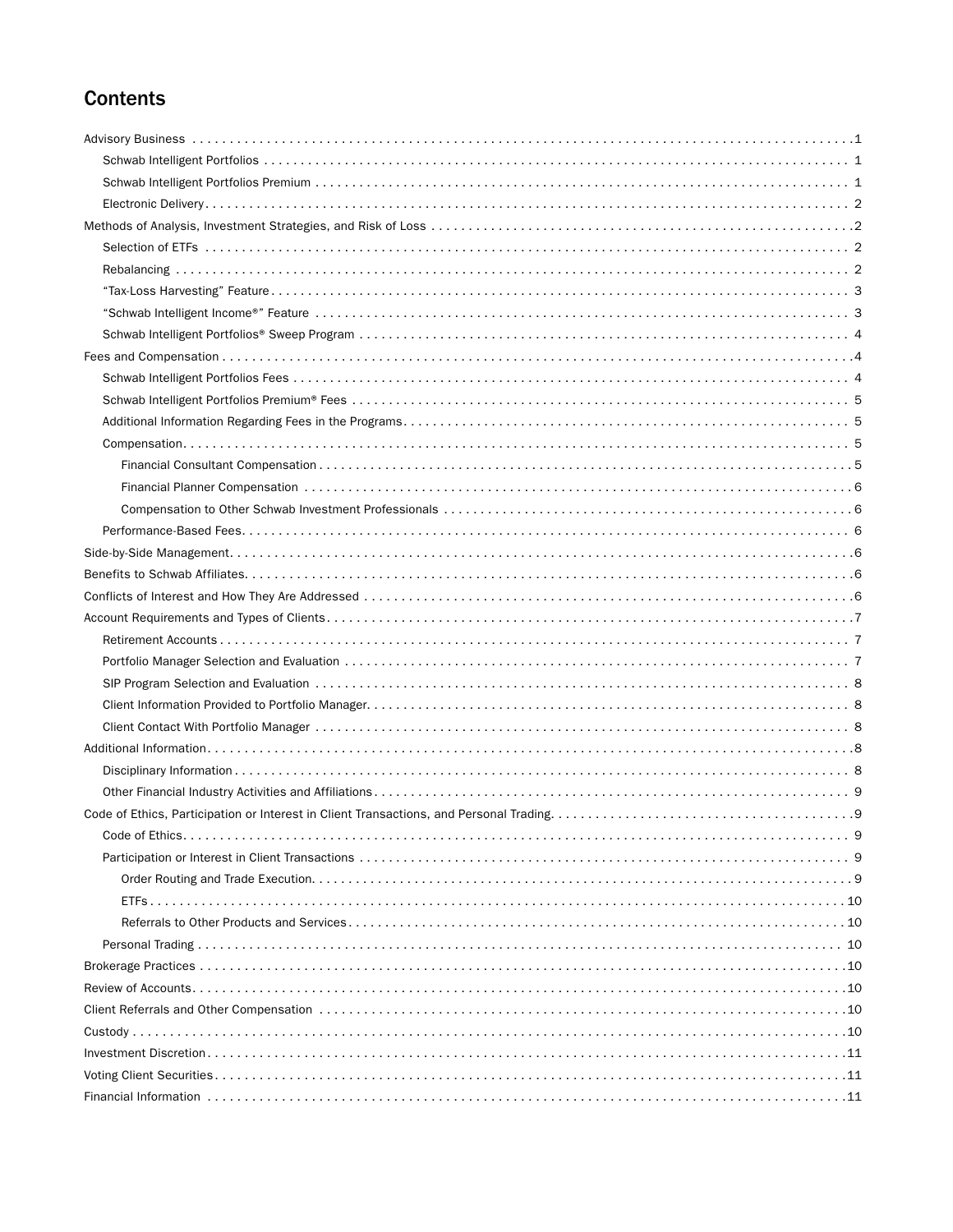## Contents

- Advisory Business . . . 1
  - Schwab Intelligent Portfolios . . . 1
  - Schwab Intelligent Portfolios Premium . . . 1
  - Electronic Delivery . . . 2
- Methods of Analysis, Investment Strategies, and Risk of Loss . . . 2
  - Selection of ETFs . . . 2
  - Rebalancing . . . 2
  - "Tax-Loss Harvesting" Feature . . . 3
  - "Schwab Intelligent Income®" Feature . . . 3
  - Schwab Intelligent Portfolios® Sweep Program . . . 4
- Fees and Compensation . . . 4
  - Schwab Intelligent Portfolios Fees . . . 4
  - Schwab Intelligent Portfolios Premium® Fees . . . 5
  - Additional Information Regarding Fees in the Programs . . . 5
  - Compensation . . . 5
    - Financial Consultant Compensation . . . 5
    - Financial Planner Compensation . . . 6
    - Compensation to Other Schwab Investment Professionals . . . 6
  - Performance-Based Fees . . . 6
- Side-by-Side Management . . . 6
- Benefits to Schwab Affiliates . . . 6
- Conflicts of Interest and How They Are Addressed . . . 6
- Account Requirements and Types of Clients . . . 7
  - Retirement Accounts . . . 7
  - Portfolio Manager Selection and Evaluation . . . 7
  - SIP Program Selection and Evaluation . . . 8
  - Client Information Provided to Portfolio Manager . . . 8
  - Client Contact With Portfolio Manager . . . 8
- Additional Information . . . 8
  - Disciplinary Information . . . 8
  - Other Financial Industry Activities and Affiliations . . . 9
- Code of Ethics, Participation or Interest in Client Transactions, and Personal Trading . . . 9
  - Code of Ethics . . . 9
  - Participation or Interest in Client Transactions . . . 9
    - Order Routing and Trade Execution . . . 9
    - ETFs . . . 10
    - Referrals to Other Products and Services . . . 10
  - Personal Trading . . . 10
- Brokerage Practices . . . 10
- Review of Accounts . . . 10
- Client Referrals and Other Compensation . . . 10
- Custody . . . 10
- Investment Discretion . . . 11
- Voting Client Securities . . . 11
- Financial Information . . . 11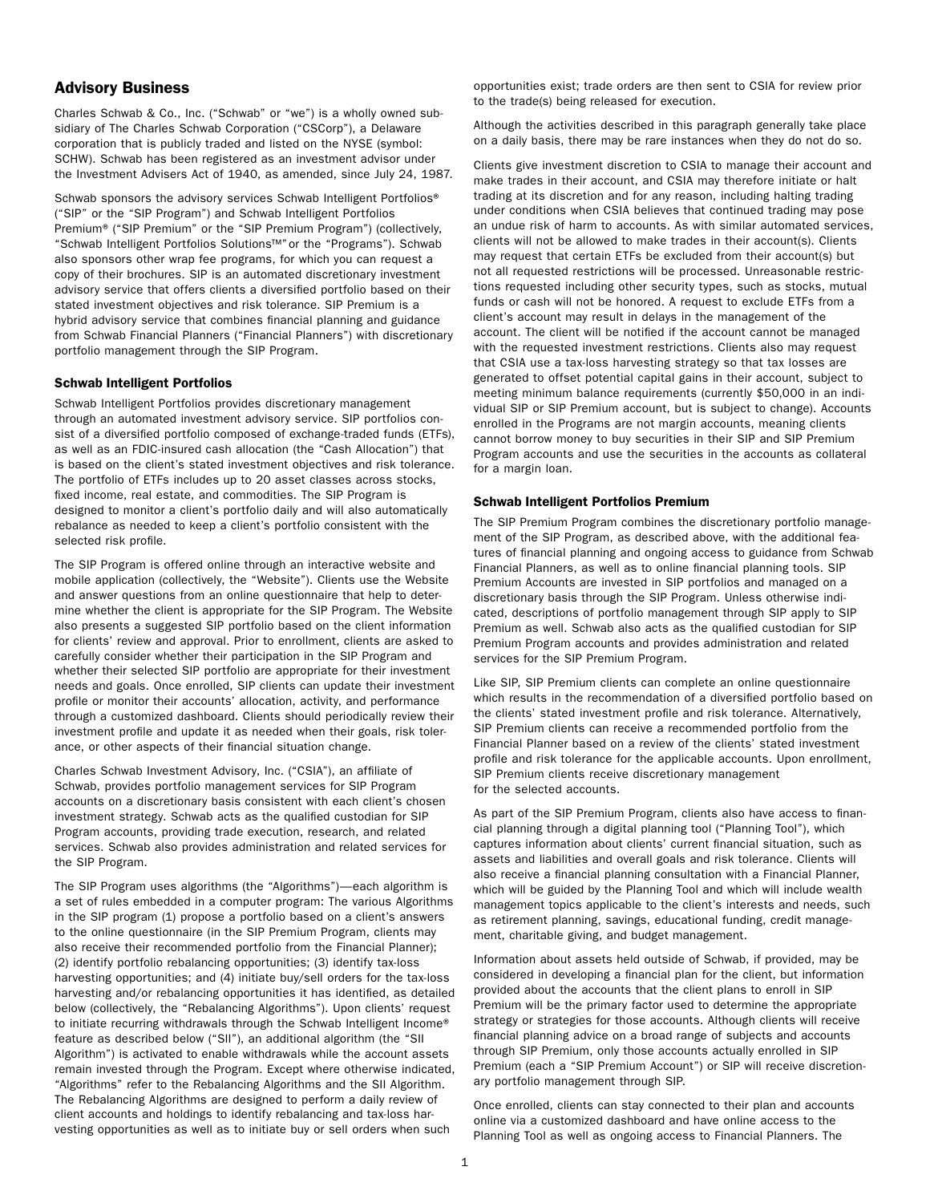## Advisory Business

Charles Schwab & Co., Inc. ("Schwab" or "we") is a wholly owned subsidiary of The Charles Schwab Corporation ("CSCorp"), a Delaware corporation that is publicly traded and listed on the NYSE (symbol: SCHW). Schwab has been registered as an investment advisor under the Investment Advisers Act of 1940, as amended, since July 24, 1987.

Schwab sponsors the advisory services Schwab Intelligent Portfolios® ("SIP" or the "SIP Program") and Schwab Intelligent Portfolios Premium® ("SIP Premium" or the "SIP Premium Program") (collectively, "Schwab Intelligent Portfolios Solutions™" or the "Programs"). Schwab also sponsors other wrap fee programs, for which you can request a copy of their brochures. SIP is an automated discretionary investment advisory service that offers clients a diversified portfolio based on their stated investment objectives and risk tolerance. SIP Premium is a hybrid advisory service that combines financial planning and guidance from Schwab Financial Planners ("Financial Planners") with discretionary portfolio management through the SIP Program.

### Schwab Intelligent Portfolios

Schwab Intelligent Portfolios provides discretionary management through an automated investment advisory service. SIP portfolios consist of a diversified portfolio composed of exchange-traded funds (ETFs), as well as an FDIC-insured cash allocation (the "Cash Allocation") that is based on the client's stated investment objectives and risk tolerance. The portfolio of ETFs includes up to 20 asset classes across stocks, fixed income, real estate, and commodities. The SIP Program is designed to monitor a client's portfolio daily and will also automatically rebalance as needed to keep a client's portfolio consistent with the selected risk profile.

The SIP Program is offered online through an interactive website and mobile application (collectively, the "Website"). Clients use the Website and answer questions from an online questionnaire that help to determine whether the client is appropriate for the SIP Program. The Website also presents a suggested SIP portfolio based on the client information for clients' review and approval. Prior to enrollment, clients are asked to carefully consider whether their participation in the SIP Program and whether their selected SIP portfolio are appropriate for their investment needs and goals. Once enrolled, SIP clients can update their investment profile or monitor their accounts' allocation, activity, and performance through a customized dashboard. Clients should periodically review their investment profile and update it as needed when their goals, risk tolerance, or other aspects of their financial situation change.

Charles Schwab Investment Advisory, Inc. ("CSIA"), an affiliate of Schwab, provides portfolio management services for SIP Program accounts on a discretionary basis consistent with each client's chosen investment strategy. Schwab acts as the qualified custodian for SIP Program accounts, providing trade execution, research, and related services. Schwab also provides administration and related services for the SIP Program.

The SIP Program uses algorithms (the "Algorithms")—each algorithm is a set of rules embedded in a computer program: The various Algorithms in the SIP program (1) propose a portfolio based on a client's answers to the online questionnaire (in the SIP Premium Program, clients may also receive their recommended portfolio from the Financial Planner); (2) identify portfolio rebalancing opportunities; (3) identify tax-loss harvesting opportunities; and (4) initiate buy/sell orders for the tax-loss harvesting and/or rebalancing opportunities it has identified, as detailed below (collectively, the "Rebalancing Algorithms"). Upon clients' request to initiate recurring withdrawals through the Schwab Intelligent Income® feature as described below ("SII"), an additional algorithm (the "SII Algorithm") is activated to enable withdrawals while the account assets remain invested through the Program. Except where otherwise indicated, "Algorithms" refer to the Rebalancing Algorithms and the SII Algorithm. The Rebalancing Algorithms are designed to perform a daily review of client accounts and holdings to identify rebalancing and tax-loss harvesting opportunities as well as to initiate buy or sell orders when such opportunities exist; trade orders are then sent to CSIA for review prior to the trade(s) being released for execution.

Although the activities described in this paragraph generally take place on a daily basis, there may be rare instances when they do not do so.

Clients give investment discretion to CSIA to manage their account and make trades in their account, and CSIA may therefore initiate or halt trading at its discretion and for any reason, including halting trading under conditions when CSIA believes that continued trading may pose an undue risk of harm to accounts. As with similar automated services, clients will not be allowed to make trades in their account(s). Clients may request that certain ETFs be excluded from their account(s) but not all requested restrictions will be processed. Unreasonable restrictions requested including other security types, such as stocks, mutual funds or cash will not be honored. A request to exclude ETFs from a client's account may result in delays in the management of the account. The client will be notified if the account cannot be managed with the requested investment restrictions. Clients also may request that CSIA use a tax-loss harvesting strategy so that tax losses are generated to offset potential capital gains in their account, subject to meeting minimum balance requirements (currently $50,000 in an individual SIP or SIP Premium account, but is subject to change). Accounts enrolled in the Programs are not margin accounts, meaning clients cannot borrow money to buy securities in their SIP and SIP Premium Program accounts and use the securities in the accounts as collateral for a margin loan.

### Schwab Intelligent Portfolios Premium

The SIP Premium Program combines the discretionary portfolio management of the SIP Program, as described above, with the additional features of financial planning and ongoing access to guidance from Schwab Financial Planners, as well as to online financial planning tools. SIP Premium Accounts are invested in SIP portfolios and managed on a discretionary basis through the SIP Program. Unless otherwise indicated, descriptions of portfolio management through SIP apply to SIP Premium as well. Schwab also acts as the qualified custodian for SIP Premium Program accounts and provides administration and related services for the SIP Premium Program.

Like SIP, SIP Premium clients can complete an online questionnaire which results in the recommendation of a diversified portfolio based on the clients' stated investment profile and risk tolerance. Alternatively, SIP Premium clients can receive a recommended portfolio from the Financial Planner based on a review of the clients' stated investment profile and risk tolerance for the applicable accounts. Upon enrollment, SIP Premium clients receive discretionary management for the selected accounts.

As part of the SIP Premium Program, clients also have access to financial planning through a digital planning tool ("Planning Tool"), which captures information about clients' current financial situation, such as assets and liabilities and overall goals and risk tolerance. Clients will also receive a financial planning consultation with a Financial Planner, which will be guided by the Planning Tool and which will include wealth management topics applicable to the client's interests and needs, such as retirement planning, savings, educational funding, credit management, charitable giving, and budget management.

Information about assets held outside of Schwab, if provided, may be considered in developing a financial plan for the client, but information provided about the accounts that the client plans to enroll in SIP Premium will be the primary factor used to determine the appropriate strategy or strategies for those accounts. Although clients will receive financial planning advice on a broad range of subjects and accounts through SIP Premium, only those accounts actually enrolled in SIP Premium (each a "SIP Premium Account") or SIP will receive discretionary portfolio management through SIP.

Once enrolled, clients can stay connected to their plan and accounts online via a customized dashboard and have online access to the Planning Tool as well as ongoing access to Financial Planners. The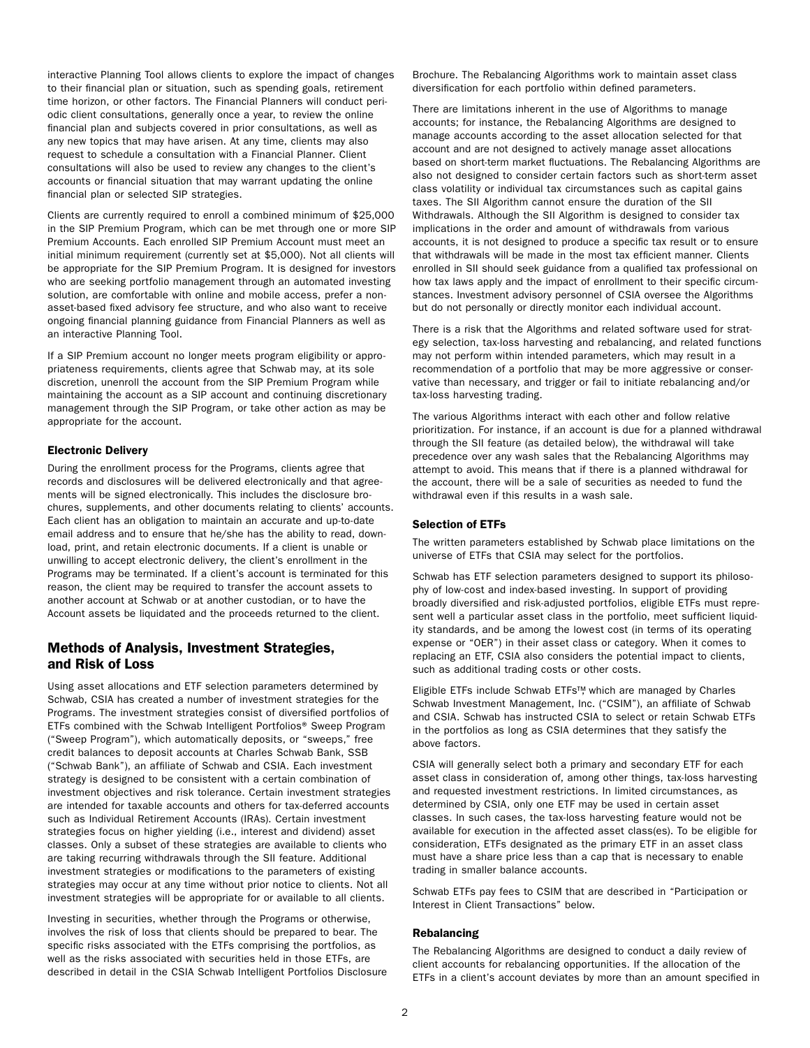interactive Planning Tool allows clients to explore the impact of changes to their financial plan or situation, such as spending goals, retirement time horizon, or other factors. The Financial Planners will conduct periodic client consultations, generally once a year, to review the online financial plan and subjects covered in prior consultations, as well as any new topics that may have arisen. At any time, clients may also request to schedule a consultation with a Financial Planner. Client consultations will also be used to review any changes to the client's accounts or financial situation that may warrant updating the online financial plan or selected SIP strategies.

Clients are currently required to enroll a combined minimum of $25,000 in the SIP Premium Program, which can be met through one or more SIP Premium Accounts. Each enrolled SIP Premium Account must meet an initial minimum requirement (currently set at $5,000). Not all clients will be appropriate for the SIP Premium Program. It is designed for investors who are seeking portfolio management through an automated investing solution, are comfortable with online and mobile access, prefer a non-asset-based fixed advisory fee structure, and who also want to receive ongoing financial planning guidance from Financial Planners as well as an interactive Planning Tool.

If a SIP Premium account no longer meets program eligibility or appropriateness requirements, clients agree that Schwab may, at its sole discretion, unenroll the account from the SIP Premium Program while maintaining the account as a SIP account and continuing discretionary management through the SIP Program, or take other action as may be appropriate for the account.

### Electronic Delivery

During the enrollment process for the Programs, clients agree that records and disclosures will be delivered electronically and that agreements will be signed electronically. This includes the disclosure brochures, supplements, and other documents relating to clients' accounts. Each client has an obligation to maintain an accurate and up-to-date email address and to ensure that he/she has the ability to read, download, print, and retain electronic documents. If a client is unable or unwilling to accept electronic delivery, the client's enrollment in the Programs may be terminated. If a client's account is terminated for this reason, the client may be required to transfer the account assets to another account at Schwab or at another custodian, or to have the Account assets be liquidated and the proceeds returned to the client.

## Methods of Analysis, Investment Strategies, and Risk of Loss

Using asset allocations and ETF selection parameters determined by Schwab, CSIA has created a number of investment strategies for the Programs. The investment strategies consist of diversified portfolios of ETFs combined with the Schwab Intelligent Portfolios® Sweep Program ("Sweep Program"), which automatically deposits, or "sweeps," free credit balances to deposit accounts at Charles Schwab Bank, SSB ("Schwab Bank"), an affiliate of Schwab and CSIA. Each investment strategy is designed to be consistent with a certain combination of investment objectives and risk tolerance. Certain investment strategies are intended for taxable accounts and others for tax-deferred accounts such as Individual Retirement Accounts (IRAs). Certain investment strategies focus on higher yielding (i.e., interest and dividend) asset classes. Only a subset of these strategies are available to clients who are taking recurring withdrawals through the SII feature. Additional investment strategies or modifications to the parameters of existing strategies may occur at any time without prior notice to clients. Not all investment strategies will be appropriate for or available to all clients.

Investing in securities, whether through the Programs or otherwise, involves the risk of loss that clients should be prepared to bear. The specific risks associated with the ETFs comprising the portfolios, as well as the risks associated with securities held in those ETFs, are described in detail in the CSIA Schwab Intelligent Portfolios Disclosure Brochure. The Rebalancing Algorithms work to maintain asset class diversification for each portfolio within defined parameters.

There are limitations inherent in the use of Algorithms to manage accounts; for instance, the Rebalancing Algorithms are designed to manage accounts according to the asset allocation selected for that account and are not designed to actively manage asset allocations based on short-term market fluctuations. The Rebalancing Algorithms are also not designed to consider certain factors such as short-term asset class volatility or individual tax circumstances such as capital gains taxes. The SII Algorithm cannot ensure the duration of the SII Withdrawals. Although the SII Algorithm is designed to consider tax implications in the order and amount of withdrawals from various accounts, it is not designed to produce a specific tax result or to ensure that withdrawals will be made in the most tax efficient manner. Clients enrolled in SII should seek guidance from a qualified tax professional on how tax laws apply and the impact of enrollment to their specific circumstances. Investment advisory personnel of CSIA oversee the Algorithms but do not personally or directly monitor each individual account.

There is a risk that the Algorithms and related software used for strategy selection, tax-loss harvesting and rebalancing, and related functions may not perform within intended parameters, which may result in a recommendation of a portfolio that may be more aggressive or conservative than necessary, and trigger or fail to initiate rebalancing and/or tax-loss harvesting trading.

The various Algorithms interact with each other and follow relative prioritization. For instance, if an account is due for a planned withdrawal through the SII feature (as detailed below), the withdrawal will take precedence over any wash sales that the Rebalancing Algorithms may attempt to avoid. This means that if there is a planned withdrawal for the account, there will be a sale of securities as needed to fund the withdrawal even if this results in a wash sale.

### Selection of ETFs

The written parameters established by Schwab place limitations on the universe of ETFs that CSIA may select for the portfolios.

Schwab has ETF selection parameters designed to support its philosophy of low-cost and index-based investing. In support of providing broadly diversified and risk-adjusted portfolios, eligible ETFs must represent well a particular asset class in the portfolio, meet sufficient liquidity standards, and be among the lowest cost (in terms of its operating expense or "OER") in their asset class or category. When it comes to replacing an ETF, CSIA also considers the potential impact to clients, such as additional trading costs or other costs.

Eligible ETFs include Schwab ETFs™, which are managed by Charles Schwab Investment Management, Inc. ("CSIM"), an affiliate of Schwab and CSIA. Schwab has instructed CSIA to select or retain Schwab ETFs in the portfolios as long as CSIA determines that they satisfy the above factors.

CSIA will generally select both a primary and secondary ETF for each asset class in consideration of, among other things, tax-loss harvesting and requested investment restrictions. In limited circumstances, as determined by CSIA, only one ETF may be used in certain asset classes. In such cases, the tax-loss harvesting feature would not be available for execution in the affected asset class(es). To be eligible for consideration, ETFs designated as the primary ETF in an asset class must have a share price less than a cap that is necessary to enable trading in smaller balance accounts.

Schwab ETFs pay fees to CSIM that are described in "Participation or Interest in Client Transactions" below.

### Rebalancing

The Rebalancing Algorithms are designed to conduct a daily review of client accounts for rebalancing opportunities. If the allocation of the ETFs in a client's account deviates by more than an amount specified in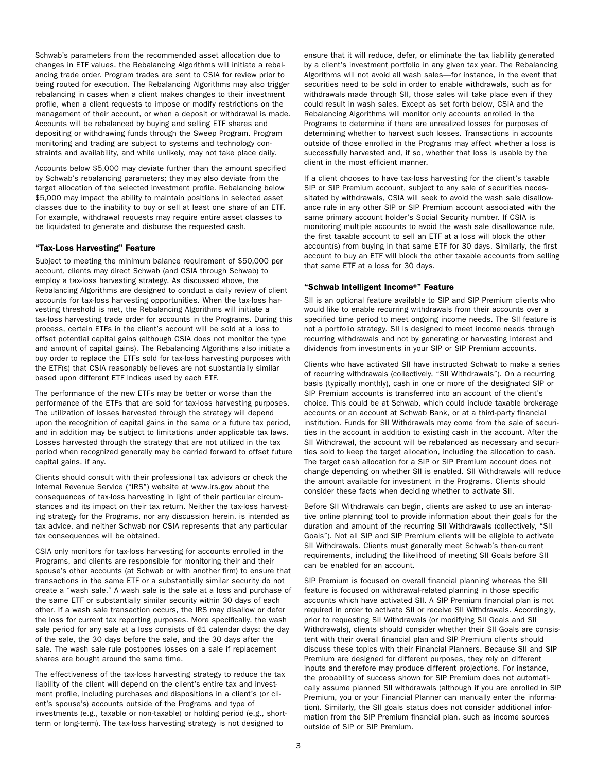Schwab's parameters from the recommended asset allocation due to changes in ETF values, the Rebalancing Algorithms will initiate a rebalancing trade order. Program trades are sent to CSIA for review prior to being routed for execution. The Rebalancing Algorithms may also trigger rebalancing in cases when a client makes changes to their investment profile, when a client requests to impose or modify restrictions on the management of their account, or when a deposit or withdrawal is made. Accounts will be rebalanced by buying and selling ETF shares and depositing or withdrawing funds through the Sweep Program. Program monitoring and trading are subject to systems and technology constraints and availability, and while unlikely, may not take place daily.

Accounts below $5,000 may deviate further than the amount specified by Schwab's rebalancing parameters; they may also deviate from the target allocation of the selected investment profile. Rebalancing below $5,000 may impact the ability to maintain positions in selected asset classes due to the inability to buy or sell at least one share of an ETF. For example, withdrawal requests may require entire asset classes to be liquidated to generate and disburse the requested cash.

### "Tax-Loss Harvesting" Feature

Subject to meeting the minimum balance requirement of $50,000 per account, clients may direct Schwab (and CSIA through Schwab) to employ a tax-loss harvesting strategy. As discussed above, the Rebalancing Algorithms are designed to conduct a daily review of client accounts for tax-loss harvesting opportunities. When the tax-loss harvesting threshold is met, the Rebalancing Algorithms will initiate a tax-loss harvesting trade order for accounts in the Programs. During this process, certain ETFs in the client's account will be sold at a loss to offset potential capital gains (although CSIA does not monitor the type and amount of capital gains). The Rebalancing Algorithms also initiate a buy order to replace the ETFs sold for tax-loss harvesting purposes with the ETF(s) that CSIA reasonably believes are not substantially similar based upon different ETF indices used by each ETF.

The performance of the new ETFs may be better or worse than the performance of the ETFs that are sold for tax-loss harvesting purposes. The utilization of losses harvested through the strategy will depend upon the recognition of capital gains in the same or a future tax period, and in addition may be subject to limitations under applicable tax laws. Losses harvested through the strategy that are not utilized in the tax period when recognized generally may be carried forward to offset future capital gains, if any.

Clients should consult with their professional tax advisors or check the Internal Revenue Service ("IRS") website at www.irs.gov about the consequences of tax-loss harvesting in light of their particular circumstances and its impact on their tax return. Neither the tax-loss harvesting strategy for the Programs, nor any discussion herein, is intended as tax advice, and neither Schwab nor CSIA represents that any particular tax consequences will be obtained.

CSIA only monitors for tax-loss harvesting for accounts enrolled in the Programs, and clients are responsible for monitoring their and their spouse's other accounts (at Schwab or with another firm) to ensure that transactions in the same ETF or a substantially similar security do not create a "wash sale." A wash sale is the sale at a loss and purchase of the same ETF or substantially similar security within 30 days of each other. If a wash sale transaction occurs, the IRS may disallow or defer the loss for current tax reporting purposes. More specifically, the wash sale period for any sale at a loss consists of 61 calendar days: the day of the sale, the 30 days before the sale, and the 30 days after the sale. The wash sale rule postpones losses on a sale if replacement shares are bought around the same time.

The effectiveness of the tax-loss harvesting strategy to reduce the tax liability of the client will depend on the client's entire tax and investment profile, including purchases and dispositions in a client's (or client's spouse's) accounts outside of the Programs and type of investments (e.g., taxable or non-taxable) or holding period (e.g., short-term or long-term). The tax-loss harvesting strategy is not designed to ensure that it will reduce, defer, or eliminate the tax liability generated by a client's investment portfolio in any given tax year. The Rebalancing Algorithms will not avoid all wash sales—for instance, in the event that securities need to be sold in order to enable withdrawals, such as for withdrawals made through SII, those sales will take place even if they could result in wash sales. Except as set forth below, CSIA and the Rebalancing Algorithms will monitor only accounts enrolled in the Programs to determine if there are unrealized losses for purposes of determining whether to harvest such losses. Transactions in accounts outside of those enrolled in the Programs may affect whether a loss is successfully harvested and, if so, whether that loss is usable by the client in the most efficient manner.

If a client chooses to have tax-loss harvesting for the client's taxable SIP or SIP Premium account, subject to any sale of securities necessitated by withdrawals, CSIA will seek to avoid the wash sale disallowance rule in any other SIP or SIP Premium account associated with the same primary account holder's Social Security number. If CSIA is monitoring multiple accounts to avoid the wash sale disallowance rule, the first taxable account to sell an ETF at a loss will block the other account(s) from buying in that same ETF for 30 days. Similarly, the first account to buy an ETF will block the other taxable accounts from selling that same ETF at a loss for 30 days.

### "Schwab Intelligent Income®" Feature

SII is an optional feature available to SIP and SIP Premium clients who would like to enable recurring withdrawals from their accounts over a specified time period to meet ongoing income needs. The SII feature is not a portfolio strategy. SII is designed to meet income needs through recurring withdrawals and not by generating or harvesting interest and dividends from investments in your SIP or SIP Premium accounts.

Clients who have activated SII have instructed Schwab to make a series of recurring withdrawals (collectively, "SII Withdrawals"). On a recurring basis (typically monthly), cash in one or more of the designated SIP or SIP Premium accounts is transferred into an account of the client's choice. This could be at Schwab, which could include taxable brokerage accounts or an account at Schwab Bank, or at a third-party financial institution. Funds for SII Withdrawals may come from the sale of securities in the account in addition to existing cash in the account. After the SII Withdrawal, the account will be rebalanced as necessary and securities sold to keep the target allocation, including the allocation to cash. The target cash allocation for a SIP or SIP Premium account does not change depending on whether SII is enabled. SII Withdrawals will reduce the amount available for investment in the Programs. Clients should consider these facts when deciding whether to activate SII.

Before SII Withdrawals can begin, clients are asked to use an interactive online planning tool to provide information about their goals for the duration and amount of the recurring SII Withdrawals (collectively, "SII Goals"). Not all SIP and SIP Premium clients will be eligible to activate SII Withdrawals. Clients must generally meet Schwab's then-current requirements, including the likelihood of meeting SII Goals before SII can be enabled for an account.

SIP Premium is focused on overall financial planning whereas the SII feature is focused on withdrawal-related planning in those specific accounts which have activated SII. A SIP Premium financial plan is not required in order to activate SII or receive SII Withdrawals. Accordingly, prior to requesting SII Withdrawals (or modifying SII Goals and SII Withdrawals), clients should consider whether their SII Goals are consistent with their overall financial plan and SIP Premium clients should discuss these topics with their Financial Planners. Because SII and SIP Premium are designed for different purposes, they rely on different inputs and therefore may produce different projections. For instance, the probability of success shown for SIP Premium does not automatically assume planned SII withdrawals (although if you are enrolled in SIP Premium, you or your Financial Planner can manually enter the information). Similarly, the SII goals status does not consider additional information from the SIP Premium financial plan, such as income sources outside of SIP or SIP Premium.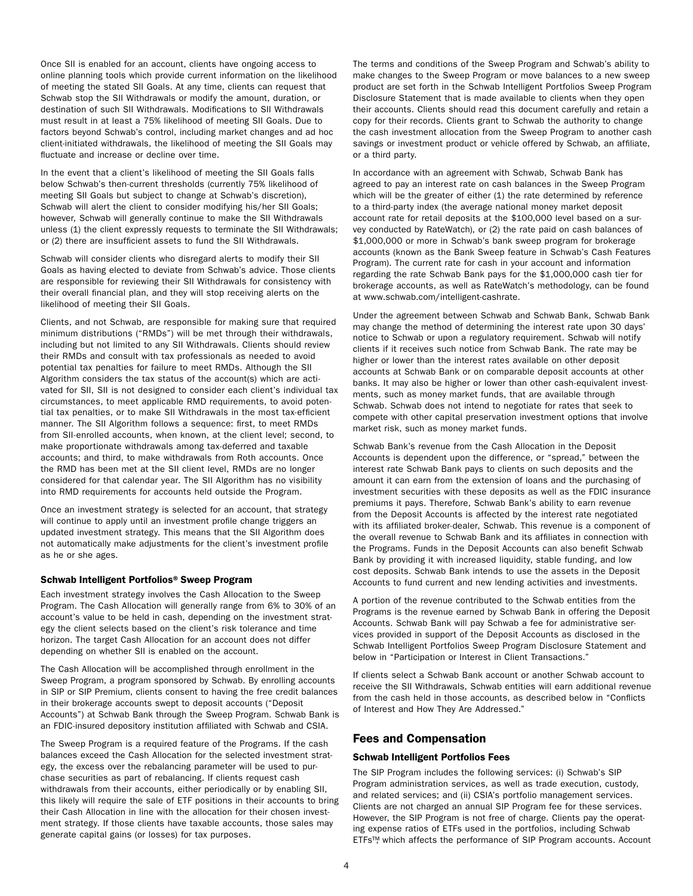Once SII is enabled for an account, clients have ongoing access to online planning tools which provide current information on the likelihood of meeting the stated SII Goals. At any time, clients can request that Schwab stop the SII Withdrawals or modify the amount, duration, or destination of such SII Withdrawals. Modifications to SII Withdrawals must result in at least a 75% likelihood of meeting SII Goals. Due to factors beyond Schwab's control, including market changes and ad hoc client-initiated withdrawals, the likelihood of meeting the SII Goals may fluctuate and increase or decline over time.

In the event that a client's likelihood of meeting the SII Goals falls below Schwab's then-current thresholds (currently 75% likelihood of meeting SII Goals but subject to change at Schwab's discretion), Schwab will alert the client to consider modifying his/her SII Goals; however, Schwab will generally continue to make the SII Withdrawals unless (1) the client expressly requests to terminate the SII Withdrawals; or (2) there are insufficient assets to fund the SII Withdrawals.

Schwab will consider clients who disregard alerts to modify their SII Goals as having elected to deviate from Schwab's advice. Those clients are responsible for reviewing their SII Withdrawals for consistency with their overall financial plan, and they will stop receiving alerts on the likelihood of meeting their SII Goals.

Clients, and not Schwab, are responsible for making sure that required minimum distributions ("RMDs") will be met through their withdrawals, including but not limited to any SII Withdrawals. Clients should review their RMDs and consult with tax professionals as needed to avoid potential tax penalties for failure to meet RMDs. Although the SII Algorithm considers the tax status of the account(s) which are activated for SII, SII is not designed to consider each client's individual tax circumstances, to meet applicable RMD requirements, to avoid potential tax penalties, or to make SII Withdrawals in the most tax-efficient manner. The SII Algorithm follows a sequence: first, to meet RMDs from SII-enrolled accounts, when known, at the client level; second, to make proportionate withdrawals among tax-deferred and taxable accounts; and third, to make withdrawals from Roth accounts. Once the RMD has been met at the SII client level, RMDs are no longer considered for that calendar year. The SII Algorithm has no visibility into RMD requirements for accounts held outside the Program.

Once an investment strategy is selected for an account, that strategy will continue to apply until an investment profile change triggers an updated investment strategy. This means that the SII Algorithm does not automatically make adjustments for the client's investment profile as he or she ages.

### Schwab Intelligent Portfolios® Sweep Program

Each investment strategy involves the Cash Allocation to the Sweep Program. The Cash Allocation will generally range from 6% to 30% of an account's value to be held in cash, depending on the investment strategy the client selects based on the client's risk tolerance and time horizon. The target Cash Allocation for an account does not differ depending on whether SII is enabled on the account.

The Cash Allocation will be accomplished through enrollment in the Sweep Program, a program sponsored by Schwab. By enrolling accounts in SIP or SIP Premium, clients consent to having the free credit balances in their brokerage accounts swept to deposit accounts ("Deposit Accounts") at Schwab Bank through the Sweep Program. Schwab Bank is an FDIC-insured depository institution affiliated with Schwab and CSIA.

The Sweep Program is a required feature of the Programs. If the cash balances exceed the Cash Allocation for the selected investment strategy, the excess over the rebalancing parameter will be used to purchase securities as part of rebalancing. If clients request cash withdrawals from their accounts, either periodically or by enabling SII, this likely will require the sale of ETF positions in their accounts to bring their Cash Allocation in line with the allocation for their chosen investment strategy. If those clients have taxable accounts, those sales may generate capital gains (or losses) for tax purposes.

The terms and conditions of the Sweep Program and Schwab's ability to make changes to the Sweep Program or move balances to a new sweep product are set forth in the Schwab Intelligent Portfolios Sweep Program Disclosure Statement that is made available to clients when they open their accounts. Clients should read this document carefully and retain a copy for their records. Clients grant to Schwab the authority to change the cash investment allocation from the Sweep Program to another cash savings or investment product or vehicle offered by Schwab, an affiliate, or a third party.

In accordance with an agreement with Schwab, Schwab Bank has agreed to pay an interest rate on cash balances in the Sweep Program which will be the greater of either (1) the rate determined by reference to a third-party index (the average national money market deposit account rate for retail deposits at the $100,000 level based on a survey conducted by RateWatch), or (2) the rate paid on cash balances of $1,000,000 or more in Schwab's bank sweep program for brokerage accounts (known as the Bank Sweep feature in Schwab's Cash Features Program). The current rate for cash in your account and information regarding the rate Schwab Bank pays for the $1,000,000 cash tier for brokerage accounts, as well as RateWatch's methodology, can be found at www.schwab.com/intelligent-cashrate.

Under the agreement between Schwab and Schwab Bank, Schwab Bank may change the method of determining the interest rate upon 30 days' notice to Schwab or upon a regulatory requirement. Schwab will notify clients if it receives such notice from Schwab Bank. The rate may be higher or lower than the interest rates available on other deposit accounts at Schwab Bank or on comparable deposit accounts at other banks. It may also be higher or lower than other cash-equivalent investments, such as money market funds, that are available through Schwab. Schwab does not intend to negotiate for rates that seek to compete with other capital preservation investment options that involve market risk, such as money market funds.

Schwab Bank's revenue from the Cash Allocation in the Deposit Accounts is dependent upon the difference, or "spread," between the interest rate Schwab Bank pays to clients on such deposits and the amount it can earn from the extension of loans and the purchasing of investment securities with these deposits as well as the FDIC insurance premiums it pays. Therefore, Schwab Bank's ability to earn revenue from the Deposit Accounts is affected by the interest rate negotiated with its affiliated broker-dealer, Schwab. This revenue is a component of the overall revenue to Schwab Bank and its affiliates in connection with the Programs. Funds in the Deposit Accounts can also benefit Schwab Bank by providing it with increased liquidity, stable funding, and low cost deposits. Schwab Bank intends to use the assets in the Deposit Accounts to fund current and new lending activities and investments.

A portion of the revenue contributed to the Schwab entities from the Programs is the revenue earned by Schwab Bank in offering the Deposit Accounts. Schwab Bank will pay Schwab a fee for administrative services provided in support of the Deposit Accounts as disclosed in the Schwab Intelligent Portfolios Sweep Program Disclosure Statement and below in "Participation or Interest in Client Transactions."

If clients select a Schwab Bank account or another Schwab account to receive the SII Withdrawals, Schwab entities will earn additional revenue from the cash held in those accounts, as described below in "Conflicts of Interest and How They Are Addressed."

## Fees and Compensation

### Schwab Intelligent Portfolios Fees

The SIP Program includes the following services: (i) Schwab's SIP Program administration services, as well as trade execution, custody, and related services; and (ii) CSIA's portfolio management services. Clients are not charged an annual SIP Program fee for these services. However, the SIP Program is not free of charge. Clients pay the operating expense ratios of ETFs used in the portfolios, including Schwab ETFs™, which affects the performance of SIP Program accounts. Account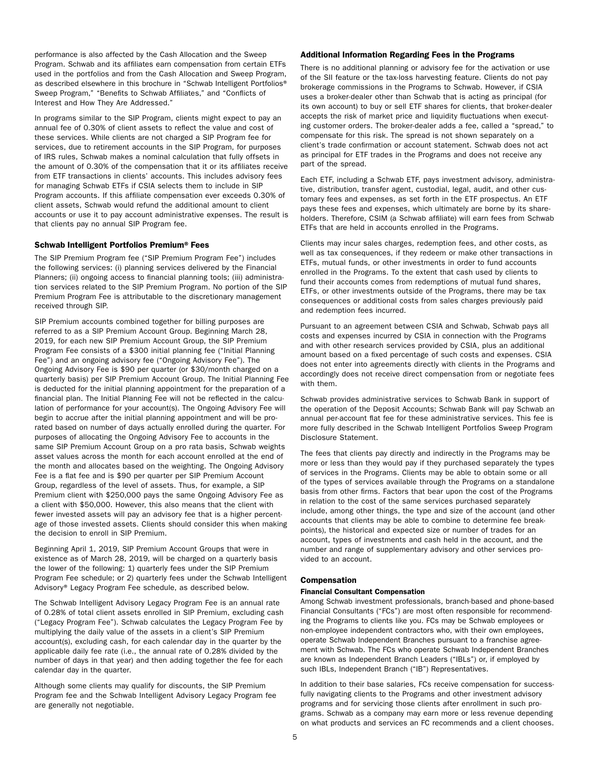performance is also affected by the Cash Allocation and the Sweep Program. Schwab and its affiliates earn compensation from certain ETFs used in the portfolios and from the Cash Allocation and Sweep Program, as described elsewhere in this brochure in "Schwab Intelligent Portfolios® Sweep Program," "Benefits to Schwab Affiliates," and "Conflicts of Interest and How They Are Addressed."

In programs similar to the SIP Program, clients might expect to pay an annual fee of 0.30% of client assets to reflect the value and cost of these services. While clients are not charged a SIP Program fee for services, due to retirement accounts in the SIP Program, for purposes of IRS rules, Schwab makes a nominal calculation that fully offsets in the amount of 0.30% of the compensation that it or its affiliates receive from ETF transactions in clients' accounts. This includes advisory fees for managing Schwab ETFs if CSIA selects them to include in SIP Program accounts. If this affiliate compensation ever exceeds 0.30% of client assets, Schwab would refund the additional amount to client accounts or use it to pay account administrative expenses. The result is that clients pay no annual SIP Program fee.

### Schwab Intelligent Portfolios Premium® Fees

The SIP Premium Program fee ("SIP Premium Program Fee") includes the following services: (i) planning services delivered by the Financial Planners; (ii) ongoing access to financial planning tools; (iii) administration services related to the SIP Premium Program. No portion of the SIP Premium Program Fee is attributable to the discretionary management received through SIP.

SIP Premium accounts combined together for billing purposes are referred to as a SIP Premium Account Group. Beginning March 28, 2019, for each new SIP Premium Account Group, the SIP Premium Program Fee consists of a $300 initial planning fee ("Initial Planning Fee") and an ongoing advisory fee ("Ongoing Advisory Fee"). The Ongoing Advisory Fee is $90 per quarter (or $30/month charged on a quarterly basis) per SIP Premium Account Group. The Initial Planning Fee is deducted for the initial planning appointment for the preparation of a financial plan. The Initial Planning Fee will not be reflected in the calculation of performance for your account(s). The Ongoing Advisory Fee will begin to accrue after the initial planning appointment and will be prorated based on number of days actually enrolled during the quarter. For purposes of allocating the Ongoing Advisory Fee to accounts in the same SIP Premium Account Group on a pro rata basis, Schwab weights asset values across the month for each account enrolled at the end of the month and allocates based on the weighting. The Ongoing Advisory Fee is a flat fee and is $90 per quarter per SIP Premium Account Group, regardless of the level of assets. Thus, for example, a SIP Premium client with $250,000 pays the same Ongoing Advisory Fee as a client with $50,000. However, this also means that the client with fewer invested assets will pay an advisory fee that is a higher percentage of those invested assets. Clients should consider this when making the decision to enroll in SIP Premium.

Beginning April 1, 2019, SIP Premium Account Groups that were in existence as of March 28, 2019, will be charged on a quarterly basis the lower of the following: 1) quarterly fees under the SIP Premium Program Fee schedule; or 2) quarterly fees under the Schwab Intelligent Advisory® Legacy Program Fee schedule, as described below.

The Schwab Intelligent Advisory Legacy Program Fee is an annual rate of 0.28% of total client assets enrolled in SIP Premium, excluding cash ("Legacy Program Fee"). Schwab calculates the Legacy Program Fee by multiplying the daily value of the assets in a client's SIP Premium account(s), excluding cash, for each calendar day in the quarter by the applicable daily fee rate (i.e., the annual rate of 0.28% divided by the number of days in that year) and then adding together the fee for each calendar day in the quarter.

Although some clients may qualify for discounts, the SIP Premium Program fee and the Schwab Intelligent Advisory Legacy Program fee are generally not negotiable.

### Additional Information Regarding Fees in the Programs

There is no additional planning or advisory fee for the activation or use of the SII feature or the tax-loss harvesting feature. Clients do not pay brokerage commissions in the Programs to Schwab. However, if CSIA uses a broker-dealer other than Schwab that is acting as principal (for its own account) to buy or sell ETF shares for clients, that broker-dealer accepts the risk of market price and liquidity fluctuations when executing customer orders. The broker-dealer adds a fee, called a "spread," to compensate for this risk. The spread is not shown separately on a client's trade confirmation or account statement. Schwab does not act as principal for ETF trades in the Programs and does not receive any part of the spread.

Each ETF, including a Schwab ETF, pays investment advisory, administrative, distribution, transfer agent, custodial, legal, audit, and other customary fees and expenses, as set forth in the ETF prospectus. An ETF pays these fees and expenses, which ultimately are borne by its shareholders. Therefore, CSIM (a Schwab affiliate) will earn fees from Schwab ETFs that are held in accounts enrolled in the Programs.

Clients may incur sales charges, redemption fees, and other costs, as well as tax consequences, if they redeem or make other transactions in ETFs, mutual funds, or other investments in order to fund accounts enrolled in the Programs. To the extent that cash used by clients to fund their accounts comes from redemptions of mutual fund shares, ETFs, or other investments outside of the Programs, there may be tax consequences or additional costs from sales charges previously paid and redemption fees incurred.

Pursuant to an agreement between CSIA and Schwab, Schwab pays all costs and expenses incurred by CSIA in connection with the Programs and with other research services provided by CSIA, plus an additional amount based on a fixed percentage of such costs and expenses. CSIA does not enter into agreements directly with clients in the Programs and accordingly does not receive direct compensation from or negotiate fees with them.

Schwab provides administrative services to Schwab Bank in support of the operation of the Deposit Accounts; Schwab Bank will pay Schwab an annual per-account flat fee for these administrative services. This fee is more fully described in the Schwab Intelligent Portfolios Sweep Program Disclosure Statement.

The fees that clients pay directly and indirectly in the Programs may be more or less than they would pay if they purchased separately the types of services in the Programs. Clients may be able to obtain some or all of the types of services available through the Programs on a standalone basis from other firms. Factors that bear upon the cost of the Programs in relation to the cost of the same services purchased separately include, among other things, the type and size of the account (and other accounts that clients may be able to combine to determine fee breakpoints), the historical and expected size or number of trades for an account, types of investments and cash held in the account, and the number and range of supplementary advisory and other services provided to an account.

## Compensation

#### Financial Consultant Compensation

Among Schwab investment professionals, branch-based and phone-based Financial Consultants ("FCs") are most often responsible for recommending the Programs to clients like you. FCs may be Schwab employees or non-employee independent contractors who, with their own employees, operate Schwab Independent Branches pursuant to a franchise agreement with Schwab. The FCs who operate Schwab Independent Branches are known as Independent Branch Leaders ("IBLs") or, if employed by such IBLs, Independent Branch ("IB") Representatives.

In addition to their base salaries, FCs receive compensation for successfully navigating clients to the Programs and other investment advisory programs and for servicing those clients after enrollment in such programs. Schwab as a company may earn more or less revenue depending on what products and services an FC recommends and a client chooses.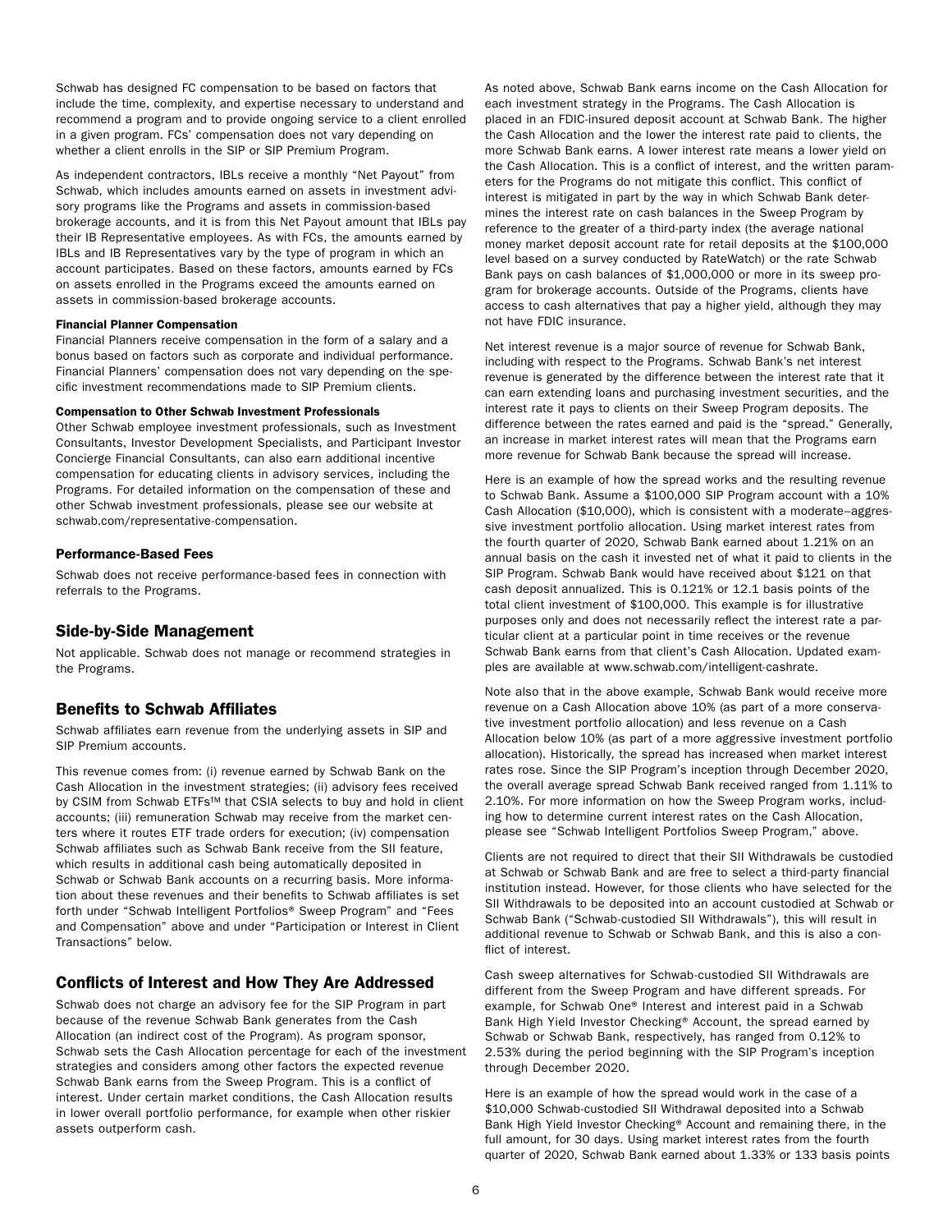Schwab has designed FC compensation to be based on factors that include the time, complexity, and expertise necessary to understand and recommend a program and to provide ongoing service to a client enrolled in a given program. FCs' compensation does not vary depending on whether a client enrolls in the SIP or SIP Premium Program.

As independent contractors, IBLs receive a monthly "Net Payout" from Schwab, which includes amounts earned on assets in investment advisory programs like the Programs and assets in commission-based brokerage accounts, and it is from this Net Payout amount that IBLs pay their IB Representative employees. As with FCs, the amounts earned by IBLs and IB Representatives vary by the type of program in which an account participates. Based on these factors, amounts earned by FCs on assets enrolled in the Programs exceed the amounts earned on assets in commission-based brokerage accounts.

#### Financial Planner Compensation

Financial Planners receive compensation in the form of a salary and a bonus based on factors such as corporate and individual performance. Financial Planners' compensation does not vary depending on the specific investment recommendations made to SIP Premium clients.

#### Compensation to Other Schwab Investment Professionals

Other Schwab employee investment professionals, such as Investment Consultants, Investor Development Specialists, and Participant Investor Concierge Financial Consultants, can also earn additional incentive compensation for educating clients in advisory services, including the Programs. For detailed information on the compensation of these and other Schwab investment professionals, please see our website at schwab.com/representative-compensation.

### Performance-Based Fees

Schwab does not receive performance-based fees in connection with referrals to the Programs.

## Side-by-Side Management

Not applicable. Schwab does not manage or recommend strategies in the Programs.

## Benefits to Schwab Affiliates

Schwab affiliates earn revenue from the underlying assets in SIP and SIP Premium accounts.

This revenue comes from: (i) revenue earned by Schwab Bank on the Cash Allocation in the investment strategies; (ii) advisory fees received by CSIM from Schwab ETFs™ that CSIA selects to buy and hold in client accounts; (iii) remuneration Schwab may receive from the market centers where it routes ETF trade orders for execution; (iv) compensation Schwab affiliates such as Schwab Bank receive from the SII feature, which results in additional cash being automatically deposited in Schwab or Schwab Bank accounts on a recurring basis. More information about these revenues and their benefits to Schwab affiliates is set forth under "Schwab Intelligent Portfolios® Sweep Program" and "Fees and Compensation" above and under "Participation or Interest in Client Transactions" below.

## Conflicts of Interest and How They Are Addressed

Schwab does not charge an advisory fee for the SIP Program in part because of the revenue Schwab Bank generates from the Cash Allocation (an indirect cost of the Program). As program sponsor, Schwab sets the Cash Allocation percentage for each of the investment strategies and considers among other factors the expected revenue Schwab Bank earns from the Sweep Program. This is a conflict of interest. Under certain market conditions, the Cash Allocation results in lower overall portfolio performance, for example when other riskier assets outperform cash.

As noted above, Schwab Bank earns income on the Cash Allocation for each investment strategy in the Programs. The Cash Allocation is placed in an FDIC-insured deposit account at Schwab Bank. The higher the Cash Allocation and the lower the interest rate paid to clients, the more Schwab Bank earns. A lower interest rate means a lower yield on the Cash Allocation. This is a conflict of interest, and the written parameters for the Programs do not mitigate this conflict. This conflict of interest is mitigated in part by the way in which Schwab Bank determines the interest rate on cash balances in the Sweep Program by reference to the greater of a third-party index (the average national money market deposit account rate for retail deposits at the $100,000 level based on a survey conducted by RateWatch) or the rate Schwab Bank pays on cash balances of $1,000,000 or more in its sweep program for brokerage accounts. Outside of the Programs, clients have access to cash alternatives that pay a higher yield, although they may not have FDIC insurance.

Net interest revenue is a major source of revenue for Schwab Bank, including with respect to the Programs. Schwab Bank's net interest revenue is generated by the difference between the interest rate that it can earn extending loans and purchasing investment securities, and the interest rate it pays to clients on their Sweep Program deposits. The difference between the rates earned and paid is the "spread." Generally, an increase in market interest rates will mean that the Programs earn more revenue for Schwab Bank because the spread will increase.

Here is an example of how the spread works and the resulting revenue to Schwab Bank. Assume a $100,000 SIP Program account with a 10% Cash Allocation ($10,000), which is consistent with a moderate–aggressive investment portfolio allocation. Using market interest rates from the fourth quarter of 2020, Schwab Bank earned about 1.21% on an annual basis on the cash it invested net of what it paid to clients in the SIP Program. Schwab Bank would have received about $121 on that cash deposit annualized. This is 0.121% or 12.1 basis points of the total client investment of $100,000. This example is for illustrative purposes only and does not necessarily reflect the interest rate a particular client at a particular point in time receives or the revenue Schwab Bank earns from that client's Cash Allocation. Updated examples are available at www.schwab.com/intelligent-cashrate.

Note also that in the above example, Schwab Bank would receive more revenue on a Cash Allocation above 10% (as part of a more conservative investment portfolio allocation) and less revenue on a Cash Allocation below 10% (as part of a more aggressive investment portfolio allocation). Historically, the spread has increased when market interest rates rose. Since the SIP Program's inception through December 2020, the overall average spread Schwab Bank received ranged from 1.11% to 2.10%. For more information on how the Sweep Program works, including how to determine current interest rates on the Cash Allocation, please see "Schwab Intelligent Portfolios Sweep Program," above.

Clients are not required to direct that their SII Withdrawals be custodied at Schwab or Schwab Bank and are free to select a third-party financial institution instead. However, for those clients who have selected for the SII Withdrawals to be deposited into an account custodied at Schwab or Schwab Bank ("Schwab-custodied SII Withdrawals"), this will result in additional revenue to Schwab or Schwab Bank, and this is also a conflict of interest.

Cash sweep alternatives for Schwab-custodied SII Withdrawals are different from the Sweep Program and have different spreads. For example, for Schwab One® Interest and interest paid in a Schwab Bank High Yield Investor Checking® Account, the spread earned by Schwab or Schwab Bank, respectively, has ranged from 0.12% to 2.53% during the period beginning with the SIP Program's inception through December 2020.

Here is an example of how the spread would work in the case of a $10,000 Schwab-custodied SII Withdrawal deposited into a Schwab Bank High Yield Investor Checking® Account and remaining there, in the full amount, for 30 days. Using market interest rates from the fourth quarter of 2020, Schwab Bank earned about 1.33% or 133 basis points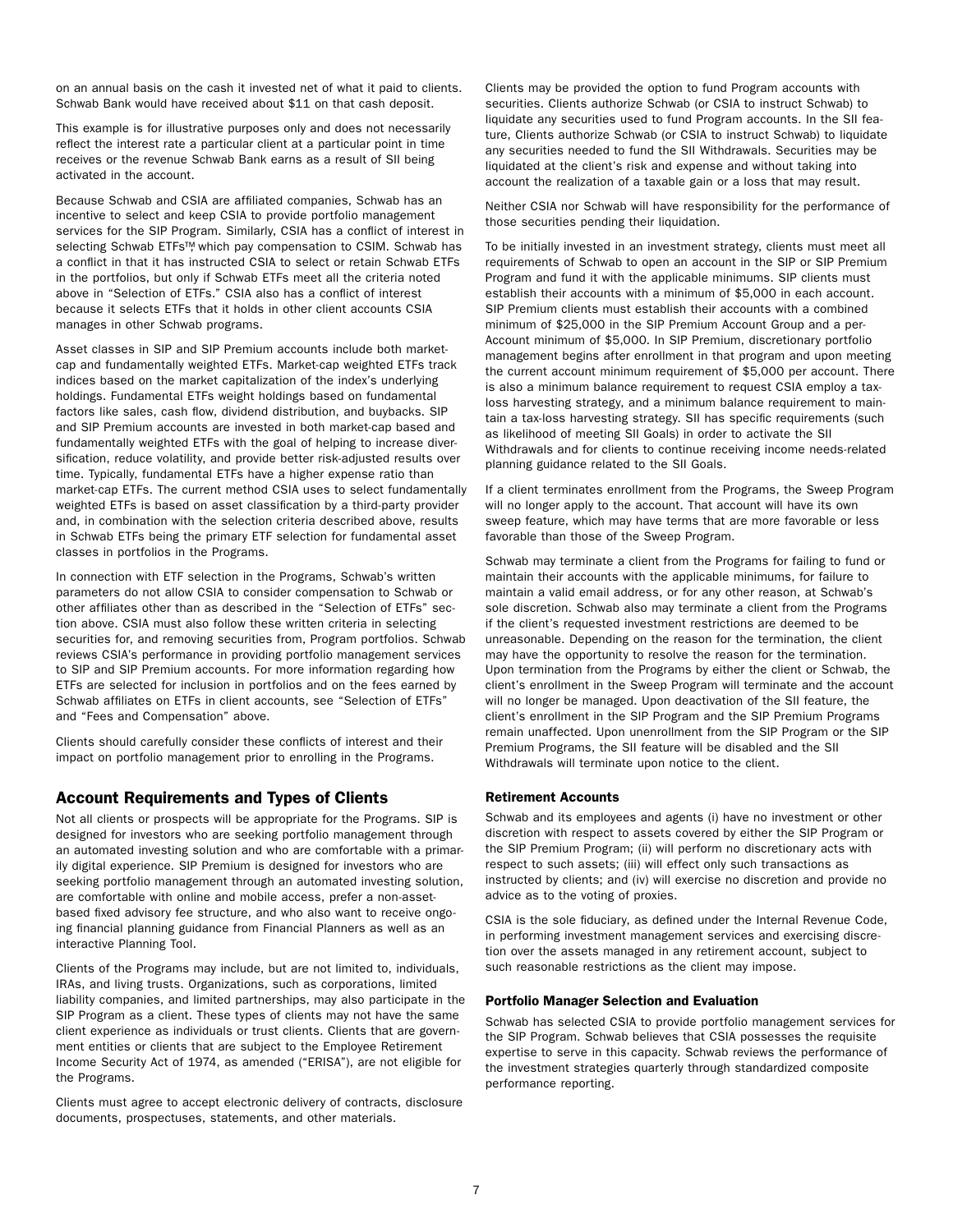on an annual basis on the cash it invested net of what it paid to clients. Schwab Bank would have received about $11 on that cash deposit.

This example is for illustrative purposes only and does not necessarily reflect the interest rate a particular client at a particular point in time receives or the revenue Schwab Bank earns as a result of SII being activated in the account.

Because Schwab and CSIA are affiliated companies, Schwab has an incentive to select and keep CSIA to provide portfolio management services for the SIP Program. Similarly, CSIA has a conflict of interest in selecting Schwab ETFs™, which pay compensation to CSIM. Schwab has a conflict in that it has instructed CSIA to select or retain Schwab ETFs in the portfolios, but only if Schwab ETFs meet all the criteria noted above in "Selection of ETFs." CSIA also has a conflict of interest because it selects ETFs that it holds in other client accounts CSIA manages in other Schwab programs.

Asset classes in SIP and SIP Premium accounts include both market-cap and fundamentally weighted ETFs. Market-cap weighted ETFs track indices based on the market capitalization of the index's underlying holdings. Fundamental ETFs weight holdings based on fundamental factors like sales, cash flow, dividend distribution, and buybacks. SIP and SIP Premium accounts are invested in both market-cap based and fundamentally weighted ETFs with the goal of helping to increase diversification, reduce volatility, and provide better risk-adjusted results over time. Typically, fundamental ETFs have a higher expense ratio than market-cap ETFs. The current method CSIA uses to select fundamentally weighted ETFs is based on asset classification by a third-party provider and, in combination with the selection criteria described above, results in Schwab ETFs being the primary ETF selection for fundamental asset classes in portfolios in the Programs.

In connection with ETF selection in the Programs, Schwab's written parameters do not allow CSIA to consider compensation to Schwab or other affiliates other than as described in the "Selection of ETFs" section above. CSIA must also follow these written criteria in selecting securities for, and removing securities from, Program portfolios. Schwab reviews CSIA's performance in providing portfolio management services to SIP and SIP Premium accounts. For more information regarding how ETFs are selected for inclusion in portfolios and on the fees earned by Schwab affiliates on ETFs in client accounts, see "Selection of ETFs" and "Fees and Compensation" above.

Clients should carefully consider these conflicts of interest and their impact on portfolio management prior to enrolling in the Programs.

## Account Requirements and Types of Clients

Not all clients or prospects will be appropriate for the Programs. SIP is designed for investors who are seeking portfolio management through an automated investing solution and who are comfortable with a primarily digital experience. SIP Premium is designed for investors who are seeking portfolio management through an automated investing solution, are comfortable with online and mobile access, prefer a non-asset-based fixed advisory fee structure, and who also want to receive ongoing financial planning guidance from Financial Planners as well as an interactive Planning Tool.

Clients of the Programs may include, but are not limited to, individuals, IRAs, and living trusts. Organizations, such as corporations, limited liability companies, and limited partnerships, may also participate in the SIP Program as a client. These types of clients may not have the same client experience as individuals or trust clients. Clients that are government entities or clients that are subject to the Employee Retirement Income Security Act of 1974, as amended ("ERISA"), are not eligible for the Programs.

Clients must agree to accept electronic delivery of contracts, disclosure documents, prospectuses, statements, and other materials.

Clients may be provided the option to fund Program accounts with securities. Clients authorize Schwab (or CSIA to instruct Schwab) to liquidate any securities used to fund Program accounts. In the SII feature, Clients authorize Schwab (or CSIA to instruct Schwab) to liquidate any securities needed to fund the SII Withdrawals. Securities may be liquidated at the client's risk and expense and without taking into account the realization of a taxable gain or a loss that may result.

Neither CSIA nor Schwab will have responsibility for the performance of those securities pending their liquidation.

To be initially invested in an investment strategy, clients must meet all requirements of Schwab to open an account in the SIP or SIP Premium Program and fund it with the applicable minimums. SIP clients must establish their accounts with a minimum of $5,000 in each account. SIP Premium clients must establish their accounts with a combined minimum of $25,000 in the SIP Premium Account Group and a per-Account minimum of $5,000. In SIP Premium, discretionary portfolio management begins after enrollment in that program and upon meeting the current account minimum requirement of $5,000 per account. There is also a minimum balance requirement to request CSIA employ a tax-loss harvesting strategy, and a minimum balance requirement to maintain a tax-loss harvesting strategy. SII has specific requirements (such as likelihood of meeting SII Goals) in order to activate the SII Withdrawals and for clients to continue receiving income needs-related planning guidance related to the SII Goals.

If a client terminates enrollment from the Programs, the Sweep Program will no longer apply to the account. That account will have its own sweep feature, which may have terms that are more favorable or less favorable than those of the Sweep Program.

Schwab may terminate a client from the Programs for failing to fund or maintain their accounts with the applicable minimums, for failure to maintain a valid email address, or for any other reason, at Schwab's sole discretion. Schwab also may terminate a client from the Programs if the client's requested investment restrictions are deemed to be unreasonable. Depending on the reason for the termination, the client may have the opportunity to resolve the reason for the termination. Upon termination from the Programs by either the client or Schwab, the client's enrollment in the Sweep Program will terminate and the account will no longer be managed. Upon deactivation of the SII feature, the client's enrollment in the SIP Program and the SIP Premium Programs remain unaffected. Upon unenrollment from the SIP Program or the SIP Premium Programs, the SII feature will be disabled and the SII Withdrawals will terminate upon notice to the client.

### Retirement Accounts

Schwab and its employees and agents (i) have no investment or other discretion with respect to assets covered by either the SIP Program or the SIP Premium Program; (ii) will perform no discretionary acts with respect to such assets; (iii) will effect only such transactions as instructed by clients; and (iv) will exercise no discretion and provide no advice as to the voting of proxies.

CSIA is the sole fiduciary, as defined under the Internal Revenue Code, in performing investment management services and exercising discretion over the assets managed in any retirement account, subject to such reasonable restrictions as the client may impose.

### Portfolio Manager Selection and Evaluation

Schwab has selected CSIA to provide portfolio management services for the SIP Program. Schwab believes that CSIA possesses the requisite expertise to serve in this capacity. Schwab reviews the performance of the investment strategies quarterly through standardized composite performance reporting.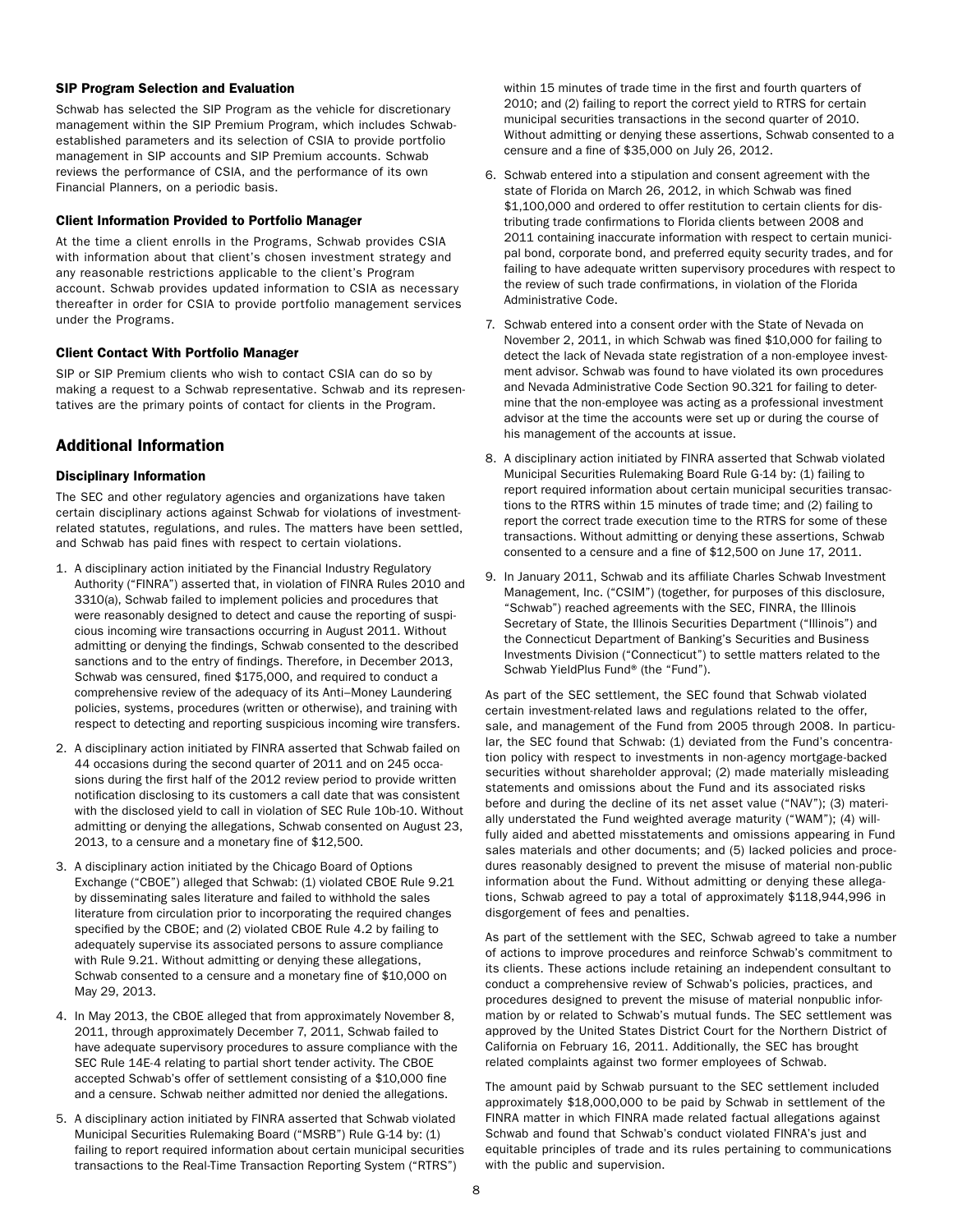### SIP Program Selection and Evaluation

Schwab has selected the SIP Program as the vehicle for discretionary management within the SIP Premium Program, which includes Schwab-established parameters and its selection of CSIA to provide portfolio management in SIP accounts and SIP Premium accounts. Schwab reviews the performance of CSIA, and the performance of its own Financial Planners, on a periodic basis.

### Client Information Provided to Portfolio Manager

At the time a client enrolls in the Programs, Schwab provides CSIA with information about that client's chosen investment strategy and any reasonable restrictions applicable to the client's Program account. Schwab provides updated information to CSIA as necessary thereafter in order for CSIA to provide portfolio management services under the Programs.

### Client Contact With Portfolio Manager

SIP or SIP Premium clients who wish to contact CSIA can do so by making a request to a Schwab representative. Schwab and its representatives are the primary points of contact for clients in the Program.

## Additional Information

### Disciplinary Information

The SEC and other regulatory agencies and organizations have taken certain disciplinary actions against Schwab for violations of investment-related statutes, regulations, and rules. The matters have been settled, and Schwab has paid fines with respect to certain violations.

1. A disciplinary action initiated by the Financial Industry Regulatory Authority ("FINRA") asserted that, in violation of FINRA Rules 2010 and 3310(a), Schwab failed to implement policies and procedures that were reasonably designed to detect and cause the reporting of suspicious incoming wire transactions occurring in August 2011. Without admitting or denying the findings, Schwab consented to the described sanctions and to the entry of findings. Therefore, in December 2013, Schwab was censured, fined $175,000, and required to conduct a comprehensive review of the adequacy of its Anti–Money Laundering policies, systems, procedures (written or otherwise), and training with respect to detecting and reporting suspicious incoming wire transfers.
2. A disciplinary action initiated by FINRA asserted that Schwab failed on 44 occasions during the second quarter of 2011 and on 245 occasions during the first half of the 2012 review period to provide written notification disclosing to its customers a call date that was consistent with the disclosed yield to call in violation of SEC Rule 10b-10. Without admitting or denying the allegations, Schwab consented on August 23, 2013, to a censure and a monetary fine of $12,500.
3. A disciplinary action initiated by the Chicago Board of Options Exchange ("CBOE") alleged that Schwab: (1) violated CBOE Rule 9.21 by disseminating sales literature and failed to withhold the sales literature from circulation prior to incorporating the required changes specified by the CBOE; and (2) violated CBOE Rule 4.2 by failing to adequately supervise its associated persons to assure compliance with Rule 9.21. Without admitting or denying these allegations, Schwab consented to a censure and a monetary fine of $10,000 on May 29, 2013.
4. In May 2013, the CBOE alleged that from approximately November 8, 2011, through approximately December 7, 2011, Schwab failed to have adequate supervisory procedures to assure compliance with the SEC Rule 14E-4 relating to partial short tender activity. The CBOE accepted Schwab's offer of settlement consisting of a $10,000 fine and a censure. Schwab neither admitted nor denied the allegations.
5. A disciplinary action initiated by FINRA asserted that Schwab violated Municipal Securities Rulemaking Board ("MSRB") Rule G-14 by: (1) failing to report required information about certain municipal securities transactions to the Real-Time Transaction Reporting System ("RTRS") within 15 minutes of trade time in the first and fourth quarters of 2010; and (2) failing to report the correct yield to RTRS for certain municipal securities transactions in the second quarter of 2010. Without admitting or denying these assertions, Schwab consented to a censure and a fine of $35,000 on July 26, 2012.
6. Schwab entered into a stipulation and consent agreement with the state of Florida on March 26, 2012, in which Schwab was fined $1,100,000 and ordered to offer restitution to certain clients for distributing trade confirmations to Florida clients between 2008 and 2011 containing inaccurate information with respect to certain municipal bond, corporate bond, and preferred equity security trades, and for failing to have adequate written supervisory procedures with respect to the review of such trade confirmations, in violation of the Florida Administrative Code.
7. Schwab entered into a consent order with the State of Nevada on November 2, 2011, in which Schwab was fined $10,000 for failing to detect the lack of Nevada state registration of a non-employee investment advisor. Schwab was found to have violated its own procedures and Nevada Administrative Code Section 90.321 for failing to determine that the non-employee was acting as a professional investment advisor at the time the accounts were set up or during the course of his management of the accounts at issue.
8. A disciplinary action initiated by FINRA asserted that Schwab violated Municipal Securities Rulemaking Board Rule G-14 by: (1) failing to report required information about certain municipal securities transactions to the RTRS within 15 minutes of trade time; and (2) failing to report the correct trade execution time to the RTRS for some of these transactions. Without admitting or denying these assertions, Schwab consented to a censure and a fine of $12,500 on June 17, 2011.
9. In January 2011, Schwab and its affiliate Charles Schwab Investment Management, Inc. ("CSIM") (together, for purposes of this disclosure, "Schwab") reached agreements with the SEC, FINRA, the Illinois Secretary of State, the Illinois Securities Department ("Illinois") and the Connecticut Department of Banking's Securities and Business Investments Division ("Connecticut") to settle matters related to the Schwab YieldPlus Fund® (the "Fund").

As part of the SEC settlement, the SEC found that Schwab violated certain investment-related laws and regulations related to the offer, sale, and management of the Fund from 2005 through 2008. In particular, the SEC found that Schwab: (1) deviated from the Fund's concentration policy with respect to investments in non-agency mortgage-backed securities without shareholder approval; (2) made materially misleading statements and omissions about the Fund and its associated risks before and during the decline of its net asset value ("NAV"); (3) materially understated the Fund weighted average maturity ("WAM"); (4) willfully aided and abetted misstatements and omissions appearing in Fund sales materials and other documents; and (5) lacked policies and procedures reasonably designed to prevent the misuse of material non-public information about the Fund. Without admitting or denying these allegations, Schwab agreed to pay a total of approximately $118,944,996 in disgorgement of fees and penalties.

As part of the settlement with the SEC, Schwab agreed to take a number of actions to improve procedures and reinforce Schwab's commitment to its clients. These actions include retaining an independent consultant to conduct a comprehensive review of Schwab's policies, practices, and procedures designed to prevent the misuse of material nonpublic information by or related to Schwab's mutual funds. The SEC settlement was approved by the United States District Court for the Northern District of California on February 16, 2011. Additionally, the SEC has brought related complaints against two former employees of Schwab.

The amount paid by Schwab pursuant to the SEC settlement included approximately $18,000,000 to be paid by Schwab in settlement of the FINRA matter in which FINRA made related factual allegations against Schwab and found that Schwab's conduct violated FINRA's just and equitable principles of trade and its rules pertaining to communications with the public and supervision.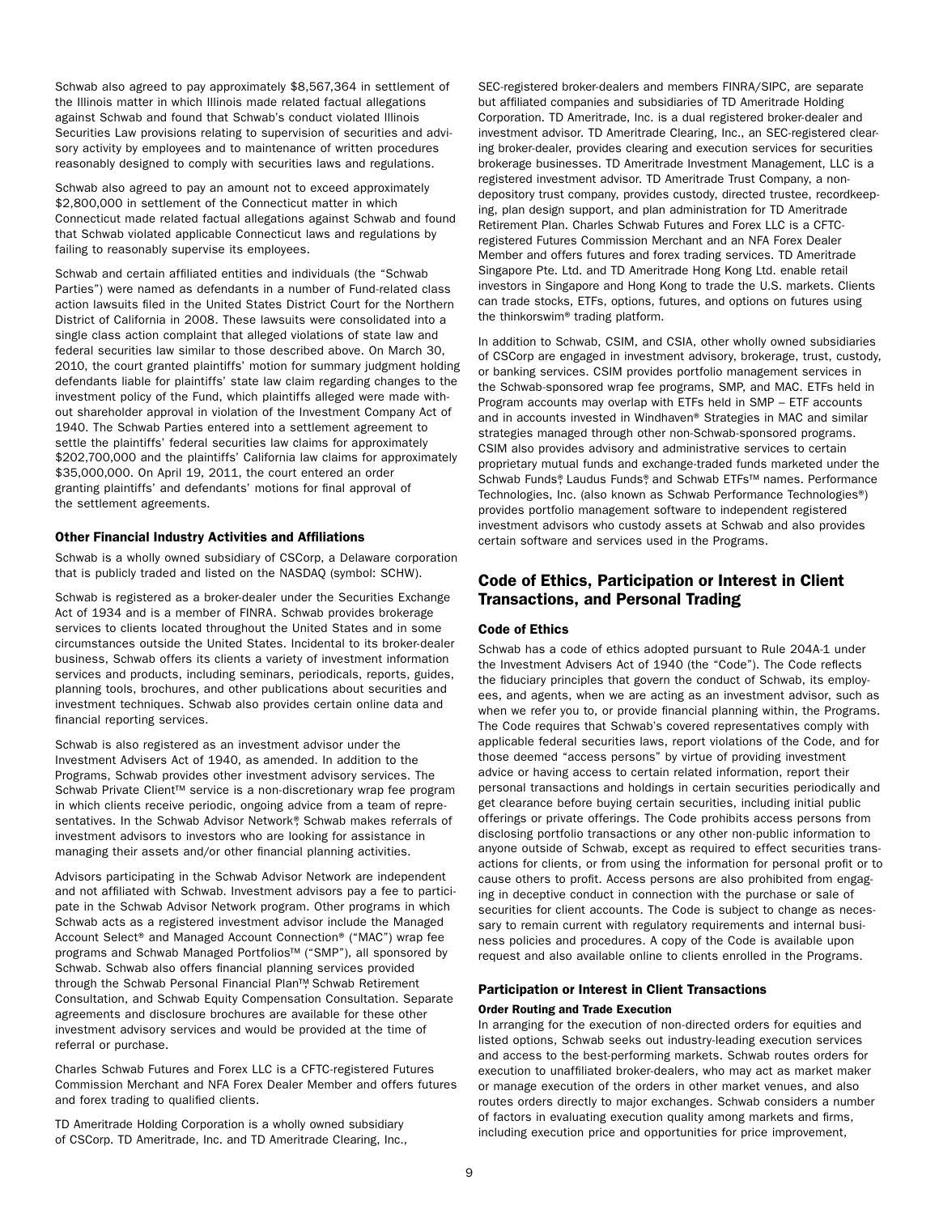Schwab also agreed to pay approximately $8,567,364 in settlement of the Illinois matter in which Illinois made related factual allegations against Schwab and found that Schwab's conduct violated Illinois Securities Law provisions relating to supervision of securities and advisory activity by employees and to maintenance of written procedures reasonably designed to comply with securities laws and regulations.

Schwab also agreed to pay an amount not to exceed approximately $2,800,000 in settlement of the Connecticut matter in which Connecticut made related factual allegations against Schwab and found that Schwab violated applicable Connecticut laws and regulations by failing to reasonably supervise its employees.

Schwab and certain affiliated entities and individuals (the "Schwab Parties") were named as defendants in a number of Fund-related class action lawsuits filed in the United States District Court for the Northern District of California in 2008. These lawsuits were consolidated into a single class action complaint that alleged violations of state law and federal securities law similar to those described above. On March 30, 2010, the court granted plaintiffs' motion for summary judgment holding defendants liable for plaintiffs' state law claim regarding changes to the investment policy of the Fund, which plaintiffs alleged were made without shareholder approval in violation of the Investment Company Act of 1940. The Schwab Parties entered into a settlement agreement to settle the plaintiffs' federal securities law claims for approximately $202,700,000 and the plaintiffs' California law claims for approximately $35,000,000. On April 19, 2011, the court entered an order granting plaintiffs' and defendants' motions for final approval of the settlement agreements.

### Other Financial Industry Activities and Affiliations

Schwab is a wholly owned subsidiary of CSCorp, a Delaware corporation that is publicly traded and listed on the NASDAQ (symbol: SCHW).

Schwab is registered as a broker-dealer under the Securities Exchange Act of 1934 and is a member of FINRA. Schwab provides brokerage services to clients located throughout the United States and in some circumstances outside the United States. Incidental to its broker-dealer business, Schwab offers its clients a variety of investment information services and products, including seminars, periodicals, reports, guides, planning tools, brochures, and other publications about securities and investment techniques. Schwab also provides certain online data and financial reporting services.

Schwab is also registered as an investment advisor under the Investment Advisers Act of 1940, as amended. In addition to the Programs, Schwab provides other investment advisory services. The Schwab Private Client™ service is a non-discretionary wrap fee program in which clients receive periodic, ongoing advice from a team of representatives. In the Schwab Advisor Network®, Schwab makes referrals of investment advisors to investors who are looking for assistance in managing their assets and/or other financial planning activities.

Advisors participating in the Schwab Advisor Network are independent and not affiliated with Schwab. Investment advisors pay a fee to participate in the Schwab Advisor Network program. Other programs in which Schwab acts as a registered investment advisor include the Managed Account Select® and Managed Account Connection® ("MAC") wrap fee programs and Schwab Managed Portfolios™ ("SMP"), all sponsored by Schwab. Schwab also offers financial planning services provided through the Schwab Personal Financial Plan™, Schwab Retirement Consultation, and Schwab Equity Compensation Consultation. Separate agreements and disclosure brochures are available for these other investment advisory services and would be provided at the time of referral or purchase.

Charles Schwab Futures and Forex LLC is a CFTC-registered Futures Commission Merchant and NFA Forex Dealer Member and offers futures and forex trading to qualified clients.

TD Ameritrade Holding Corporation is a wholly owned subsidiary of CSCorp. TD Ameritrade, Inc. and TD Ameritrade Clearing, Inc., SEC-registered broker-dealers and members FINRA/SIPC, are separate but affiliated companies and subsidiaries of TD Ameritrade Holding Corporation. TD Ameritrade, Inc. is a dual registered broker-dealer and investment advisor. TD Ameritrade Clearing, Inc., an SEC-registered clearing broker-dealer, provides clearing and execution services for securities brokerage businesses. TD Ameritrade Investment Management, LLC is a registered investment advisor. TD Ameritrade Trust Company, a non-depository trust company, provides custody, directed trustee, recordkeeping, plan design support, and plan administration for TD Ameritrade Retirement Plan. Charles Schwab Futures and Forex LLC is a CFTC-registered Futures Commission Merchant and an NFA Forex Dealer Member and offers futures and forex trading services. TD Ameritrade Singapore Pte. Ltd. and TD Ameritrade Hong Kong Ltd. enable retail investors in Singapore and Hong Kong to trade the U.S. markets. Clients can trade stocks, ETFs, options, futures, and options on futures using the thinkorswim® trading platform.

In addition to Schwab, CSIM, and CSIA, other wholly owned subsidiaries of CSCorp are engaged in investment advisory, brokerage, trust, custody, or banking services. CSIM provides portfolio management services in the Schwab-sponsored wrap fee programs, SMP, and MAC. ETFs held in Program accounts may overlap with ETFs held in SMP – ETF accounts and in accounts invested in Windhaven® Strategies in MAC and similar strategies managed through other non-Schwab-sponsored programs. CSIM also provides advisory and administrative services to certain proprietary mutual funds and exchange-traded funds marketed under the Schwab Funds®, Laudus Funds®, and Schwab ETFs™ names. Performance Technologies, Inc. (also known as Schwab Performance Technologies®) provides portfolio management software to independent registered investment advisors who custody assets at Schwab and also provides certain software and services used in the Programs.

## Code of Ethics, Participation or Interest in Client Transactions, and Personal Trading

### Code of Ethics

Schwab has a code of ethics adopted pursuant to Rule 204A-1 under the Investment Advisers Act of 1940 (the "Code"). The Code reflects the fiduciary principles that govern the conduct of Schwab, its employees, and agents, when we are acting as an investment advisor, such as when we refer you to, or provide financial planning within, the Programs. The Code requires that Schwab's covered representatives comply with applicable federal securities laws, report violations of the Code, and for those deemed "access persons" by virtue of providing investment advice or having access to certain related information, report their personal transactions and holdings in certain securities periodically and get clearance before buying certain securities, including initial public offerings or private offerings. The Code prohibits access persons from disclosing portfolio transactions or any other non-public information to anyone outside of Schwab, except as required to effect securities transactions for clients, or from using the information for personal profit or to cause others to profit. Access persons are also prohibited from engaging in deceptive conduct in connection with the purchase or sale of securities for client accounts. The Code is subject to change as necessary to remain current with regulatory requirements and internal business policies and procedures. A copy of the Code is available upon request and also available online to clients enrolled in the Programs.

### Participation or Interest in Client Transactions

#### Order Routing and Trade Execution

In arranging for the execution of non-directed orders for equities and listed options, Schwab seeks out industry-leading execution services and access to the best-performing markets. Schwab routes orders for execution to unaffiliated broker-dealers, who may act as market maker or manage execution of the orders in other market venues, and also routes orders directly to major exchanges. Schwab considers a number of factors in evaluating execution quality among markets and firms, including execution price and opportunities for price improvement,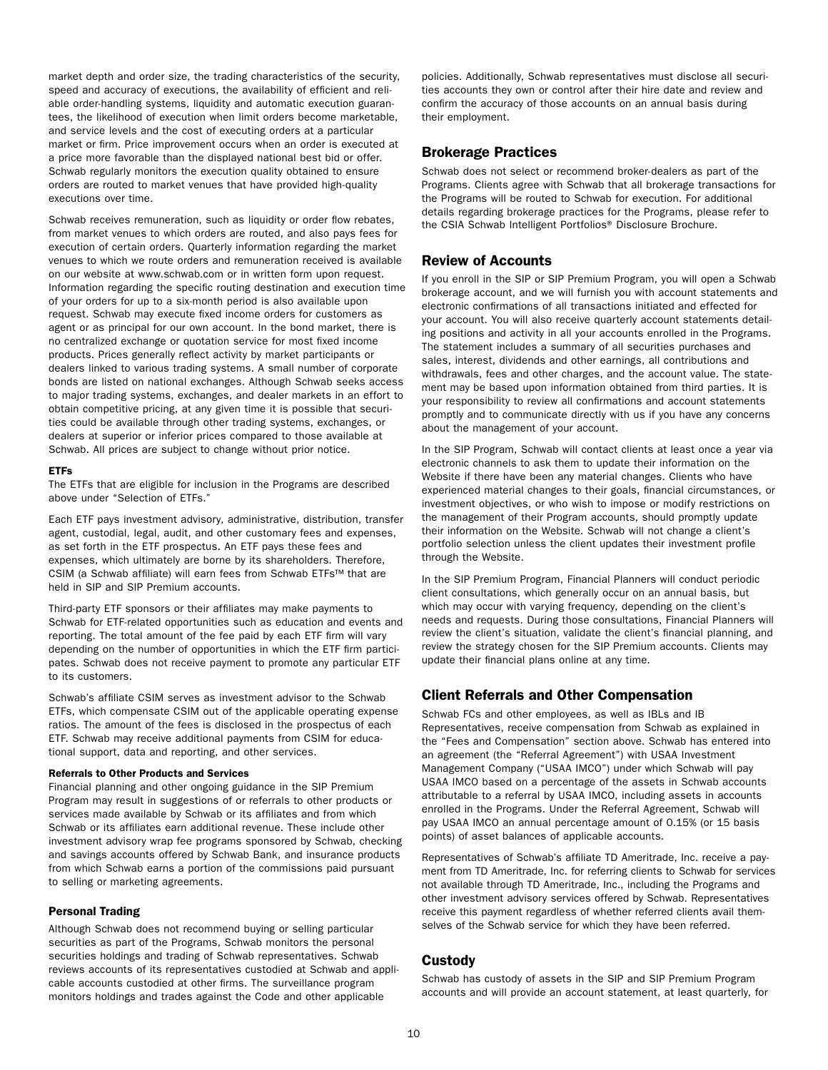market depth and order size, the trading characteristics of the security, speed and accuracy of executions, the availability of efficient and reliable order-handling systems, liquidity and automatic execution guarantees, the likelihood of execution when limit orders become marketable, and service levels and the cost of executing orders at a particular market or firm. Price improvement occurs when an order is executed at a price more favorable than the displayed national best bid or offer. Schwab regularly monitors the execution quality obtained to ensure orders are routed to market venues that have provided high-quality executions over time.

Schwab receives remuneration, such as liquidity or order flow rebates, from market venues to which orders are routed, and also pays fees for execution of certain orders. Quarterly information regarding the market venues to which we route orders and remuneration received is available on our website at www.schwab.com or in written form upon request. Information regarding the specific routing destination and execution time of your orders for up to a six-month period is also available upon request. Schwab may execute fixed income orders for customers as agent or as principal for our own account. In the bond market, there is no centralized exchange or quotation service for most fixed income products. Prices generally reflect activity by market participants or dealers linked to various trading systems. A small number of corporate bonds are listed on national exchanges. Although Schwab seeks access to major trading systems, exchanges, and dealer markets in an effort to obtain competitive pricing, at any given time it is possible that securities could be available through other trading systems, exchanges, or dealers at superior or inferior prices compared to those available at Schwab. All prices are subject to change without prior notice.

#### ETFs

The ETFs that are eligible for inclusion in the Programs are described above under "Selection of ETFs."

Each ETF pays investment advisory, administrative, distribution, transfer agent, custodial, legal, audit, and other customary fees and expenses, as set forth in the ETF prospectus. An ETF pays these fees and expenses, which ultimately are borne by its shareholders. Therefore, CSIM (a Schwab affiliate) will earn fees from Schwab ETFs™ that are held in SIP and SIP Premium accounts.

Third-party ETF sponsors or their affiliates may make payments to Schwab for ETF-related opportunities such as education and events and reporting. The total amount of the fee paid by each ETF firm will vary depending on the number of opportunities in which the ETF firm participates. Schwab does not receive payment to promote any particular ETF to its customers.

Schwab's affiliate CSIM serves as investment advisor to the Schwab ETFs, which compensate CSIM out of the applicable operating expense ratios. The amount of the fees is disclosed in the prospectus of each ETF. Schwab may receive additional payments from CSIM for educational support, data and reporting, and other services.

#### Referrals to Other Products and Services

Financial planning and other ongoing guidance in the SIP Premium Program may result in suggestions of or referrals to other products or services made available by Schwab or its affiliates and from which Schwab or its affiliates earn additional revenue. These include other investment advisory wrap fee programs sponsored by Schwab, checking and savings accounts offered by Schwab Bank, and insurance products from which Schwab earns a portion of the commissions paid pursuant to selling or marketing agreements.

### Personal Trading

Although Schwab does not recommend buying or selling particular securities as part of the Programs, Schwab monitors the personal securities holdings and trading of Schwab representatives. Schwab reviews accounts of its representatives custodied at Schwab and applicable accounts custodied at other firms. The surveillance program monitors holdings and trades against the Code and other applicable policies. Additionally, Schwab representatives must disclose all securities accounts they own or control after their hire date and review and confirm the accuracy of those accounts on an annual basis during their employment.

## Brokerage Practices

Schwab does not select or recommend broker-dealers as part of the Programs. Clients agree with Schwab that all brokerage transactions for the Programs will be routed to Schwab for execution. For additional details regarding brokerage practices for the Programs, please refer to the CSIA Schwab Intelligent Portfolios® Disclosure Brochure.

## Review of Accounts

If you enroll in the SIP or SIP Premium Program, you will open a Schwab brokerage account, and we will furnish you with account statements and electronic confirmations of all transactions initiated and effected for your account. You will also receive quarterly account statements detailing positions and activity in all your accounts enrolled in the Programs. The statement includes a summary of all securities purchases and sales, interest, dividends and other earnings, all contributions and withdrawals, fees and other charges, and the account value. The statement may be based upon information obtained from third parties. It is your responsibility to review all confirmations and account statements promptly and to communicate directly with us if you have any concerns about the management of your account.

In the SIP Program, Schwab will contact clients at least once a year via electronic channels to ask them to update their information on the Website if there have been any material changes. Clients who have experienced material changes to their goals, financial circumstances, or investment objectives, or who wish to impose or modify restrictions on the management of their Program accounts, should promptly update their information on the Website. Schwab will not change a client's portfolio selection unless the client updates their investment profile through the Website.

In the SIP Premium Program, Financial Planners will conduct periodic client consultations, which generally occur on an annual basis, but which may occur with varying frequency, depending on the client's needs and requests. During those consultations, Financial Planners will review the client's situation, validate the client's financial planning, and review the strategy chosen for the SIP Premium accounts. Clients may update their financial plans online at any time.

## Client Referrals and Other Compensation

Schwab FCs and other employees, as well as IBLs and IB Representatives, receive compensation from Schwab as explained in the "Fees and Compensation" section above. Schwab has entered into an agreement (the "Referral Agreement") with USAA Investment Management Company ("USAA IMCO") under which Schwab will pay USAA IMCO based on a percentage of the assets in Schwab accounts attributable to a referral by USAA IMCO, including assets in accounts enrolled in the Programs. Under the Referral Agreement, Schwab will pay USAA IMCO an annual percentage amount of 0.15% (or 15 basis points) of asset balances of applicable accounts.

Representatives of Schwab's affiliate TD Ameritrade, Inc. receive a payment from TD Ameritrade, Inc. for referring clients to Schwab for services not available through TD Ameritrade, Inc., including the Programs and other investment advisory services offered by Schwab. Representatives receive this payment regardless of whether referred clients avail themselves of the Schwab service for which they have been referred.

## Custody

Schwab has custody of assets in the SIP and SIP Premium Program accounts and will provide an account statement, at least quarterly, for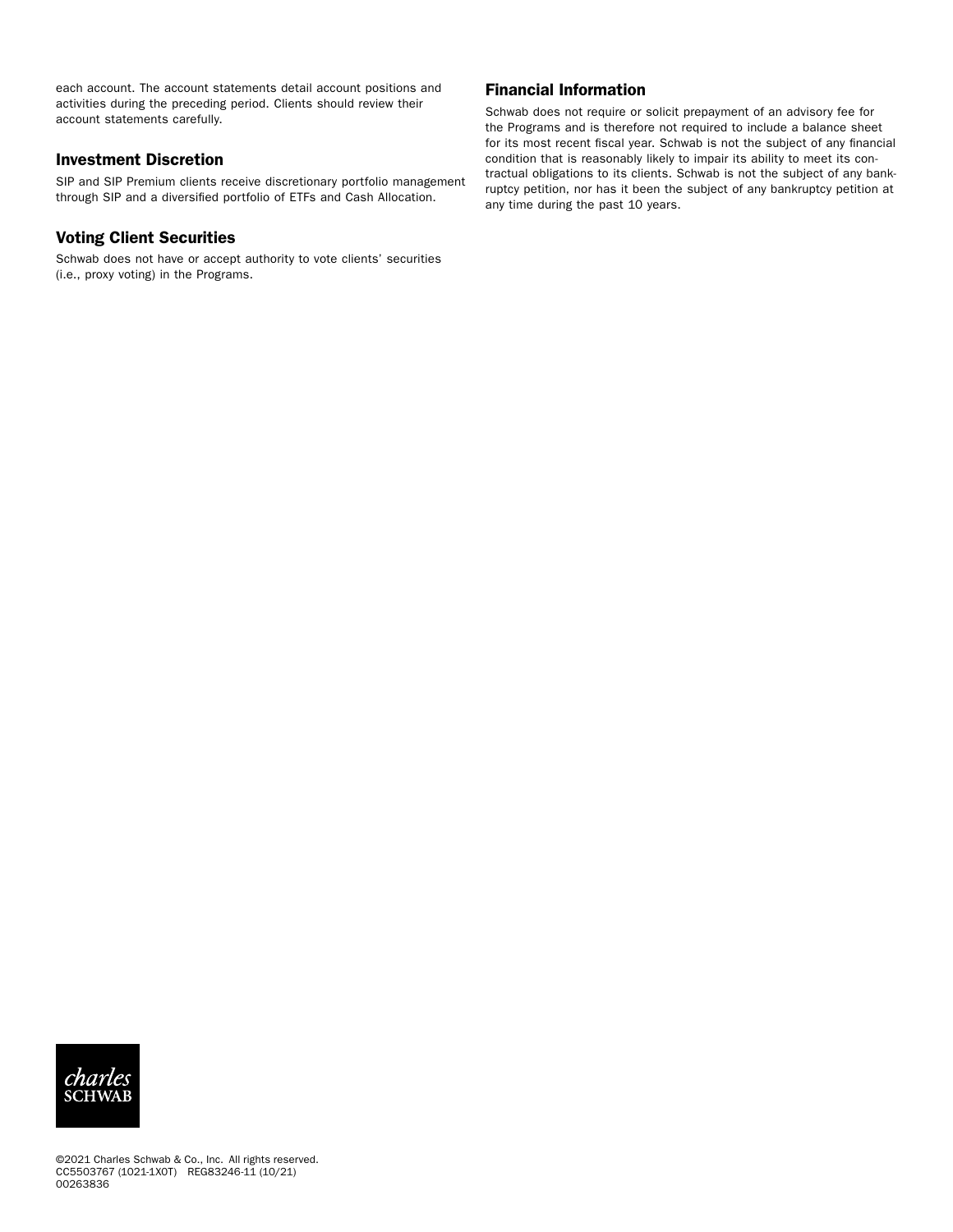each account. The account statements detail account positions and activities during the preceding period. Clients should review their account statements carefully.

## Investment Discretion

SIP and SIP Premium clients receive discretionary portfolio management through SIP and a diversified portfolio of ETFs and Cash Allocation.

## Voting Client Securities

Schwab does not have or accept authority to vote clients' securities (i.e., proxy voting) in the Programs.

## Financial Information

Schwab does not require or solicit prepayment of an advisory fee for the Programs and is therefore not required to include a balance sheet for its most recent fiscal year. Schwab is not the subject of any financial condition that is reasonably likely to impair its ability to meet its contractual obligations to its clients. Schwab is not the subject of any bankruptcy petition, nor has it been the subject of any bankruptcy petition at any time during the past 10 years.

charles SCHWAB

©2021 Charles Schwab & Co., Inc. All rights reserved.
CC5503767 (1021-1X0T) REG83246-11 (10/21)
00263836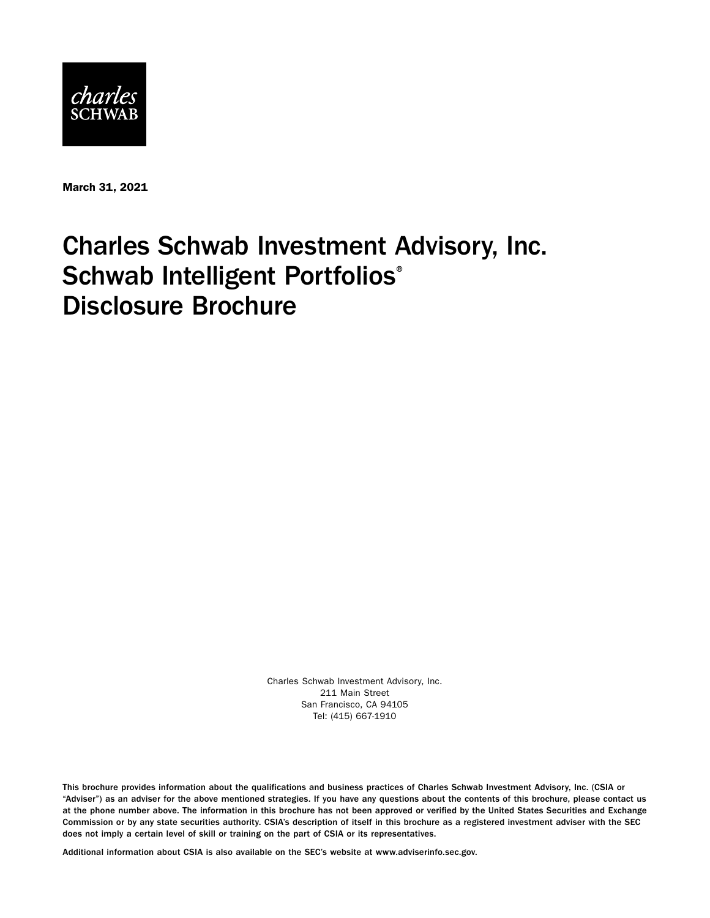charles
SCHWAB

March 31, 2021

# Charles Schwab Investment Advisory, Inc.
# Schwab Intelligent Portfolios®
# Disclosure Brochure

Charles Schwab Investment Advisory, Inc.
211 Main Street
San Francisco, CA 94105
Tel: (415) 667-1910

This brochure provides information about the qualifications and business practices of Charles Schwab Investment Advisory, Inc. (CSIA or "Adviser") as an adviser for the above mentioned strategies. If you have any questions about the contents of this brochure, please contact us at the phone number above. The information in this brochure has not been approved or verified by the United States Securities and Exchange Commission or by any state securities authority. CSIA's description of itself in this brochure as a registered investment adviser with the SEC does not imply a certain level of skill or training on the part of CSIA or its representatives.

Additional information about CSIA is also available on the SEC's website at www.adviserinfo.sec.gov.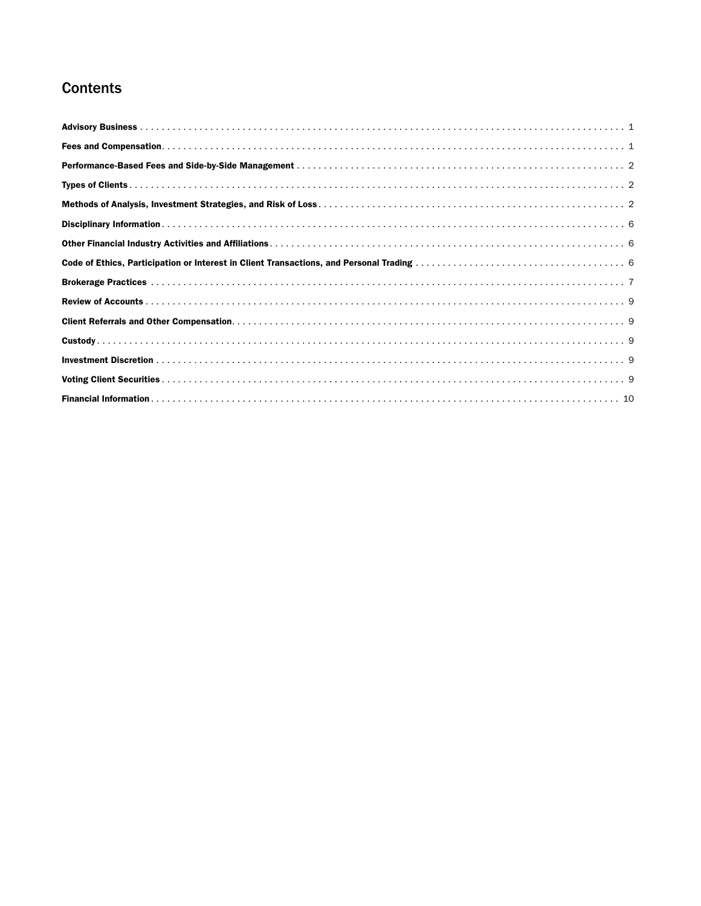# Contents

**Advisory Business** . . . . . . . . . . . . . . . . . . . . . . . . . . . . . . . . . . . . . . . . . . . . . . . . . . 1

**Fees and Compensation** . . . . . . . . . . . . . . . . . . . . . . . . . . . . . . . . . . . . . . . . . . . . . . . 1

**Performance-Based Fees and Side-by-Side Management** . . . . . . . . . . . . . . . . . . . . . . . . . . . 2

**Types of Clients** . . . . . . . . . . . . . . . . . . . . . . . . . . . . . . . . . . . . . . . . . . . . . . . . . . . . 2

**Methods of Analysis, Investment Strategies, and Risk of Loss** . . . . . . . . . . . . . . . . . . . . . . . 2

**Disciplinary Information** . . . . . . . . . . . . . . . . . . . . . . . . . . . . . . . . . . . . . . . . . . . . . . . 6

**Other Financial Industry Activities and Affiliations** . . . . . . . . . . . . . . . . . . . . . . . . . . . . . 6

**Code of Ethics, Participation or Interest in Client Transactions, and Personal Trading** . . . . . . . . 6

**Brokerage Practices** . . . . . . . . . . . . . . . . . . . . . . . . . . . . . . . . . . . . . . . . . . . . . . . . . 7

**Review of Accounts** . . . . . . . . . . . . . . . . . . . . . . . . . . . . . . . . . . . . . . . . . . . . . . . . . 9

**Client Referrals and Other Compensation** . . . . . . . . . . . . . . . . . . . . . . . . . . . . . . . . . . . 9

**Custody** . . . . . . . . . . . . . . . . . . . . . . . . . . . . . . . . . . . . . . . . . . . . . . . . . . . . . . . . . 9

**Investment Discretion** . . . . . . . . . . . . . . . . . . . . . . . . . . . . . . . . . . . . . . . . . . . . . . . . 9

**Voting Client Securities** . . . . . . . . . . . . . . . . . . . . . . . . . . . . . . . . . . . . . . . . . . . . . . . 9

**Financial Information** . . . . . . . . . . . . . . . . . . . . . . . . . . . . . . . . . . . . . . . . . . . . . . . . 10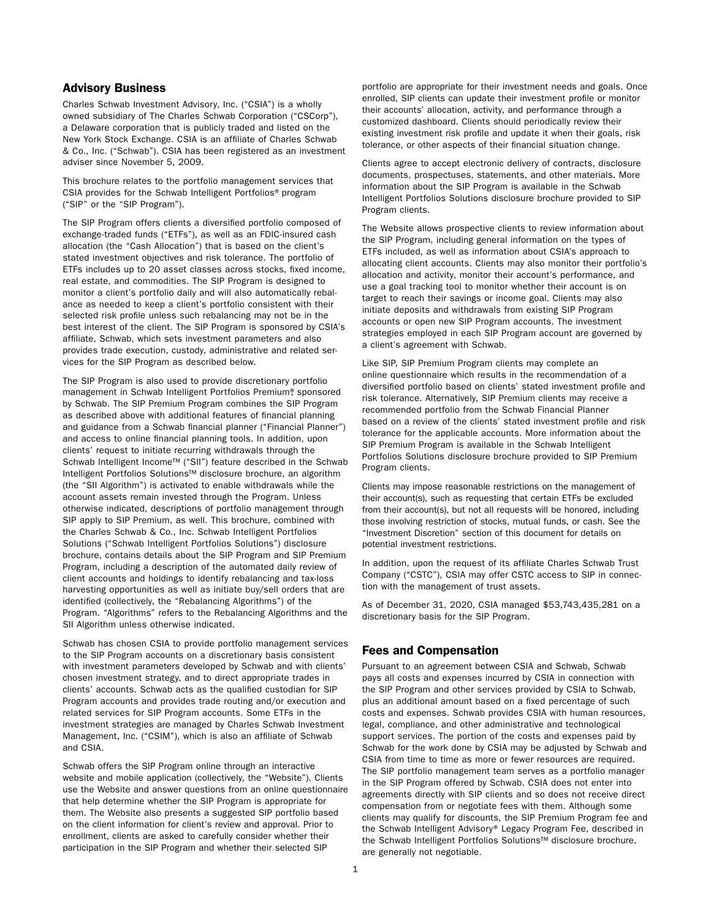## Advisory Business

Charles Schwab Investment Advisory, Inc. ("CSIA") is a wholly owned subsidiary of The Charles Schwab Corporation ("CSCorp"), a Delaware corporation that is publicly traded and listed on the New York Stock Exchange. CSIA is an affiliate of Charles Schwab & Co., Inc. ("Schwab"). CSIA has been registered as an investment adviser since November 5, 2009.

This brochure relates to the portfolio management services that CSIA provides for the Schwab Intelligent Portfolios® program ("SIP" or the "SIP Program").

The SIP Program offers clients a diversified portfolio composed of exchange-traded funds ("ETFs"), as well as an FDIC-insured cash allocation (the "Cash Allocation") that is based on the client's stated investment objectives and risk tolerance. The portfolio of ETFs includes up to 20 asset classes across stocks, fixed income, real estate, and commodities. The SIP Program is designed to monitor a client's portfolio daily and will also automatically rebalance as needed to keep a client's portfolio consistent with their selected risk profile unless such rebalancing may not be in the best interest of the client. The SIP Program is sponsored by CSIA's affiliate, Schwab, which sets investment parameters and also provides trade execution, custody, administrative and related services for the SIP Program as described below.

The SIP Program is also used to provide discretionary portfolio management in Schwab Intelligent Portfolios Premium® sponsored by Schwab. The SIP Premium Program combines the SIP Program as described above with additional features of financial planning and guidance from a Schwab financial planner ("Financial Planner") and access to online financial planning tools. In addition, upon clients' request to initiate recurring withdrawals through the Schwab Intelligent Income™ ("SII") feature described in the Schwab Intelligent Portfolios Solutions™ disclosure brochure, an algorithm (the "SII Algorithm") is activated to enable withdrawals while the account assets remain invested through the Program. Unless otherwise indicated, descriptions of portfolio management through SIP apply to SIP Premium, as well. This brochure, combined with the Charles Schwab & Co., Inc. Schwab Intelligent Portfolios Solutions ("Schwab Intelligent Portfolios Solutions") disclosure brochure, contains details about the SIP Program and SIP Premium Program, including a description of the automated daily review of client accounts and holdings to identify rebalancing and tax-loss harvesting opportunities as well as initiate buy/sell orders that are identified (collectively, the "Rebalancing Algorithms") of the Program. "Algorithms" refers to the Rebalancing Algorithms and the SII Algorithm unless otherwise indicated.

Schwab has chosen CSIA to provide portfolio management services to the SIP Program accounts on a discretionary basis consistent with investment parameters developed by Schwab and with clients' chosen investment strategy, and to direct appropriate trades in clients' accounts. Schwab acts as the qualified custodian for SIP Program accounts and provides trade routing and/or execution and related services for SIP Program accounts. Some ETFs in the investment strategies are managed by Charles Schwab Investment Management, Inc. ("CSIM"), which is also an affiliate of Schwab and CSIA.

Schwab offers the SIP Program online through an interactive website and mobile application (collectively, the "Website"). Clients use the Website and answer questions from an online questionnaire that help determine whether the SIP Program is appropriate for them. The Website also presents a suggested SIP portfolio based on the client information for client's review and approval. Prior to enrollment, clients are asked to carefully consider whether their participation in the SIP Program and whether their selected SIP portfolio are appropriate for their investment needs and goals. Once enrolled, SIP clients can update their investment profile or monitor their accounts' allocation, activity, and performance through a customized dashboard. Clients should periodically review their existing investment risk profile and update it when their goals, risk tolerance, or other aspects of their financial situation change.

Clients agree to accept electronic delivery of contracts, disclosure documents, prospectuses, statements, and other materials. More information about the SIP Program is available in the Schwab Intelligent Portfolios Solutions disclosure brochure provided to SIP Program clients.

The Website allows prospective clients to review information about the SIP Program, including general information on the types of ETFs included, as well as information about CSIA's approach to allocating client accounts. Clients may also monitor their portfolio's allocation and activity, monitor their account's performance, and use a goal tracking tool to monitor whether their account is on target to reach their savings or income goal. Clients may also initiate deposits and withdrawals from existing SIP Program accounts or open new SIP Program accounts. The investment strategies employed in each SIP Program account are governed by a client's agreement with Schwab.

Like SIP, SIP Premium Program clients may complete an online questionnaire which results in the recommendation of a diversified portfolio based on clients' stated investment profile and risk tolerance. Alternatively, SIP Premium clients may receive a recommended portfolio from the Schwab Financial Planner based on a review of the clients' stated investment profile and risk tolerance for the applicable accounts. More information about the SIP Premium Program is available in the Schwab Intelligent Portfolios Solutions disclosure brochure provided to SIP Premium Program clients.

Clients may impose reasonable restrictions on the management of their account(s), such as requesting that certain ETFs be excluded from their account(s), but not all requests will be honored, including those involving restriction of stocks, mutual funds, or cash. See the "Investment Discretion" section of this document for details on potential investment restrictions.

In addition, upon the request of its affiliate Charles Schwab Trust Company ("CSTC"), CSIA may offer CSTC access to SIP in connection with the management of trust assets.

As of December 31, 2020, CSIA managed $53,743,435,281 on a discretionary basis for the SIP Program.

## Fees and Compensation

Pursuant to an agreement between CSIA and Schwab, Schwab pays all costs and expenses incurred by CSIA in connection with the SIP Program and other services provided by CSIA to Schwab, plus an additional amount based on a fixed percentage of such costs and expenses. Schwab provides CSIA with human resources, legal, compliance, and other administrative and technological support services. The portion of the costs and expenses paid by Schwab for the work done by CSIA may be adjusted by Schwab and CSIA from time to time as more or fewer resources are required. The SIP portfolio management team serves as a portfolio manager in the SIP Program offered by Schwab. CSIA does not enter into agreements directly with SIP clients and so does not receive direct compensation from or negotiate fees with them. Although some clients may qualify for discounts, the SIP Premium Program fee and the Schwab Intelligent Advisory® Legacy Program Fee, described in the Schwab Intelligent Portfolios Solutions™ disclosure brochure, are generally not negotiable.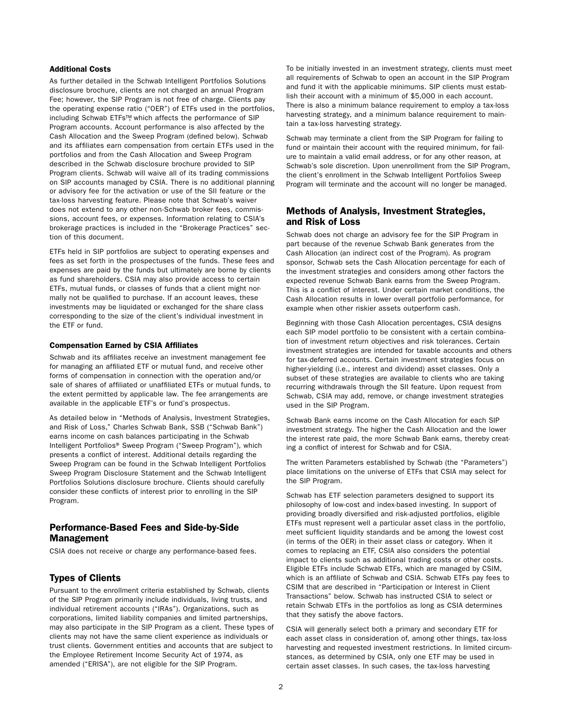#### Additional Costs

As further detailed in the Schwab Intelligent Portfolios Solutions disclosure brochure, clients are not charged an annual Program Fee; however, the SIP Program is not free of charge. Clients pay the operating expense ratio ("OER") of ETFs used in the portfolios, including Schwab ETFs™, which affects the performance of SIP Program accounts. Account performance is also affected by the Cash Allocation and the Sweep Program (defined below). Schwab and its affiliates earn compensation from certain ETFs used in the portfolios and from the Cash Allocation and Sweep Program described in the Schwab disclosure brochure provided to SIP Program clients. Schwab will waive all of its trading commissions on SIP accounts managed by CSIA. There is no additional planning or advisory fee for the activation or use of the SII feature or the tax-loss harvesting feature. Please note that Schwab's waiver does not extend to any other non-Schwab broker fees, commissions, account fees, or expenses. Information relating to CSIA's brokerage practices is included in the "Brokerage Practices" section of this document.

ETFs held in SIP portfolios are subject to operating expenses and fees as set forth in the prospectuses of the funds. These fees and expenses are paid by the funds but ultimately are borne by clients as fund shareholders. CSIA may also provide access to certain ETFs, mutual funds, or classes of funds that a client might normally not be qualified to purchase. If an account leaves, these investments may be liquidated or exchanged for the share class corresponding to the size of the client's individual investment in the ETF or fund.

#### Compensation Earned by CSIA Affiliates

Schwab and its affiliates receive an investment management fee for managing an affiliated ETF or mutual fund, and receive other forms of compensation in connection with the operation and/or sale of shares of affiliated or unaffiliated ETFs or mutual funds, to the extent permitted by applicable law. The fee arrangements are available in the applicable ETF's or fund's prospectus.

As detailed below in "Methods of Analysis, Investment Strategies, and Risk of Loss," Charles Schwab Bank, SSB ("Schwab Bank") earns income on cash balances participating in the Schwab Intelligent Portfolios® Sweep Program ("Sweep Program"), which presents a conflict of interest. Additional details regarding the Sweep Program can be found in the Schwab Intelligent Portfolios Sweep Program Disclosure Statement and the Schwab Intelligent Portfolios Solutions disclosure brochure. Clients should carefully consider these conflicts of interest prior to enrolling in the SIP Program.

## Performance-Based Fees and Side-by-Side Management

CSIA does not receive or charge any performance-based fees.

## Types of Clients

Pursuant to the enrollment criteria established by Schwab, clients of the SIP Program primarily include individuals, living trusts, and individual retirement accounts ("IRAs"). Organizations, such as corporations, limited liability companies and limited partnerships, may also participate in the SIP Program as a client. These types of clients may not have the same client experience as individuals or trust clients. Government entities and accounts that are subject to the Employee Retirement Income Security Act of 1974, as amended ("ERISA"), are not eligible for the SIP Program.

To be initially invested in an investment strategy, clients must meet all requirements of Schwab to open an account in the SIP Program and fund it with the applicable minimums. SIP clients must establish their account with a minimum of $5,000 in each account. There is also a minimum balance requirement to employ a tax-loss harvesting strategy, and a minimum balance requirement to maintain a tax-loss harvesting strategy.

Schwab may terminate a client from the SIP Program for failing to fund or maintain their account with the required minimum, for failure to maintain a valid email address, or for any other reason, at Schwab's sole discretion. Upon unenrollment from the SIP Program, the client's enrollment in the Schwab Intelligent Portfolios Sweep Program will terminate and the account will no longer be managed.

## Methods of Analysis, Investment Strategies, and Risk of Loss

Schwab does not charge an advisory fee for the SIP Program in part because of the revenue Schwab Bank generates from the Cash Allocation (an indirect cost of the Program). As program sponsor, Schwab sets the Cash Allocation percentage for each of the investment strategies and considers among other factors the expected revenue Schwab Bank earns from the Sweep Program. This is a conflict of interest. Under certain market conditions, the Cash Allocation results in lower overall portfolio performance, for example when other riskier assets outperform cash.

Beginning with those Cash Allocation percentages, CSIA designs each SIP model portfolio to be consistent with a certain combination of investment return objectives and risk tolerances. Certain investment strategies are intended for taxable accounts and others for tax-deferred accounts. Certain investment strategies focus on higher-yielding (i.e., interest and dividend) asset classes. Only a subset of these strategies are available to clients who are taking recurring withdrawals through the SII feature. Upon request from Schwab, CSIA may add, remove, or change investment strategies used in the SIP Program.

Schwab Bank earns income on the Cash Allocation for each SIP investment strategy. The higher the Cash Allocation and the lower the interest rate paid, the more Schwab Bank earns, thereby creating a conflict of interest for Schwab and for CSIA.

The written Parameters established by Schwab (the "Parameters") place limitations on the universe of ETFs that CSIA may select for the SIP Program.

Schwab has ETF selection parameters designed to support its philosophy of low-cost and index-based investing. In support of providing broadly diversified and risk-adjusted portfolios, eligible ETFs must represent well a particular asset class in the portfolio, meet sufficient liquidity standards and be among the lowest cost (in terms of the OER) in their asset class or category. When it comes to replacing an ETF, CSIA also considers the potential impact to clients such as additional trading costs or other costs. Eligible ETFs include Schwab ETFs, which are managed by CSIM, which is an affiliate of Schwab and CSIA. Schwab ETFs pay fees to CSIM that are described in "Participation or Interest in Client Transactions" below. Schwab has instructed CSIA to select or retain Schwab ETFs in the portfolios as long as CSIA determines that they satisfy the above factors.

CSIA will generally select both a primary and secondary ETF for each asset class in consideration of, among other things, tax-loss harvesting and requested investment restrictions. In limited circumstances, as determined by CSIA, only one ETF may be used in certain asset classes. In such cases, the tax-loss harvesting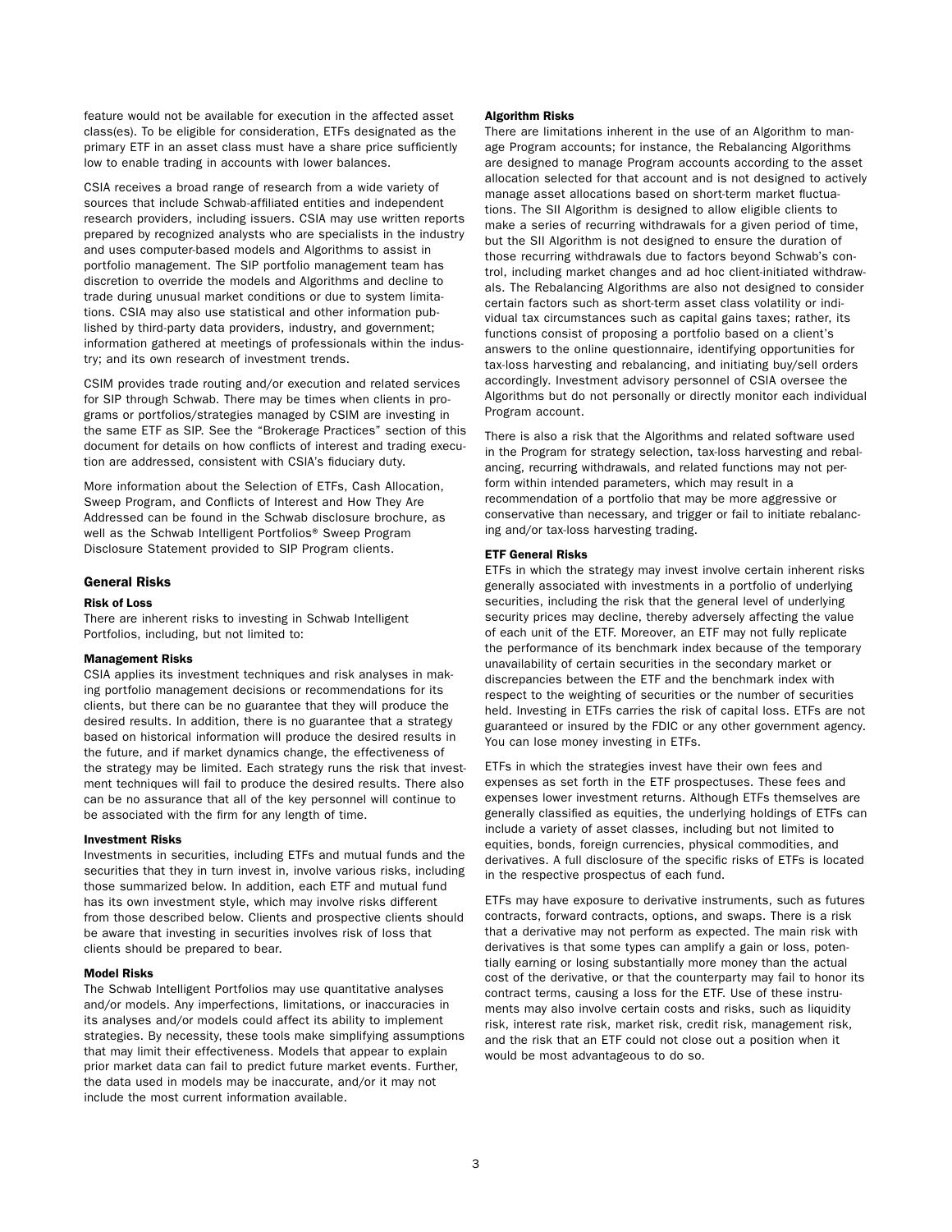feature would not be available for execution in the affected asset class(es). To be eligible for consideration, ETFs designated as the primary ETF in an asset class must have a share price sufficiently low to enable trading in accounts with lower balances.

CSIA receives a broad range of research from a wide variety of sources that include Schwab-affiliated entities and independent research providers, including issuers. CSIA may use written reports prepared by recognized analysts who are specialists in the industry and uses computer-based models and Algorithms to assist in portfolio management. The SIP portfolio management team has discretion to override the models and Algorithms and decline to trade during unusual market conditions or due to system limitations. CSIA may also use statistical and other information published by third-party data providers, industry, and government; information gathered at meetings of professionals within the industry; and its own research of investment trends.

CSIM provides trade routing and/or execution and related services for SIP through Schwab. There may be times when clients in programs or portfolios/strategies managed by CSIM are investing in the same ETF as SIP. See the "Brokerage Practices" section of this document for details on how conflicts of interest and trading execution are addressed, consistent with CSIA's fiduciary duty.

More information about the Selection of ETFs, Cash Allocation, Sweep Program, and Conflicts of Interest and How They Are Addressed can be found in the Schwab disclosure brochure, as well as the Schwab Intelligent Portfolios® Sweep Program Disclosure Statement provided to SIP Program clients.

## General Risks

#### Risk of Loss

There are inherent risks to investing in Schwab Intelligent Portfolios, including, but not limited to:

#### Management Risks

CSIA applies its investment techniques and risk analyses in making portfolio management decisions or recommendations for its clients, but there can be no guarantee that they will produce the desired results. In addition, there is no guarantee that a strategy based on historical information will produce the desired results in the future, and if market dynamics change, the effectiveness of the strategy may be limited. Each strategy runs the risk that investment techniques will fail to produce the desired results. There also can be no assurance that all of the key personnel will continue to be associated with the firm for any length of time.

#### Investment Risks

Investments in securities, including ETFs and mutual funds and the securities that they in turn invest in, involve various risks, including those summarized below. In addition, each ETF and mutual fund has its own investment style, which may involve risks different from those described below. Clients and prospective clients should be aware that investing in securities involves risk of loss that clients should be prepared to bear.

#### Model Risks

The Schwab Intelligent Portfolios may use quantitative analyses and/or models. Any imperfections, limitations, or inaccuracies in its analyses and/or models could affect its ability to implement strategies. By necessity, these tools make simplifying assumptions that may limit their effectiveness. Models that appear to explain prior market data can fail to predict future market events. Further, the data used in models may be inaccurate, and/or it may not include the most current information available.

#### Algorithm Risks

There are limitations inherent in the use of an Algorithm to manage Program accounts; for instance, the Rebalancing Algorithms are designed to manage Program accounts according to the asset allocation selected for that account and is not designed to actively manage asset allocations based on short-term market fluctuations. The SII Algorithm is designed to allow eligible clients to make a series of recurring withdrawals for a given period of time, but the SII Algorithm is not designed to ensure the duration of those recurring withdrawals due to factors beyond Schwab's control, including market changes and ad hoc client-initiated withdrawals. The Rebalancing Algorithms are also not designed to consider certain factors such as short-term asset class volatility or individual tax circumstances such as capital gains taxes; rather, its functions consist of proposing a portfolio based on a client's answers to the online questionnaire, identifying opportunities for tax-loss harvesting and rebalancing, and initiating buy/sell orders accordingly. Investment advisory personnel of CSIA oversee the Algorithms but do not personally or directly monitor each individual Program account.

There is also a risk that the Algorithms and related software used in the Program for strategy selection, tax-loss harvesting and rebalancing, recurring withdrawals, and related functions may not perform within intended parameters, which may result in a recommendation of a portfolio that may be more aggressive or conservative than necessary, and trigger or fail to initiate rebalancing and/or tax-loss harvesting trading.

#### ETF General Risks

ETFs in which the strategy may invest involve certain inherent risks generally associated with investments in a portfolio of underlying securities, including the risk that the general level of underlying security prices may decline, thereby adversely affecting the value of each unit of the ETF. Moreover, an ETF may not fully replicate the performance of its benchmark index because of the temporary unavailability of certain securities in the secondary market or discrepancies between the ETF and the benchmark index with respect to the weighting of securities or the number of securities held. Investing in ETFs carries the risk of capital loss. ETFs are not guaranteed or insured by the FDIC or any other government agency. You can lose money investing in ETFs.

ETFs in which the strategies invest have their own fees and expenses as set forth in the ETF prospectuses. These fees and expenses lower investment returns. Although ETFs themselves are generally classified as equities, the underlying holdings of ETFs can include a variety of asset classes, including but not limited to equities, bonds, foreign currencies, physical commodities, and derivatives. A full disclosure of the specific risks of ETFs is located in the respective prospectus of each fund.

ETFs may have exposure to derivative instruments, such as futures contracts, forward contracts, options, and swaps. There is a risk that a derivative may not perform as expected. The main risk with derivatives is that some types can amplify a gain or loss, potentially earning or losing substantially more money than the actual cost of the derivative, or that the counterparty may fail to honor its contract terms, causing a loss for the ETF. Use of these instruments may also involve certain costs and risks, such as liquidity risk, interest rate risk, market risk, credit risk, management risk, and the risk that an ETF could not close out a position when it would be most advantageous to do so.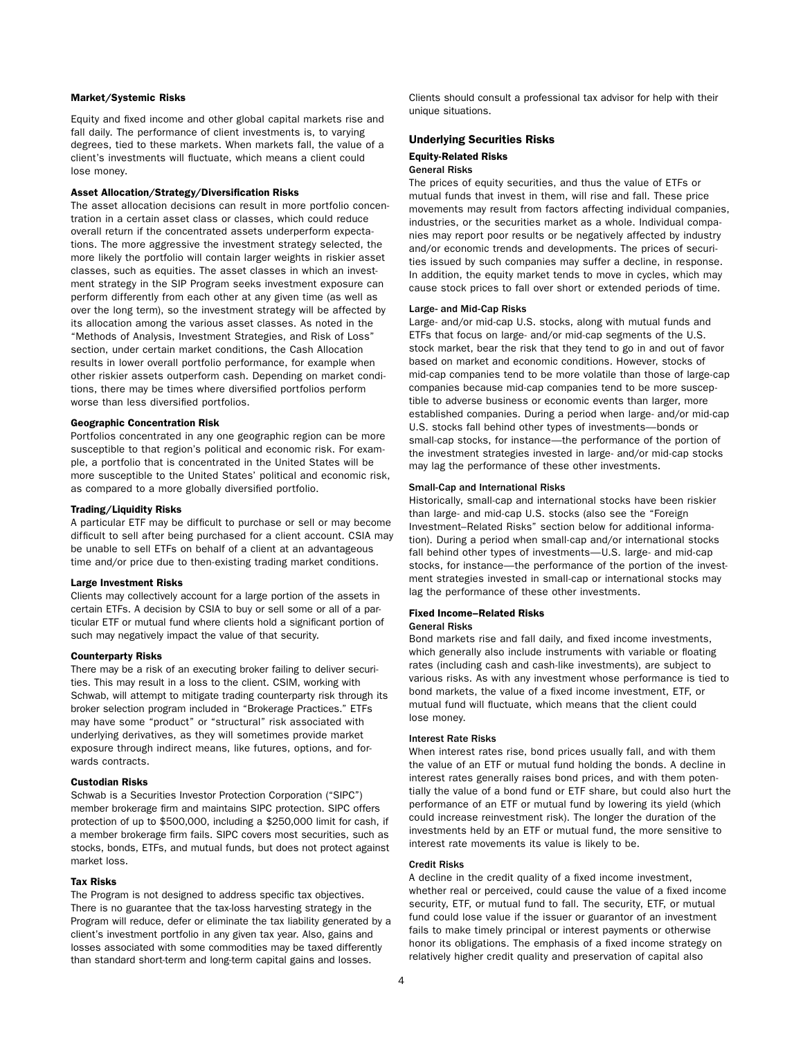#### Market/Systemic Risks

Equity and fixed income and other global capital markets rise and fall daily. The performance of client investments is, to varying degrees, tied to these markets. When markets fall, the value of a client's investments will fluctuate, which means a client could lose money.

#### Asset Allocation/Strategy/Diversification Risks

The asset allocation decisions can result in more portfolio concentration in a certain asset class or classes, which could reduce overall return if the concentrated assets underperform expectations. The more aggressive the investment strategy selected, the more likely the portfolio will contain larger weights in riskier asset classes, such as equities. The asset classes in which an investment strategy in the SIP Program seeks investment exposure can perform differently from each other at any given time (as well as over the long term), so the investment strategy will be affected by its allocation among the various asset classes. As noted in the "Methods of Analysis, Investment Strategies, and Risk of Loss" section, under certain market conditions, the Cash Allocation results in lower overall portfolio performance, for example when other riskier assets outperform cash. Depending on market conditions, there may be times where diversified portfolios perform worse than less diversified portfolios.

#### Geographic Concentration Risk

Portfolios concentrated in any one geographic region can be more susceptible to that region's political and economic risk. For example, a portfolio that is concentrated in the United States will be more susceptible to the United States' political and economic risk, as compared to a more globally diversified portfolio.

#### Trading/Liquidity Risks

A particular ETF may be difficult to purchase or sell or may become difficult to sell after being purchased for a client account. CSIA may be unable to sell ETFs on behalf of a client at an advantageous time and/or price due to then-existing trading market conditions.

#### Large Investment Risks

Clients may collectively account for a large portion of the assets in certain ETFs. A decision by CSIA to buy or sell some or all of a particular ETF or mutual fund where clients hold a significant portion of such may negatively impact the value of that security.

#### Counterparty Risks

There may be a risk of an executing broker failing to deliver securities. This may result in a loss to the client. CSIM, working with Schwab, will attempt to mitigate trading counterparty risk through its broker selection program included in "Brokerage Practices." ETFs may have some "product" or "structural" risk associated with underlying derivatives, as they will sometimes provide market exposure through indirect means, like futures, options, and forwards contracts.

#### Custodian Risks

Schwab is a Securities Investor Protection Corporation ("SIPC") member brokerage firm and maintains SIPC protection. SIPC offers protection of up to $500,000, including a $250,000 limit for cash, if a member brokerage firm fails. SIPC covers most securities, such as stocks, bonds, ETFs, and mutual funds, but does not protect against market loss.

#### Tax Risks

The Program is not designed to address specific tax objectives. There is no guarantee that the tax-loss harvesting strategy in the Program will reduce, defer or eliminate the tax liability generated by a client's investment portfolio in any given tax year. Also, gains and losses associated with some commodities may be taxed differently than standard short-term and long-term capital gains and losses. Clients should consult a professional tax advisor for help with their unique situations.

## Underlying Securities Risks

### Equity-Related Risks

#### General Risks

The prices of equity securities, and thus the value of ETFs or mutual funds that invest in them, will rise and fall. These price movements may result from factors affecting individual companies, industries, or the securities market as a whole. Individual companies may report poor results or be negatively affected by industry and/or economic trends and developments. The prices of securities issued by such companies may suffer a decline, in response. In addition, the equity market tends to move in cycles, which may cause stock prices to fall over short or extended periods of time.

#### Large- and Mid-Cap Risks

Large- and/or mid-cap U.S. stocks, along with mutual funds and ETFs that focus on large- and/or mid-cap segments of the U.S. stock market, bear the risk that they tend to go in and out of favor based on market and economic conditions. However, stocks of mid-cap companies tend to be more volatile than those of large-cap companies because mid-cap companies tend to be more susceptible to adverse business or economic events than larger, more established companies. During a period when large- and/or mid-cap U.S. stocks fall behind other types of investments—bonds or small-cap stocks, for instance—the performance of the portion of the investment strategies invested in large- and/or mid-cap stocks may lag the performance of these other investments.

#### Small-Cap and International Risks

Historically, small-cap and international stocks have been riskier than large- and mid-cap U.S. stocks (also see the "Foreign Investment–Related Risks" section below for additional information). During a period when small-cap and/or international stocks fall behind other types of investments—U.S. large- and mid-cap stocks, for instance—the performance of the portion of the investment strategies invested in small-cap or international stocks may lag the performance of these other investments.

### Fixed Income–Related Risks

#### General Risks

Bond markets rise and fall daily, and fixed income investments, which generally also include instruments with variable or floating rates (including cash and cash-like investments), are subject to various risks. As with any investment whose performance is tied to bond markets, the value of a fixed income investment, ETF, or mutual fund will fluctuate, which means that the client could lose money.

#### Interest Rate Risks

When interest rates rise, bond prices usually fall, and with them the value of an ETF or mutual fund holding the bonds. A decline in interest rates generally raises bond prices, and with them potentially the value of a bond fund or ETF share, but could also hurt the performance of an ETF or mutual fund by lowering its yield (which could increase reinvestment risk). The longer the duration of the investments held by an ETF or mutual fund, the more sensitive to interest rate movements its value is likely to be.

#### Credit Risks

A decline in the credit quality of a fixed income investment, whether real or perceived, could cause the value of a fixed income security, ETF, or mutual fund to fall. The security, ETF, or mutual fund could lose value if the issuer or guarantor of an investment fails to make timely principal or interest payments or otherwise honor its obligations. The emphasis of a fixed income strategy on relatively higher credit quality and preservation of capital also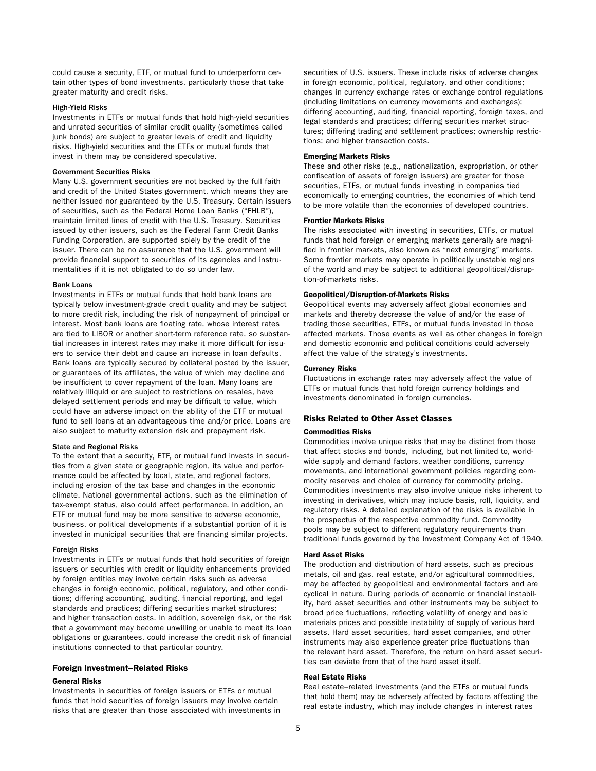could cause a security, ETF, or mutual fund to underperform certain other types of bond investments, particularly those that take greater maturity and credit risks.

#### High-Yield Risks

Investments in ETFs or mutual funds that hold high-yield securities and unrated securities of similar credit quality (sometimes called junk bonds) are subject to greater levels of credit and liquidity risks. High-yield securities and the ETFs or mutual funds that invest in them may be considered speculative.

#### Government Securities Risks

Many U.S. government securities are not backed by the full faith and credit of the United States government, which means they are neither issued nor guaranteed by the U.S. Treasury. Certain issuers of securities, such as the Federal Home Loan Banks ("FHLB"), maintain limited lines of credit with the U.S. Treasury. Securities issued by other issuers, such as the Federal Farm Credit Banks Funding Corporation, are supported solely by the credit of the issuer. There can be no assurance that the U.S. government will provide financial support to securities of its agencies and instrumentalities if it is not obligated to do so under law.

#### Bank Loans

Investments in ETFs or mutual funds that hold bank loans are typically below investment-grade credit quality and may be subject to more credit risk, including the risk of nonpayment of principal or interest. Most bank loans are floating rate, whose interest rates are tied to LIBOR or another short-term reference rate, so substantial increases in interest rates may make it more difficult for issuers to service their debt and cause an increase in loan defaults. Bank loans are typically secured by collateral posted by the issuer, or guarantees of its affiliates, the value of which may decline and be insufficient to cover repayment of the loan. Many loans are relatively illiquid or are subject to restrictions on resales, have delayed settlement periods and may be difficult to value, which could have an adverse impact on the ability of the ETF or mutual fund to sell loans at an advantageous time and/or price. Loans are also subject to maturity extension risk and prepayment risk.

#### State and Regional Risks

To the extent that a security, ETF, or mutual fund invests in securities from a given state or geographic region, its value and performance could be affected by local, state, and regional factors, including erosion of the tax base and changes in the economic climate. National governmental actions, such as the elimination of tax-exempt status, also could affect performance. In addition, an ETF or mutual fund may be more sensitive to adverse economic, business, or political developments if a substantial portion of it is invested in municipal securities that are financing similar projects.

#### Foreign Risks

Investments in ETFs or mutual funds that hold securities of foreign issuers or securities with credit or liquidity enhancements provided by foreign entities may involve certain risks such as adverse changes in foreign economic, political, regulatory, and other conditions; differing accounting, auditing, financial reporting, and legal standards and practices; differing securities market structures; and higher transaction costs. In addition, sovereign risk, or the risk that a government may become unwilling or unable to meet its loan obligations or guarantees, could increase the credit risk of financial institutions connected to that particular country.

### Foreign Investment–Related Risks

#### General Risks

Investments in securities of foreign issuers or ETFs or mutual funds that hold securities of foreign issuers may involve certain risks that are greater than those associated with investments in securities of U.S. issuers. These include risks of adverse changes in foreign economic, political, regulatory, and other conditions; changes in currency exchange rates or exchange control regulations (including limitations on currency movements and exchanges); differing accounting, auditing, financial reporting, foreign taxes, and legal standards and practices; differing securities market structures; differing trading and settlement practices; ownership restrictions; and higher transaction costs.

#### Emerging Markets Risks

These and other risks (e.g., nationalization, expropriation, or other confiscation of assets of foreign issuers) are greater for those securities, ETFs, or mutual funds investing in companies tied economically to emerging countries, the economies of which tend to be more volatile than the economies of developed countries.

#### Frontier Markets Risks

The risks associated with investing in securities, ETFs, or mutual funds that hold foreign or emerging markets generally are magnified in frontier markets, also known as "next emerging" markets. Some frontier markets may operate in politically unstable regions of the world and may be subject to additional geopolitical/disruption-of-markets risks.

#### Geopolitical/Disruption-of-Markets Risks

Geopolitical events may adversely affect global economies and markets and thereby decrease the value of and/or the ease of trading those securities, ETFs, or mutual funds invested in those affected markets. Those events as well as other changes in foreign and domestic economic and political conditions could adversely affect the value of the strategy's investments.

#### Currency Risks

Fluctuations in exchange rates may adversely affect the value of ETFs or mutual funds that hold foreign currency holdings and investments denominated in foreign currencies.

### Risks Related to Other Asset Classes

#### Commodities Risks

Commodities involve unique risks that may be distinct from those that affect stocks and bonds, including, but not limited to, worldwide supply and demand factors, weather conditions, currency movements, and international government policies regarding commodity reserves and choice of currency for commodity pricing. Commodities investments may also involve unique risks inherent to investing in derivatives, which may include basis, roll, liquidity, and regulatory risks. A detailed explanation of the risks is available in the prospectus of the respective commodity fund. Commodity pools may be subject to different regulatory requirements than traditional funds governed by the Investment Company Act of 1940.

#### Hard Asset Risks

The production and distribution of hard assets, such as precious metals, oil and gas, real estate, and/or agricultural commodities, may be affected by geopolitical and environmental factors and are cyclical in nature. During periods of economic or financial instability, hard asset securities and other instruments may be subject to broad price fluctuations, reflecting volatility of energy and basic materials prices and possible instability of supply of various hard assets. Hard asset securities, hard asset companies, and other instruments may also experience greater price fluctuations than the relevant hard asset. Therefore, the return on hard asset securities can deviate from that of the hard asset itself.

#### Real Estate Risks

Real estate–related investments (and the ETFs or mutual funds that hold them) may be adversely affected by factors affecting the real estate industry, which may include changes in interest rates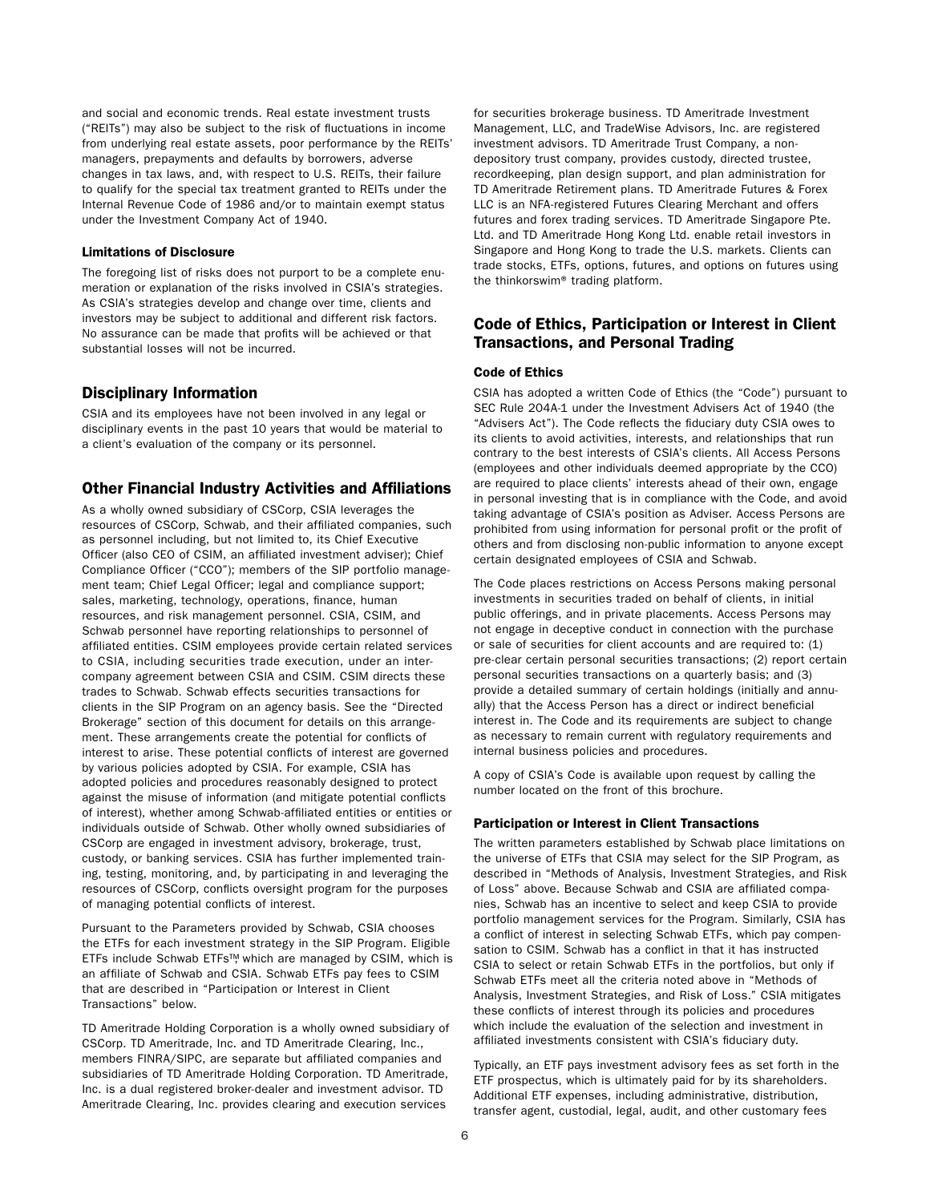and social and economic trends. Real estate investment trusts ("REITs") may also be subject to the risk of fluctuations in income from underlying real estate assets, poor performance by the REITs' managers, prepayments and defaults by borrowers, adverse changes in tax laws, and, with respect to U.S. REITs, their failure to qualify for the special tax treatment granted to REITs under the Internal Revenue Code of 1986 and/or to maintain exempt status under the Investment Company Act of 1940.

#### Limitations of Disclosure

The foregoing list of risks does not purport to be a complete enumeration or explanation of the risks involved in CSIA's strategies. As CSIA's strategies develop and change over time, clients and investors may be subject to additional and different risk factors. No assurance can be made that profits will be achieved or that substantial losses will not be incurred.

### Disciplinary Information

CSIA and its employees have not been involved in any legal or disciplinary events in the past 10 years that would be material to a client's evaluation of the company or its personnel.

### Other Financial Industry Activities and Affiliations

As a wholly owned subsidiary of CSCorp, CSIA leverages the resources of CSCorp, Schwab, and their affiliated companies, such as personnel including, but not limited to, its Chief Executive Officer (also CEO of CSIM, an affiliated investment adviser); Chief Compliance Officer ("CCO"); members of the SIP portfolio management team; Chief Legal Officer; legal and compliance support; sales, marketing, technology, operations, finance, human resources, and risk management personnel. CSIA, CSIM, and Schwab personnel have reporting relationships to personnel of affiliated entities. CSIM employees provide certain related services to CSIA, including securities trade execution, under an intercompany agreement between CSIA and CSIM. CSIM directs these trades to Schwab. Schwab effects securities transactions for clients in the SIP Program on an agency basis. See the "Directed Brokerage" section of this document for details on this arrangement. These arrangements create the potential for conflicts of interest to arise. These potential conflicts of interest are governed by various policies adopted by CSIA. For example, CSIA has adopted policies and procedures reasonably designed to protect against the misuse of information (and mitigate potential conflicts of interest), whether among Schwab-affiliated entities or entities or individuals outside of Schwab. Other wholly owned subsidiaries of CSCorp are engaged in investment advisory, brokerage, trust, custody, or banking services. CSIA has further implemented training, testing, monitoring, and, by participating in and leveraging the resources of CSCorp, conflicts oversight program for the purposes of managing potential conflicts of interest.

Pursuant to the Parameters provided by Schwab, CSIA chooses the ETFs for each investment strategy in the SIP Program. Eligible ETFs include Schwab ETFs™ which are managed by CSIM, which is an affiliate of Schwab and CSIA. Schwab ETFs pay fees to CSIM that are described in "Participation or Interest in Client Transactions" below.

TD Ameritrade Holding Corporation is a wholly owned subsidiary of CSCorp. TD Ameritrade, Inc. and TD Ameritrade Clearing, Inc., members FINRA/SIPC, are separate but affiliated companies and subsidiaries of TD Ameritrade Holding Corporation. TD Ameritrade, Inc. is a dual registered broker-dealer and investment advisor. TD Ameritrade Clearing, Inc. provides clearing and execution services for securities brokerage business. TD Ameritrade Investment Management, LLC, and TradeWise Advisors, Inc. are registered investment advisors. TD Ameritrade Trust Company, a non-depository trust company, provides custody, directed trustee, recordkeeping, plan design support, and plan administration for TD Ameritrade Retirement plans. TD Ameritrade Futures & Forex LLC is an NFA-registered Futures Clearing Merchant and offers futures and forex trading services. TD Ameritrade Singapore Pte. Ltd. and TD Ameritrade Hong Kong Ltd. enable retail investors in Singapore and Hong Kong to trade the U.S. markets. Clients can trade stocks, ETFs, options, futures, and options on futures using the thinkorswim® trading platform.

### Code of Ethics, Participation or Interest in Client Transactions, and Personal Trading

#### Code of Ethics

CSIA has adopted a written Code of Ethics (the "Code") pursuant to SEC Rule 204A-1 under the Investment Advisers Act of 1940 (the "Advisers Act"). The Code reflects the fiduciary duty CSIA owes to its clients to avoid activities, interests, and relationships that run contrary to the best interests of CSIA's clients. All Access Persons (employees and other individuals deemed appropriate by the CCO) are required to place clients' interests ahead of their own, engage in personal investing that is in compliance with the Code, and avoid taking advantage of CSIA's position as Adviser. Access Persons are prohibited from using information for personal profit or the profit of others and from disclosing non-public information to anyone except certain designated employees of CSIA and Schwab.

The Code places restrictions on Access Persons making personal investments in securities traded on behalf of clients, in initial public offerings, and in private placements. Access Persons may not engage in deceptive conduct in connection with the purchase or sale of securities for client accounts and are required to: (1) pre-clear certain personal securities transactions; (2) report certain personal securities transactions on a quarterly basis; and (3) provide a detailed summary of certain holdings (initially and annually) that the Access Person has a direct or indirect beneficial interest in. The Code and its requirements are subject to change as necessary to remain current with regulatory requirements and internal business policies and procedures.

A copy of CSIA's Code is available upon request by calling the number located on the front of this brochure.

#### Participation or Interest in Client Transactions

The written parameters established by Schwab place limitations on the universe of ETFs that CSIA may select for the SIP Program, as described in "Methods of Analysis, Investment Strategies, and Risk of Loss" above. Because Schwab and CSIA are affiliated companies, Schwab has an incentive to select and keep CSIA to provide portfolio management services for the Program. Similarly, CSIA has a conflict of interest in selecting Schwab ETFs, which pay compensation to CSIM. Schwab has a conflict in that it has instructed CSIA to select or retain Schwab ETFs in the portfolios, but only if Schwab ETFs meet all the criteria noted above in "Methods of Analysis, Investment Strategies, and Risk of Loss." CSIA mitigates these conflicts of interest through its policies and procedures which include the evaluation of the selection and investment in affiliated investments consistent with CSIA's fiduciary duty.

Typically, an ETF pays investment advisory fees as set forth in the ETF prospectus, which is ultimately paid for by its shareholders. Additional ETF expenses, including administrative, distribution, transfer agent, custodial, legal, audit, and other customary fees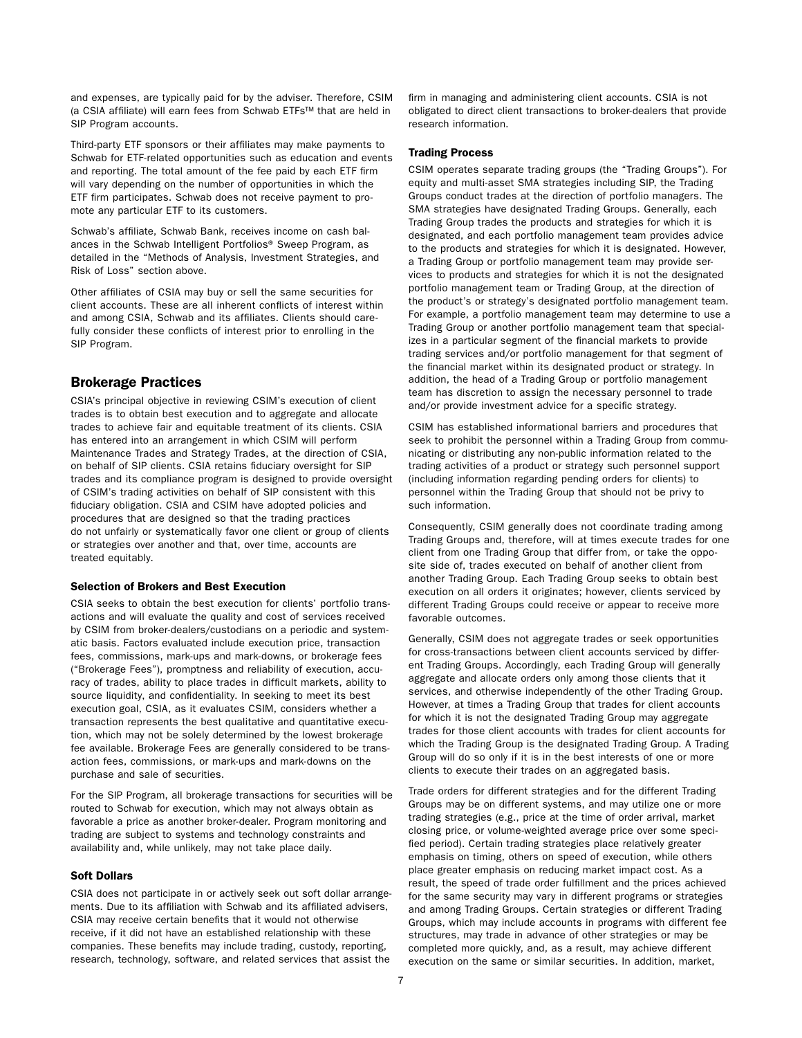and expenses, are typically paid for by the adviser. Therefore, CSIM (a CSIA affiliate) will earn fees from Schwab ETFs™ that are held in SIP Program accounts.

Third-party ETF sponsors or their affiliates may make payments to Schwab for ETF-related opportunities such as education and events and reporting. The total amount of the fee paid by each ETF firm will vary depending on the number of opportunities in which the ETF firm participates. Schwab does not receive payment to promote any particular ETF to its customers.

Schwab's affiliate, Schwab Bank, receives income on cash balances in the Schwab Intelligent Portfolios® Sweep Program, as detailed in the "Methods of Analysis, Investment Strategies, and Risk of Loss" section above.

Other affiliates of CSIA may buy or sell the same securities for client accounts. These are all inherent conflicts of interest within and among CSIA, Schwab and its affiliates. Clients should carefully consider these conflicts of interest prior to enrolling in the SIP Program.

## Brokerage Practices

CSIA's principal objective in reviewing CSIM's execution of client trades is to obtain best execution and to aggregate and allocate trades to achieve fair and equitable treatment of its clients. CSIA has entered into an arrangement in which CSIM will perform Maintenance Trades and Strategy Trades, at the direction of CSIA, on behalf of SIP clients. CSIA retains fiduciary oversight for SIP trades and its compliance program is designed to provide oversight of CSIM's trading activities on behalf of SIP consistent with this fiduciary obligation. CSIA and CSIM have adopted policies and procedures that are designed so that the trading practices do not unfairly or systematically favor one client or group of clients or strategies over another and that, over time, accounts are treated equitably.

### Selection of Brokers and Best Execution

CSIA seeks to obtain the best execution for clients' portfolio transactions and will evaluate the quality and cost of services received by CSIM from broker-dealers/custodians on a periodic and systematic basis. Factors evaluated include execution price, transaction fees, commissions, mark-ups and mark-downs, or brokerage fees ("Brokerage Fees"), promptness and reliability of execution, accuracy of trades, ability to place trades in difficult markets, ability to source liquidity, and confidentiality. In seeking to meet its best execution goal, CSIA, as it evaluates CSIM, considers whether a transaction represents the best qualitative and quantitative execution, which may not be solely determined by the lowest brokerage fee available. Brokerage Fees are generally considered to be transaction fees, commissions, or mark-ups and mark-downs on the purchase and sale of securities.

For the SIP Program, all brokerage transactions for securities will be routed to Schwab for execution, which may not always obtain as favorable a price as another broker-dealer. Program monitoring and trading are subject to systems and technology constraints and availability and, while unlikely, may not take place daily.

### Soft Dollars

CSIA does not participate in or actively seek out soft dollar arrangements. Due to its affiliation with Schwab and its affiliated advisers, CSIA may receive certain benefits that it would not otherwise receive, if it did not have an established relationship with these companies. These benefits may include trading, custody, reporting, research, technology, software, and related services that assist the firm in managing and administering client accounts. CSIA is not obligated to direct client transactions to broker-dealers that provide research information.

### Trading Process

CSIM operates separate trading groups (the "Trading Groups"). For equity and multi-asset SMA strategies including SIP, the Trading Groups conduct trades at the direction of portfolio managers. The SMA strategies have designated Trading Groups. Generally, each Trading Group trades the products and strategies for which it is designated, and each portfolio management team provides advice to the products and strategies for which it is designated. However, a Trading Group or portfolio management team may provide services to products and strategies for which it is not the designated portfolio management team or Trading Group, at the direction of the product's or strategy's designated portfolio management team. For example, a portfolio management team may determine to use a Trading Group or another portfolio management team that specializes in a particular segment of the financial markets to provide trading services and/or portfolio management for that segment of the financial market within its designated product or strategy. In addition, the head of a Trading Group or portfolio management team has discretion to assign the necessary personnel to trade and/or provide investment advice for a specific strategy.

CSIM has established informational barriers and procedures that seek to prohibit the personnel within a Trading Group from communicating or distributing any non-public information related to the trading activities of a product or strategy such personnel support (including information regarding pending orders for clients) to personnel within the Trading Group that should not be privy to such information.

Consequently, CSIM generally does not coordinate trading among Trading Groups and, therefore, will at times execute trades for one client from one Trading Group that differ from, or take the opposite side of, trades executed on behalf of another client from another Trading Group. Each Trading Group seeks to obtain best execution on all orders it originates; however, clients serviced by different Trading Groups could receive or appear to receive more favorable outcomes.

Generally, CSIM does not aggregate trades or seek opportunities for cross-transactions between client accounts serviced by different Trading Groups. Accordingly, each Trading Group will generally aggregate and allocate orders only among those clients that it services, and otherwise independently of the other Trading Group. However, at times a Trading Group that trades for client accounts for which it is not the designated Trading Group may aggregate trades for those client accounts with trades for client accounts for which the Trading Group is the designated Trading Group. A Trading Group will do so only if it is in the best interests of one or more clients to execute their trades on an aggregated basis.

Trade orders for different strategies and for the different Trading Groups may be on different systems, and may utilize one or more trading strategies (e.g., price at the time of order arrival, market closing price, or volume-weighted average price over some specified period). Certain trading strategies place relatively greater emphasis on timing, others on speed of execution, while others place greater emphasis on reducing market impact cost. As a result, the speed of trade order fulfillment and the prices achieved for the same security may vary in different programs or strategies and among Trading Groups. Certain strategies or different Trading Groups, which may include accounts in programs with different fee structures, may trade in advance of other strategies or may be completed more quickly, and, as a result, may achieve different execution on the same or similar securities. In addition, market,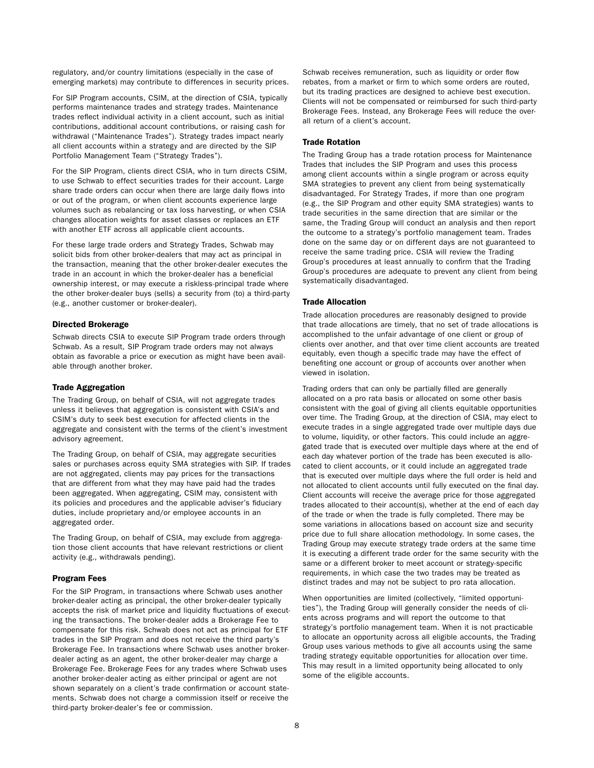regulatory, and/or country limitations (especially in the case of emerging markets) may contribute to differences in security prices.

For SIP Program accounts, CSIM, at the direction of CSIA, typically performs maintenance trades and strategy trades. Maintenance trades reflect individual activity in a client account, such as initial contributions, additional account contributions, or raising cash for withdrawal ("Maintenance Trades"). Strategy trades impact nearly all client accounts within a strategy and are directed by the SIP Portfolio Management Team ("Strategy Trades").

For the SIP Program, clients direct CSIA, who in turn directs CSIM, to use Schwab to effect securities trades for their account. Large share trade orders can occur when there are large daily flows into or out of the program, or when client accounts experience large volumes such as rebalancing or tax loss harvesting, or when CSIA changes allocation weights for asset classes or replaces an ETF with another ETF across all applicable client accounts.

For these large trade orders and Strategy Trades, Schwab may solicit bids from other broker-dealers that may act as principal in the transaction, meaning that the other broker-dealer executes the trade in an account in which the broker-dealer has a beneficial ownership interest, or may execute a riskless-principal trade where the other broker-dealer buys (sells) a security from (to) a third-party (e.g., another customer or broker-dealer).

### Directed Brokerage

Schwab directs CSIA to execute SIP Program trade orders through Schwab. As a result, SIP Program trade orders may not always obtain as favorable a price or execution as might have been available through another broker.

### Trade Aggregation

The Trading Group, on behalf of CSIA, will not aggregate trades unless it believes that aggregation is consistent with CSIA's and CSIM's duty to seek best execution for affected clients in the aggregate and consistent with the terms of the client's investment advisory agreement.

The Trading Group, on behalf of CSIA, may aggregate securities sales or purchases across equity SMA strategies with SIP. If trades are not aggregated, clients may pay prices for the transactions that are different from what they may have paid had the trades been aggregated. When aggregating, CSIM may, consistent with its policies and procedures and the applicable adviser's fiduciary duties, include proprietary and/or employee accounts in an aggregated order.

The Trading Group, on behalf of CSIA, may exclude from aggregation those client accounts that have relevant restrictions or client activity (e.g., withdrawals pending).

### Program Fees

For the SIP Program, in transactions where Schwab uses another broker-dealer acting as principal, the other broker-dealer typically accepts the risk of market price and liquidity fluctuations of executing the transactions. The broker-dealer adds a Brokerage Fee to compensate for this risk. Schwab does not act as principal for ETF trades in the SIP Program and does not receive the third party's Brokerage Fee. In transactions where Schwab uses another broker-dealer acting as an agent, the other broker-dealer may charge a Brokerage Fee. Brokerage Fees for any trades where Schwab uses another broker-dealer acting as either principal or agent are not shown separately on a client's trade confirmation or account statements. Schwab does not charge a commission itself or receive the third-party broker-dealer's fee or commission.

Schwab receives remuneration, such as liquidity or order flow rebates, from a market or firm to which some orders are routed, but its trading practices are designed to achieve best execution. Clients will not be compensated or reimbursed for such third-party Brokerage Fees. Instead, any Brokerage Fees will reduce the overall return of a client's account.

### Trade Rotation

The Trading Group has a trade rotation process for Maintenance Trades that includes the SIP Program and uses this process among client accounts within a single program or across equity SMA strategies to prevent any client from being systematically disadvantaged. For Strategy Trades, if more than one program (e.g., the SIP Program and other equity SMA strategies) wants to trade securities in the same direction that are similar or the same, the Trading Group will conduct an analysis and then report the outcome to a strategy's portfolio management team. Trades done on the same day or on different days are not guaranteed to receive the same trading price. CSIA will review the Trading Group's procedures at least annually to confirm that the Trading Group's procedures are adequate to prevent any client from being systematically disadvantaged.

### Trade Allocation

Trade allocation procedures are reasonably designed to provide that trade allocations are timely, that no set of trade allocations is accomplished to the unfair advantage of one client or group of clients over another, and that over time client accounts are treated equitably, even though a specific trade may have the effect of benefiting one account or group of accounts over another when viewed in isolation.

Trading orders that can only be partially filled are generally allocated on a pro rata basis or allocated on some other basis consistent with the goal of giving all clients equitable opportunities over time. The Trading Group, at the direction of CSIA, may elect to execute trades in a single aggregated trade over multiple days due to volume, liquidity, or other factors. This could include an aggregated trade that is executed over multiple days where at the end of each day whatever portion of the trade has been executed is allocated to client accounts, or it could include an aggregated trade that is executed over multiple days where the full order is held and not allocated to client accounts until fully executed on the final day. Client accounts will receive the average price for those aggregated trades allocated to their account(s), whether at the end of each day of the trade or when the trade is fully completed. There may be some variations in allocations based on account size and security price due to full share allocation methodology. In some cases, the Trading Group may execute strategy trade orders at the same time it is executing a different trade order for the same security with the same or a different broker to meet account or strategy-specific requirements, in which case the two trades may be treated as distinct trades and may not be subject to pro rata allocation.

When opportunities are limited (collectively, "limited opportunities"), the Trading Group will generally consider the needs of clients across programs and will report the outcome to that strategy's portfolio management team. When it is not practicable to allocate an opportunity across all eligible accounts, the Trading Group uses various methods to give all accounts using the same trading strategy equitable opportunities for allocation over time. This may result in a limited opportunity being allocated to only some of the eligible accounts.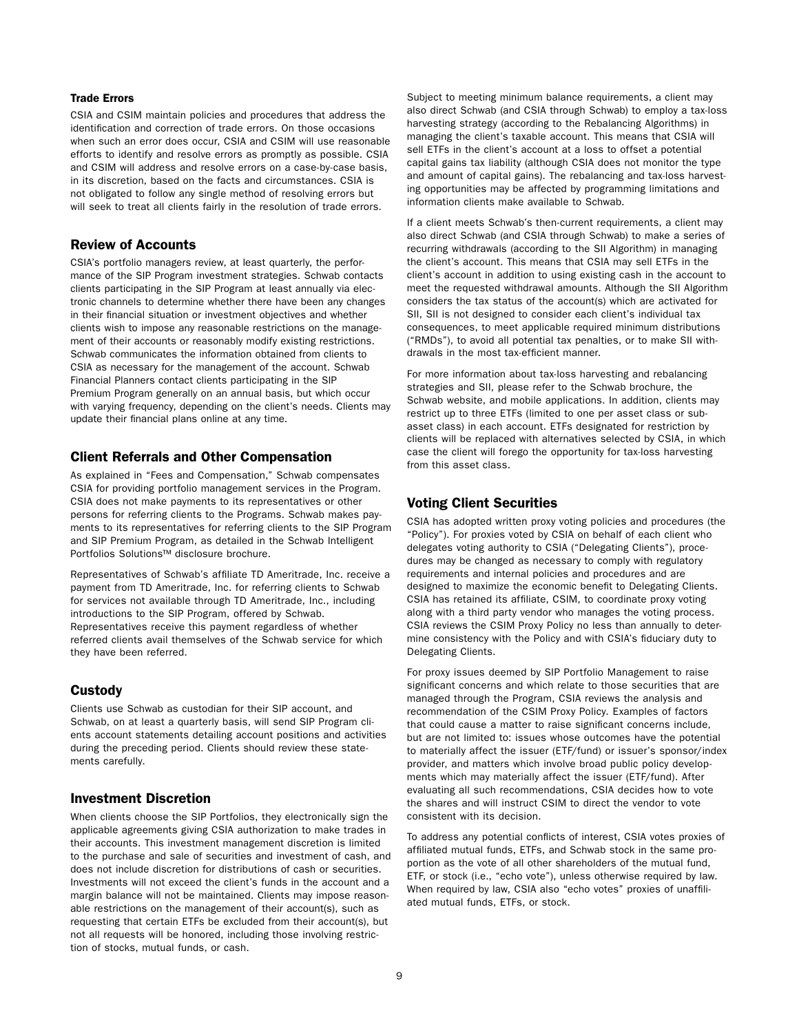#### Trade Errors

CSIA and CSIM maintain policies and procedures that address the identification and correction of trade errors. On those occasions when such an error does occur, CSIA and CSIM will use reasonable efforts to identify and resolve errors as promptly as possible. CSIA and CSIM will address and resolve errors on a case-by-case basis, in its discretion, based on the facts and circumstances. CSIA is not obligated to follow any single method of resolving errors but will seek to treat all clients fairly in the resolution of trade errors.

### Review of Accounts

CSIA's portfolio managers review, at least quarterly, the performance of the SIP Program investment strategies. Schwab contacts clients participating in the SIP Program at least annually via electronic channels to determine whether there have been any changes in their financial situation or investment objectives and whether clients wish to impose any reasonable restrictions on the management of their accounts or reasonably modify existing restrictions. Schwab communicates the information obtained from clients to CSIA as necessary for the management of the account. Schwab Financial Planners contact clients participating in the SIP Premium Program generally on an annual basis, but which occur with varying frequency, depending on the client's needs. Clients may update their financial plans online at any time.

### Client Referrals and Other Compensation

As explained in "Fees and Compensation," Schwab compensates CSIA for providing portfolio management services in the Program. CSIA does not make payments to its representatives or other persons for referring clients to the Programs. Schwab makes payments to its representatives for referring clients to the SIP Program and SIP Premium Program, as detailed in the Schwab Intelligent Portfolios Solutions™ disclosure brochure.

Representatives of Schwab's affiliate TD Ameritrade, Inc. receive a payment from TD Ameritrade, Inc. for referring clients to Schwab for services not available through TD Ameritrade, Inc., including introductions to the SIP Program, offered by Schwab. Representatives receive this payment regardless of whether referred clients avail themselves of the Schwab service for which they have been referred.

### Custody

Clients use Schwab as custodian for their SIP account, and Schwab, on at least a quarterly basis, will send SIP Program clients account statements detailing account positions and activities during the preceding period. Clients should review these statements carefully.

### Investment Discretion

When clients choose the SIP Portfolios, they electronically sign the applicable agreements giving CSIA authorization to make trades in their accounts. This investment management discretion is limited to the purchase and sale of securities and investment of cash, and does not include discretion for distributions of cash or securities. Investments will not exceed the client's funds in the account and a margin balance will not be maintained. Clients may impose reasonable restrictions on the management of their account(s), such as requesting that certain ETFs be excluded from their account(s), but not all requests will be honored, including those involving restriction of stocks, mutual funds, or cash.

Subject to meeting minimum balance requirements, a client may also direct Schwab (and CSIA through Schwab) to employ a tax-loss harvesting strategy (according to the Rebalancing Algorithms) in managing the client's taxable account. This means that CSIA will sell ETFs in the client's account at a loss to offset a potential capital gains tax liability (although CSIA does not monitor the type and amount of capital gains). The rebalancing and tax-loss harvesting opportunities may be affected by programming limitations and information clients make available to Schwab.

If a client meets Schwab's then-current requirements, a client may also direct Schwab (and CSIA through Schwab) to make a series of recurring withdrawals (according to the SII Algorithm) in managing the client's account. This means that CSIA may sell ETFs in the client's account in addition to using existing cash in the account to meet the requested withdrawal amounts. Although the SII Algorithm considers the tax status of the account(s) which are activated for SII, SII is not designed to consider each client's individual tax consequences, to meet applicable required minimum distributions ("RMDs"), to avoid all potential tax penalties, or to make SII withdrawals in the most tax-efficient manner.

For more information about tax-loss harvesting and rebalancing strategies and SII, please refer to the Schwab brochure, the Schwab website, and mobile applications. In addition, clients may restrict up to three ETFs (limited to one per asset class or subasset class) in each account. ETFs designated for restriction by clients will be replaced with alternatives selected by CSIA, in which case the client will forego the opportunity for tax-loss harvesting from this asset class.

### Voting Client Securities

CSIA has adopted written proxy voting policies and procedures (the "Policy"). For proxies voted by CSIA on behalf of each client who delegates voting authority to CSIA ("Delegating Clients"), procedures may be changed as necessary to comply with regulatory requirements and internal policies and procedures and are designed to maximize the economic benefit to Delegating Clients. CSIA has retained its affiliate, CSIM, to coordinate proxy voting along with a third party vendor who manages the voting process. CSIA reviews the CSIM Proxy Policy no less than annually to determine consistency with the Policy and with CSIA's fiduciary duty to Delegating Clients.

For proxy issues deemed by SIP Portfolio Management to raise significant concerns and which relate to those securities that are managed through the Program, CSIA reviews the analysis and recommendation of the CSIM Proxy Policy. Examples of factors that could cause a matter to raise significant concerns include, but are not limited to: issues whose outcomes have the potential to materially affect the issuer (ETF/fund) or issuer's sponsor/index provider, and matters which involve broad public policy developments which may materially affect the issuer (ETF/fund). After evaluating all such recommendations, CSIA decides how to vote the shares and will instruct CSIM to direct the vendor to vote consistent with its decision.

To address any potential conflicts of interest, CSIA votes proxies of affiliated mutual funds, ETFs, and Schwab stock in the same proportion as the vote of all other shareholders of the mutual fund, ETF, or stock (i.e., "echo vote"), unless otherwise required by law. When required by law, CSIA also "echo votes" proxies of unaffiliated mutual funds, ETFs, or stock.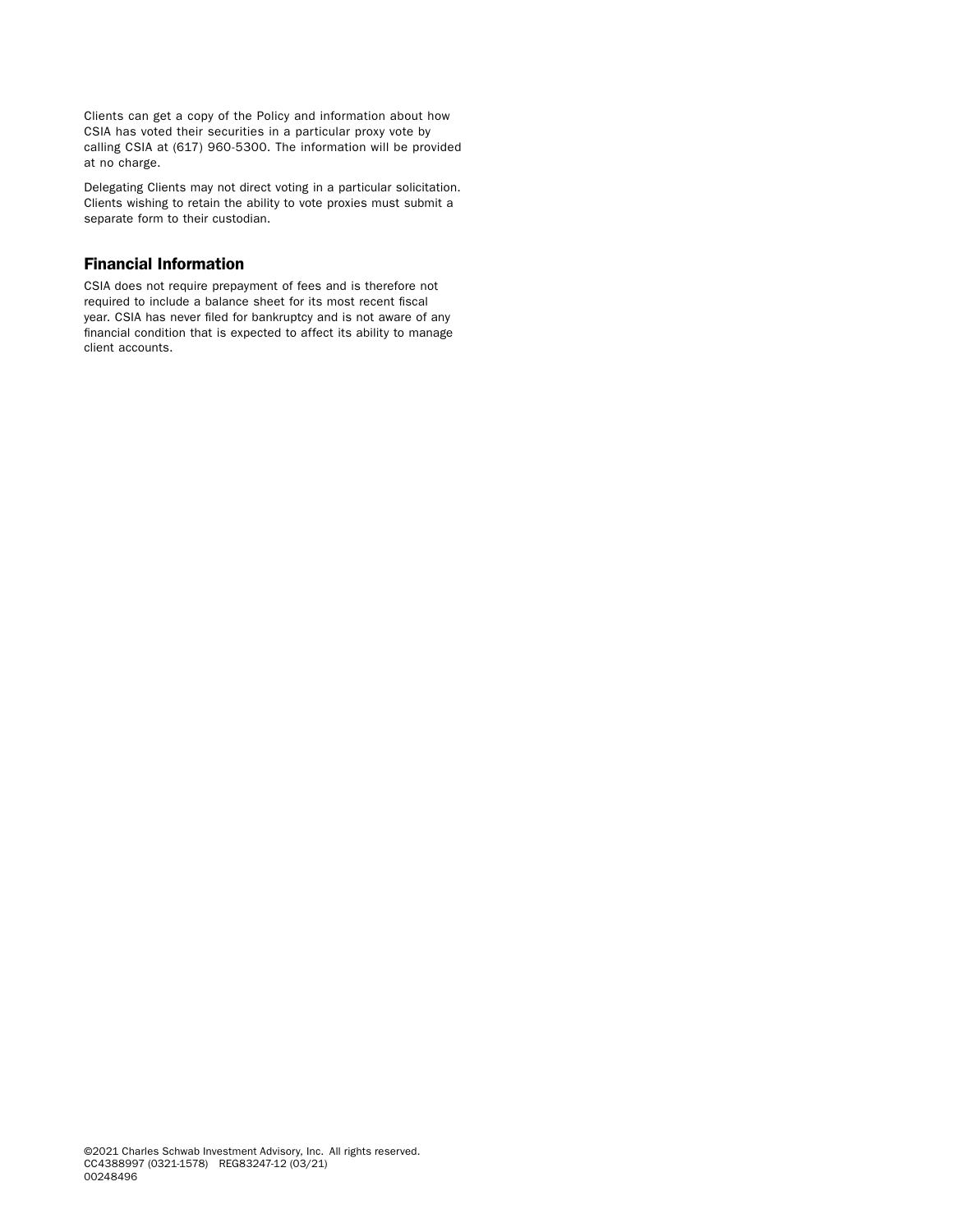Clients can get a copy of the Policy and information about how CSIA has voted their securities in a particular proxy vote by calling CSIA at (617) 960-5300. The information will be provided at no charge.

Delegating Clients may not direct voting in a particular solicitation. Clients wishing to retain the ability to vote proxies must submit a separate form to their custodian.

## Financial Information

CSIA does not require prepayment of fees and is therefore not required to include a balance sheet for its most recent fiscal year. CSIA has never filed for bankruptcy and is not aware of any financial condition that is expected to affect its ability to manage client accounts.

©2021 Charles Schwab Investment Advisory, Inc. All rights reserved.
CC4388997 (0321-1578) REG83247-12 (03/21)
00248496